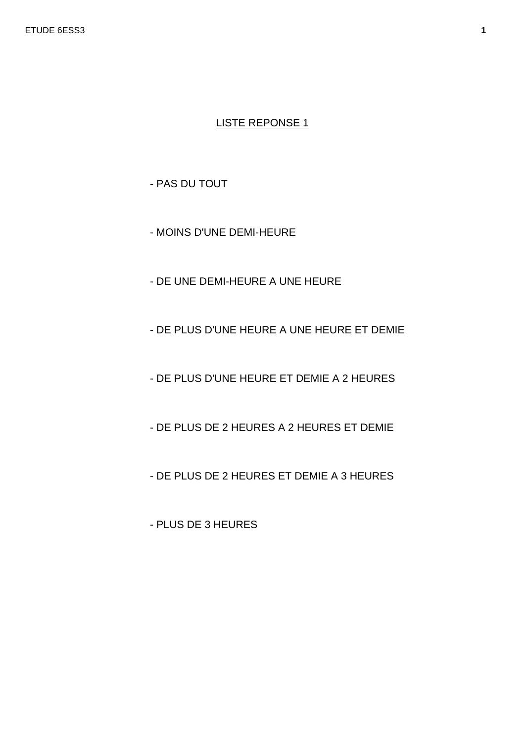## LISTE REPONSE 1

- PAS DU TOUT
- MOINS D'UNE DEMI-HEURE
- DE UNE DEMI-HEURE A UNE HEURE
- DE PLUS D'UNE HEURE A UNE HEURE ET DEMIE
- DE PLUS D'UNE HEURE ET DEMIE A 2 HEURES
- DE PLUS DE 2 HEURES A 2 HEURES ET DEMIE
- DE PLUS DE 2 HEURES ET DEMIE A 3 HEURES
- PLUS DE 3 HEURES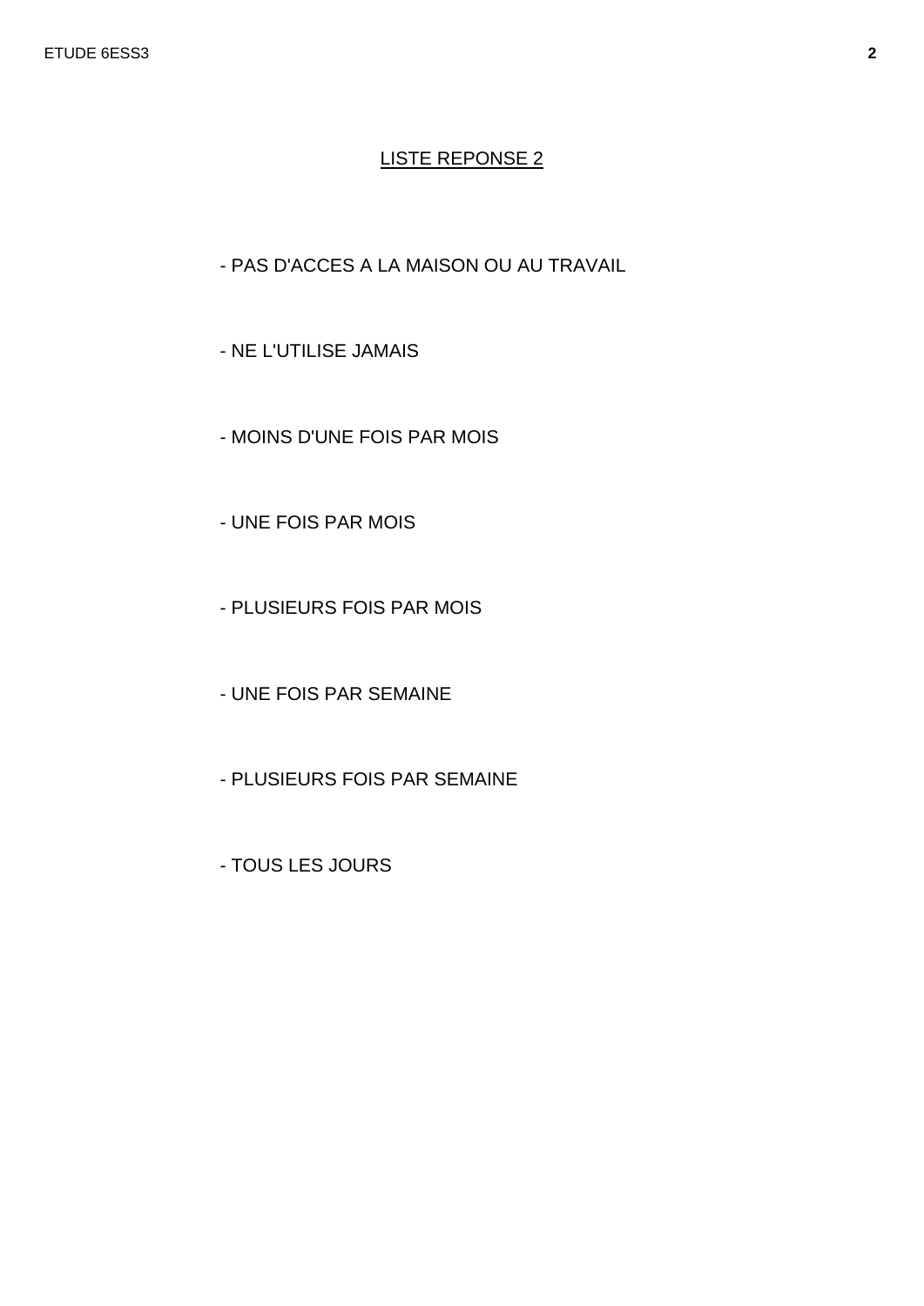## LISTE REPONSE 2

- PAS D'ACCES A LA MAISON OU AU TRAVAIL
- NE L'UTILISE JAMAIS
- MOINS D'UNE FOIS PAR MOIS
- UNE FOIS PAR MOIS
- PLUSIEURS FOIS PAR MOIS
- UNE FOIS PAR SEMAINE
- PLUSIEURS FOIS PAR SEMAINE
- TOUS LES JOURS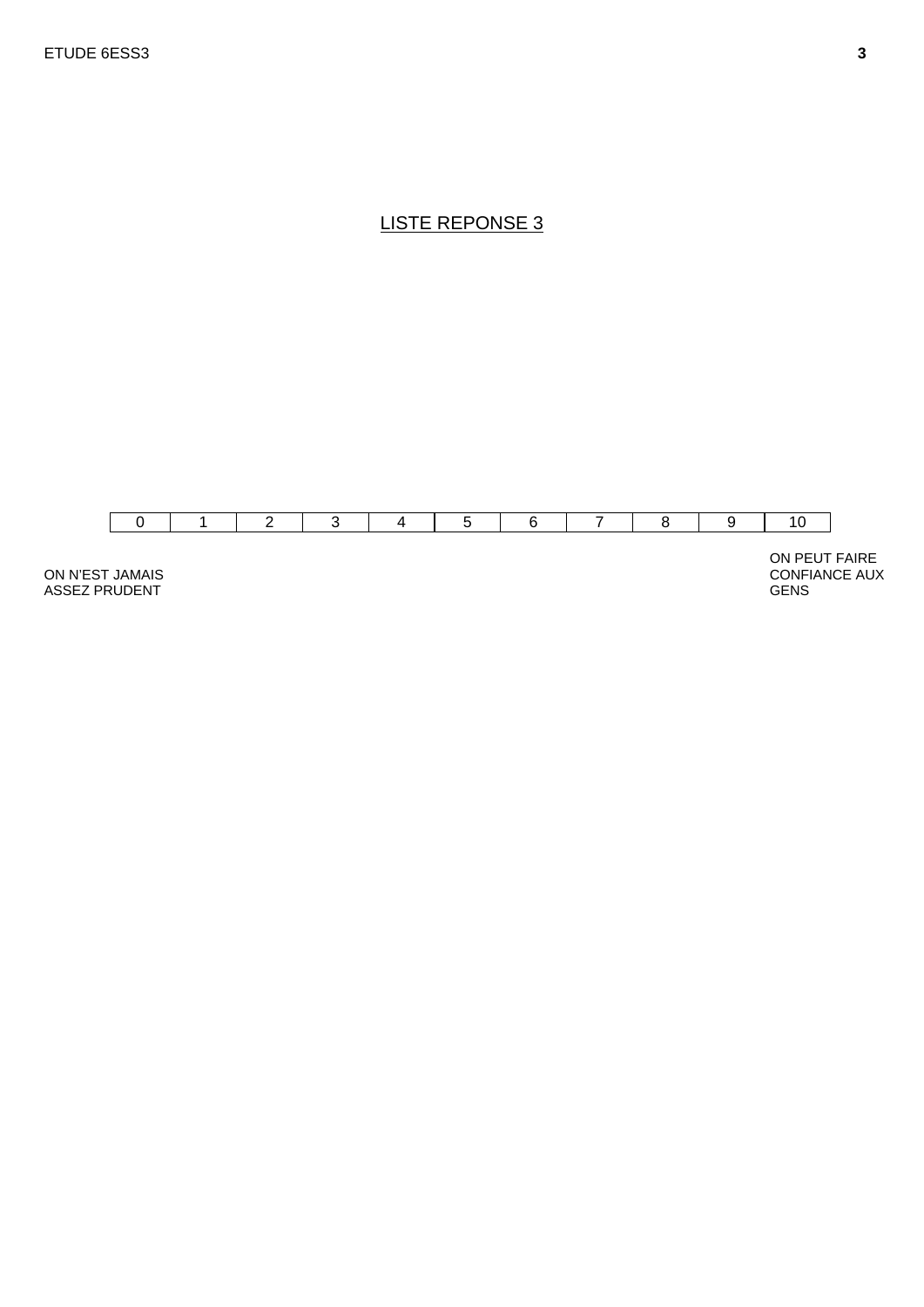## LISTE REPONSE 3

| 0 | 1 | 2 | 3 | 4 | 5 | 6 | 7 | 8 | 9 | 10 |
|---|---|---|---|---|---|---|---|---|---|---|

ON N'EST JAMAIS ASSEZ PRUDENT

ON PEUT FAIRE CONFIANCE AUX GENS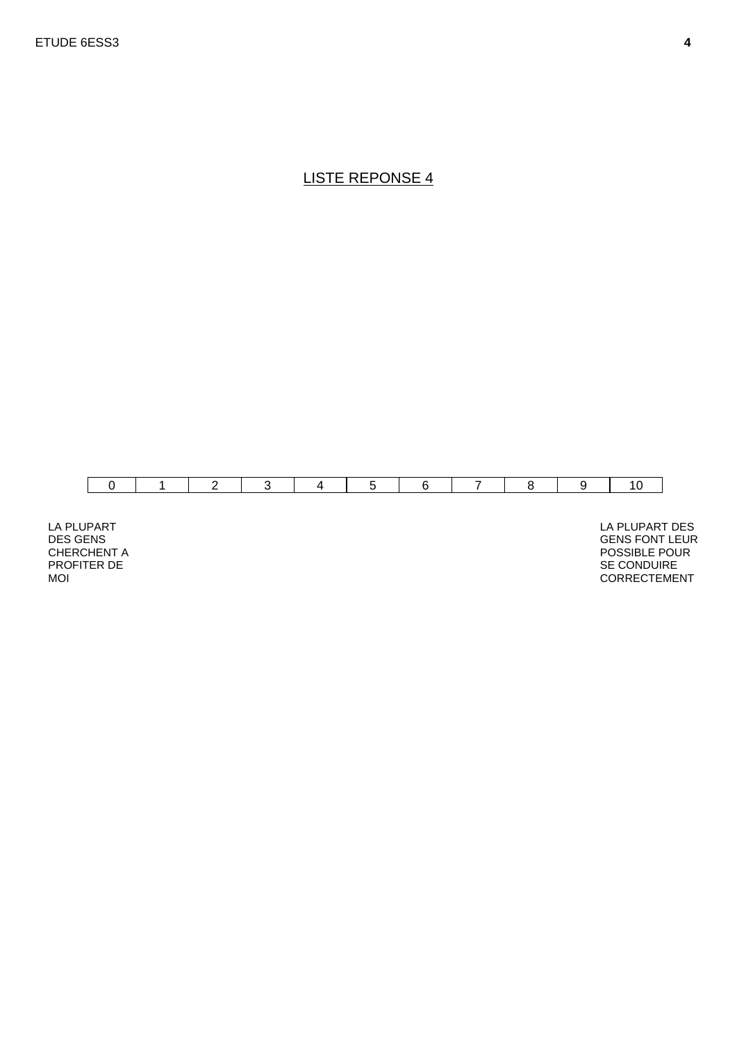## LISTE REPONSE 4

| 0 | 1 | 2 | 3 | 4 | 5 | 6 | 7 | 8 | 9 | 10 |
|---|---|---|---|---|---|---|---|---|---|---|

LA PLUPART DES GENS CHERCHENT A PROFITER DE MOI

LA PLUPART DES GENS FONT LEUR POSSIBLE POUR SE CONDUIRE CORRECTEMENT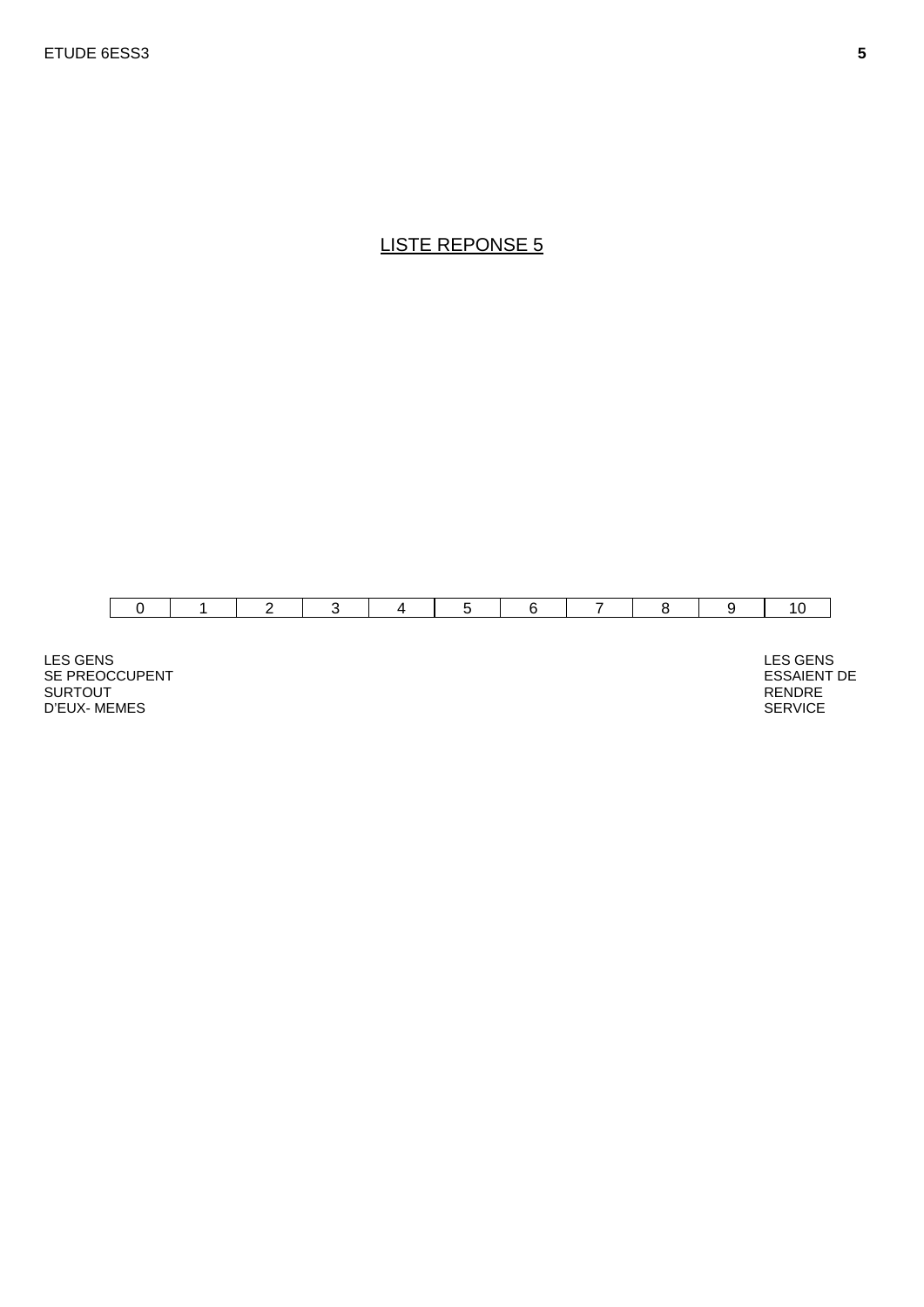## LISTE REPONSE 5

| 0 | 1 | 2 | 3 | 4 | 5 | 6 | 7 | 8 | 9 | 10 |
|---|---|---|---|---|---|---|---|---|---|---|

LES GENS
SE PREOCCUPENT
SURTOUT
D'EUX- MEMES

LES GENS
ESSAIENT DE
RENDRE
SERVICE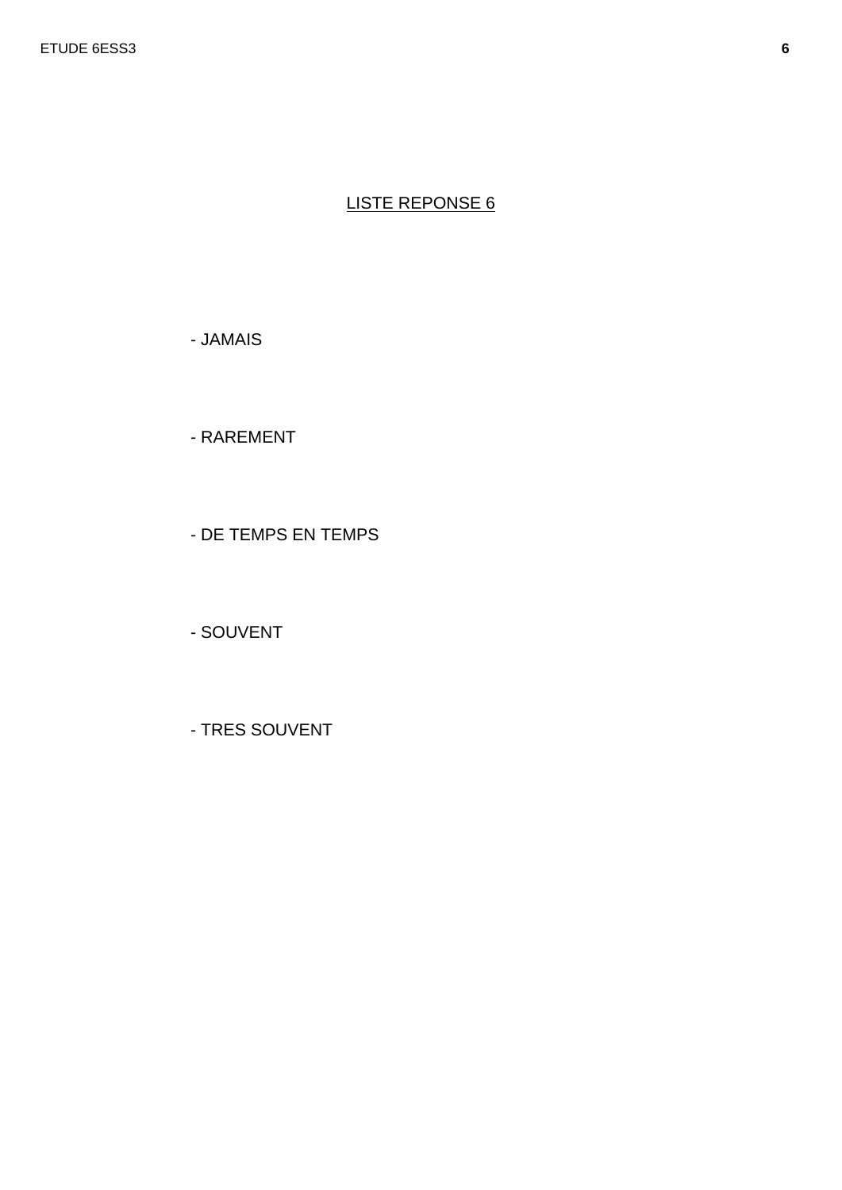## LISTE REPONSE 6

- JAMAIS

- RAREMENT

- DE TEMPS EN TEMPS

- SOUVENT

- TRES SOUVENT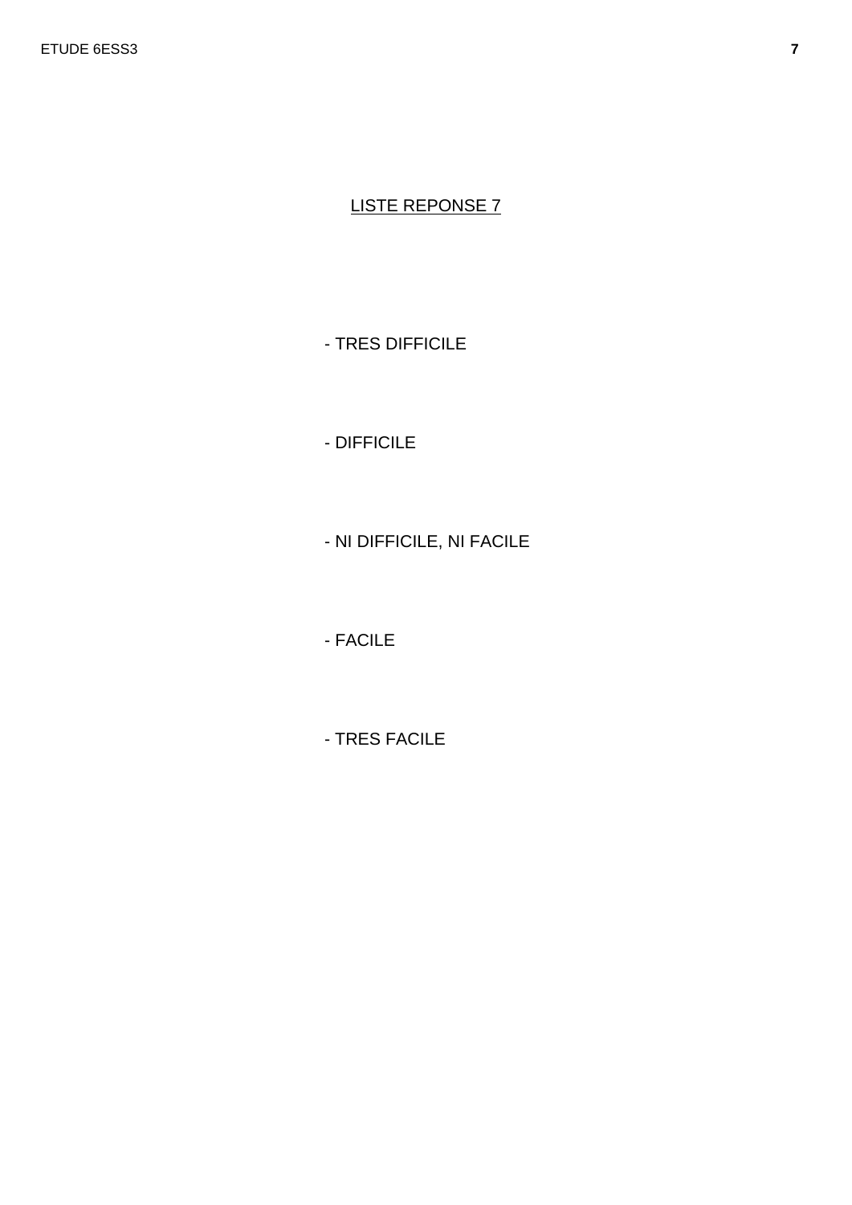LISTE REPONSE 7

- TRES DIFFICILE
- DIFFICILE
- NI DIFFICILE, NI FACILE
- FACILE
- TRES FACILE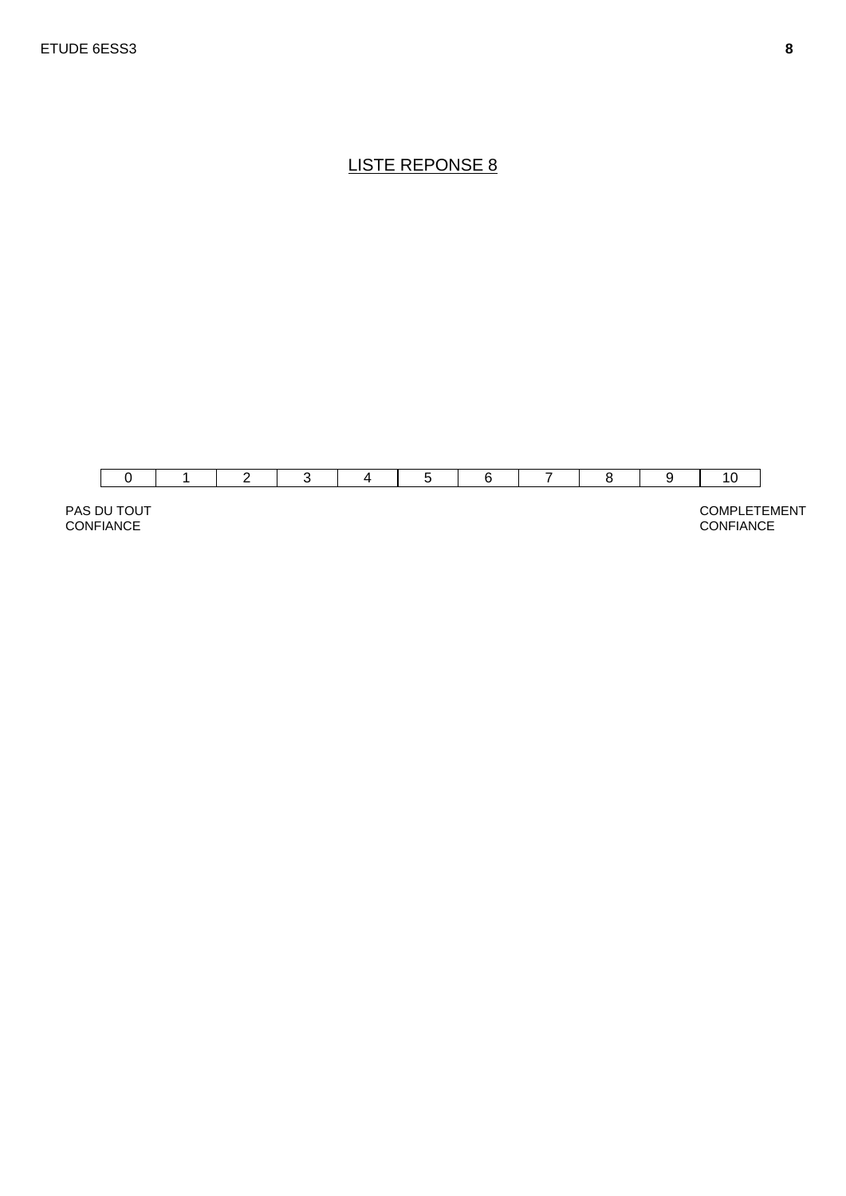## LISTE REPONSE 8

| 0 | 1 | 2 | 3 | 4 | 5 | 6 | 7 | 8 | 9 | 10 |
|---|---|---|---|---|---|---|---|---|---|---|

PAS DU TOUT CONFIANCE

COMPLETEMENT CONFIANCE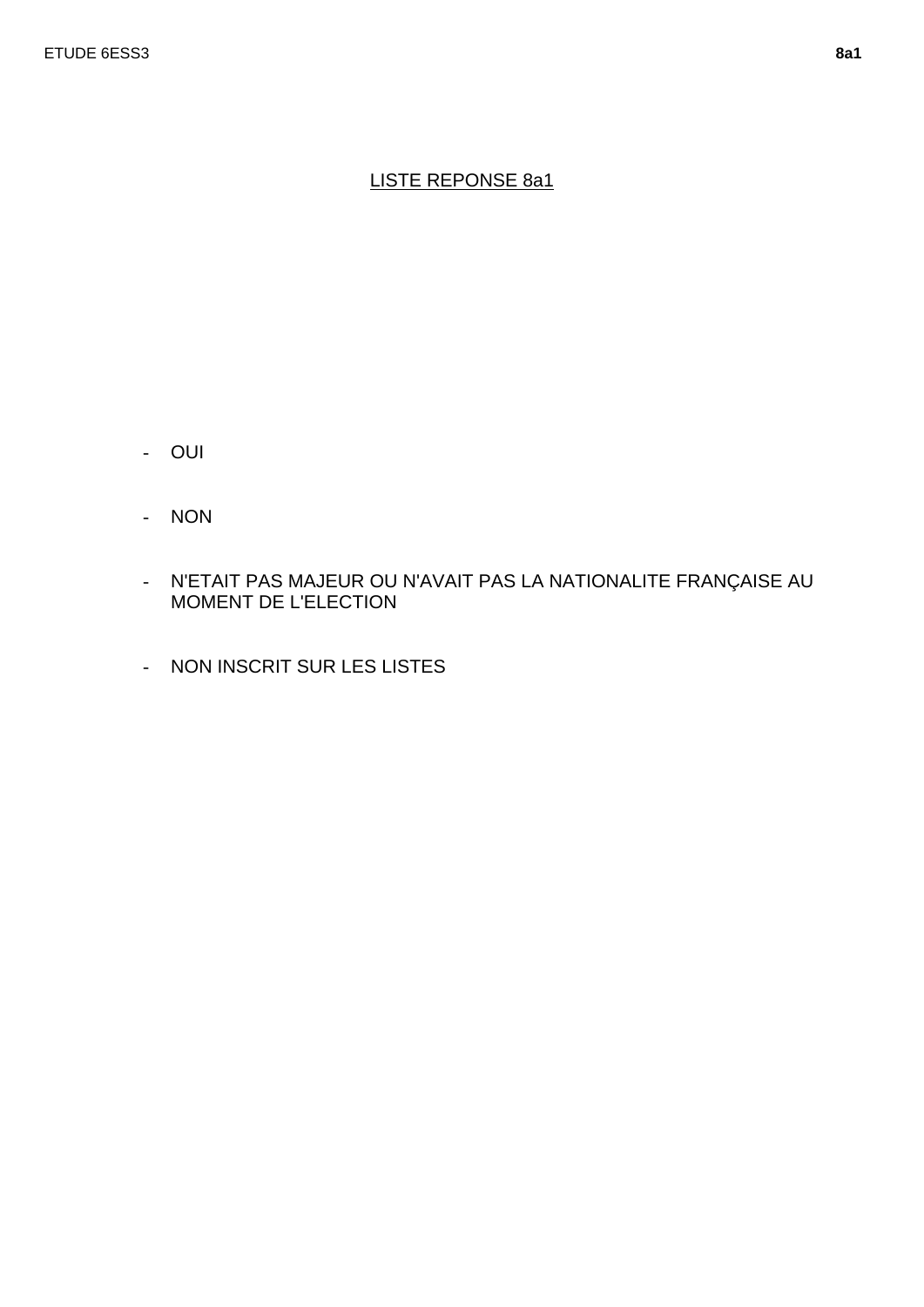## LISTE REPONSE 8a1

- OUI
- NON
- N'ETAIT PAS MAJEUR OU N'AVAIT PAS LA NATIONALITE FRANÇAISE AU MOMENT DE L'ELECTION
- NON INSCRIT SUR LES LISTES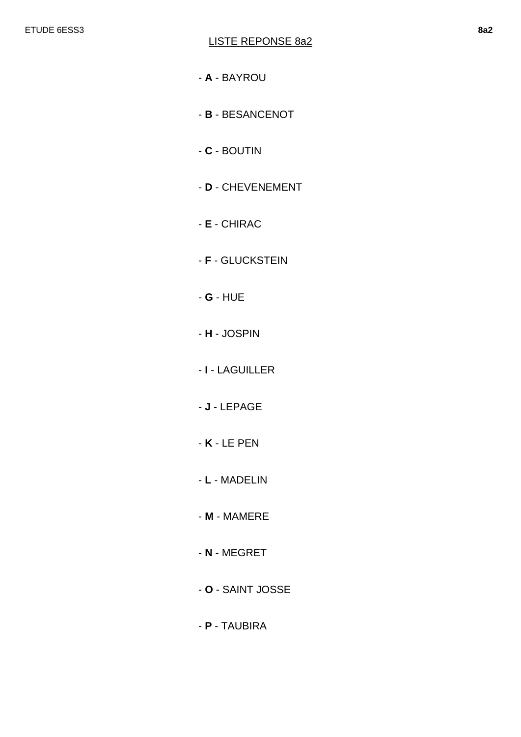## LISTE REPONSE 8a2

- **A** - BAYROU

- **B** - BESANCENOT

- **C** - BOUTIN

- **D** - CHEVENEMENT

- **E** - CHIRAC

- **F** - GLUCKSTEIN

- **G** - HUE

- **H** - JOSPIN

- **I** - LAGUILLER

- **J** - LEPAGE

- **K** - LE PEN

- **L** - MADELIN

- **M** - MAMERE

- **N** - MEGRET

- **O** - SAINT JOSSE

- **P** - TAUBIRA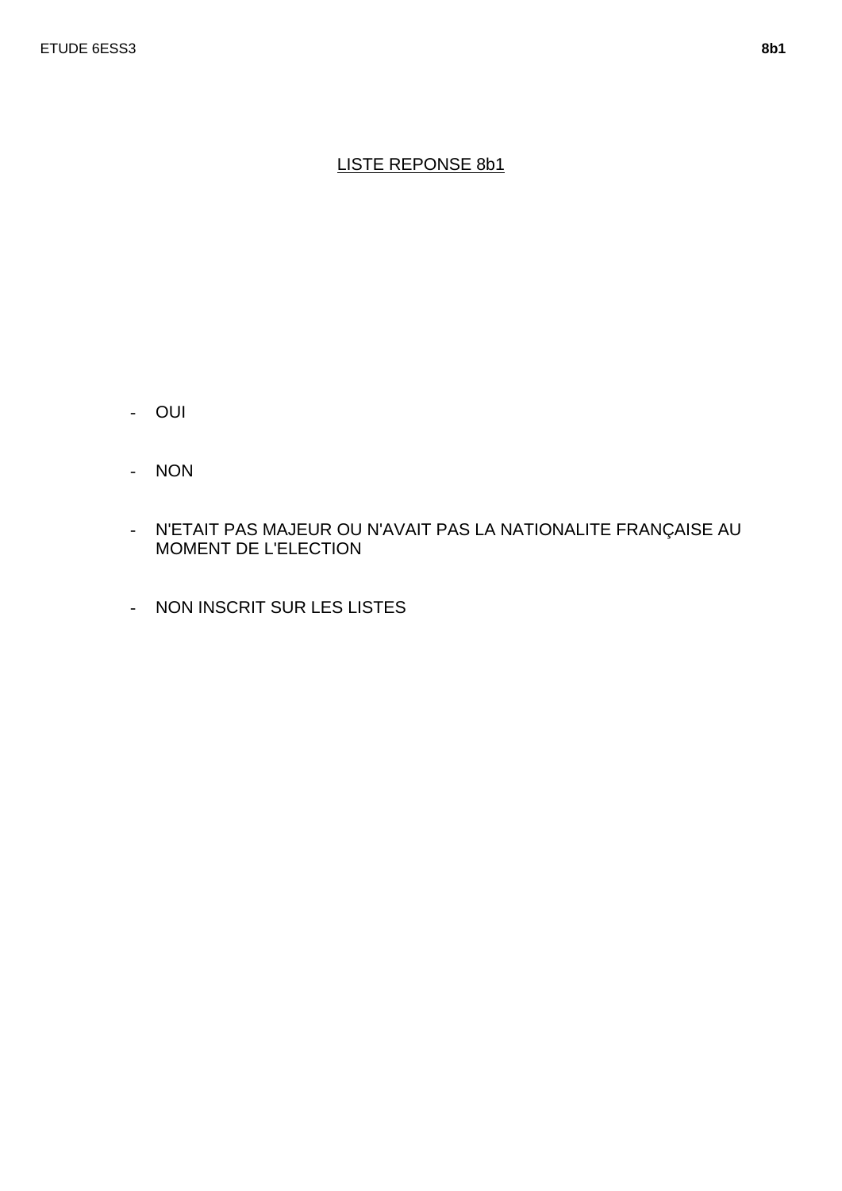## LISTE REPONSE 8b1

- OUI
- NON
- N'ETAIT PAS MAJEUR OU N'AVAIT PAS LA NATIONALITE FRANÇAISE AU MOMENT DE L'ELECTION
- NON INSCRIT SUR LES LISTES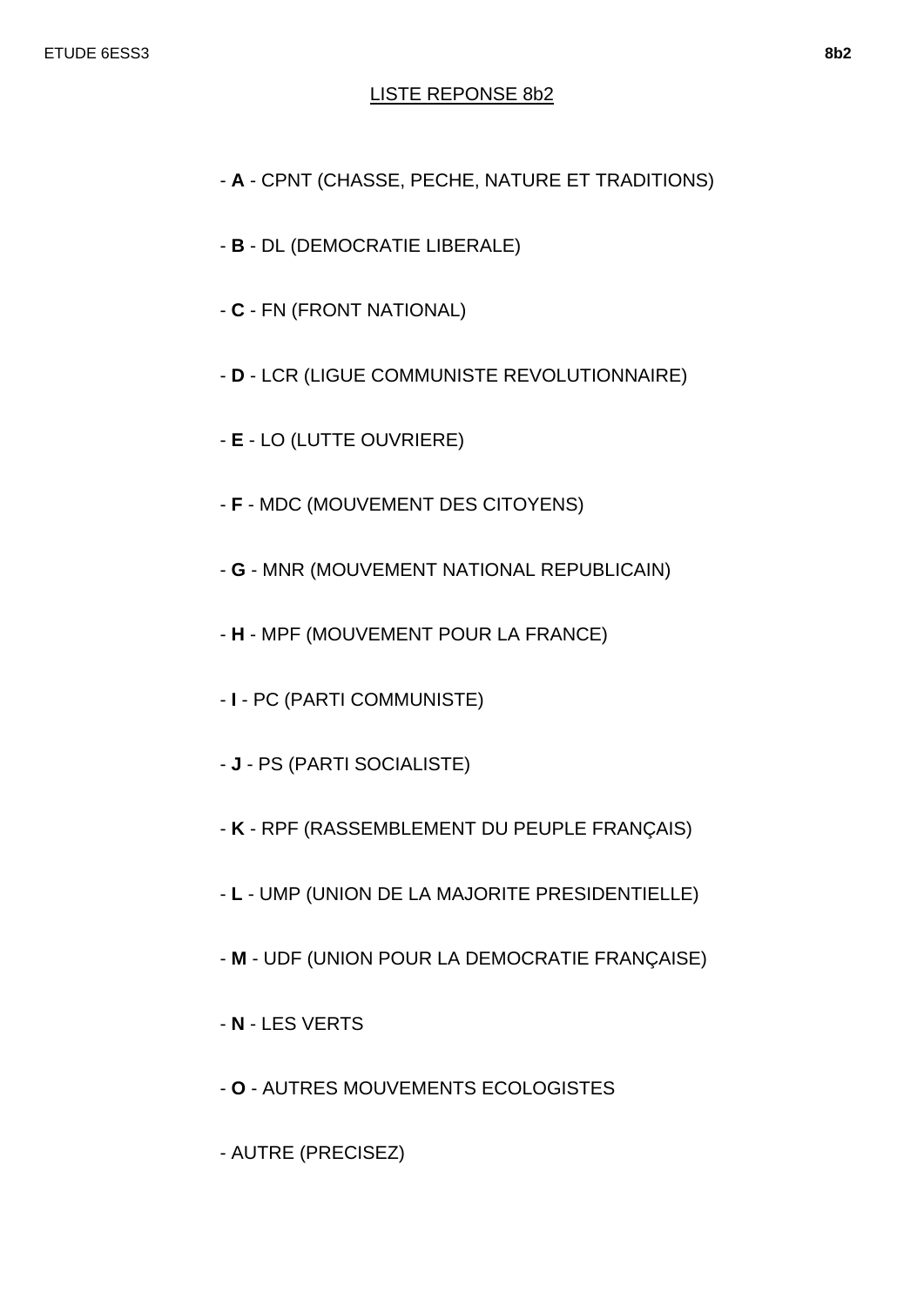LISTE REPONSE 8b2

- **A** - CPNT (CHASSE, PECHE, NATURE ET TRADITIONS)

- **B** - DL (DEMOCRATIE LIBERALE)

- **C** - FN (FRONT NATIONAL)

- **D** - LCR (LIGUE COMMUNISTE REVOLUTIONNAIRE)

- **E** - LO (LUTTE OUVRIERE)

- **F** - MDC (MOUVEMENT DES CITOYENS)

- **G** - MNR (MOUVEMENT NATIONAL REPUBLICAIN)

- **H** - MPF (MOUVEMENT POUR LA FRANCE)

- **I** - PC (PARTI COMMUNISTE)

- **J** - PS (PARTI SOCIALISTE)

- **K** - RPF (RASSEMBLEMENT DU PEUPLE FRANÇAIS)

- **L** - UMP (UNION DE LA MAJORITE PRESIDENTIELLE)

- **M** - UDF (UNION POUR LA DEMOCRATIE FRANÇAISE)

- **N** - LES VERTS

- **O** - AUTRES MOUVEMENTS ECOLOGISTES

- AUTRE (PRECISEZ)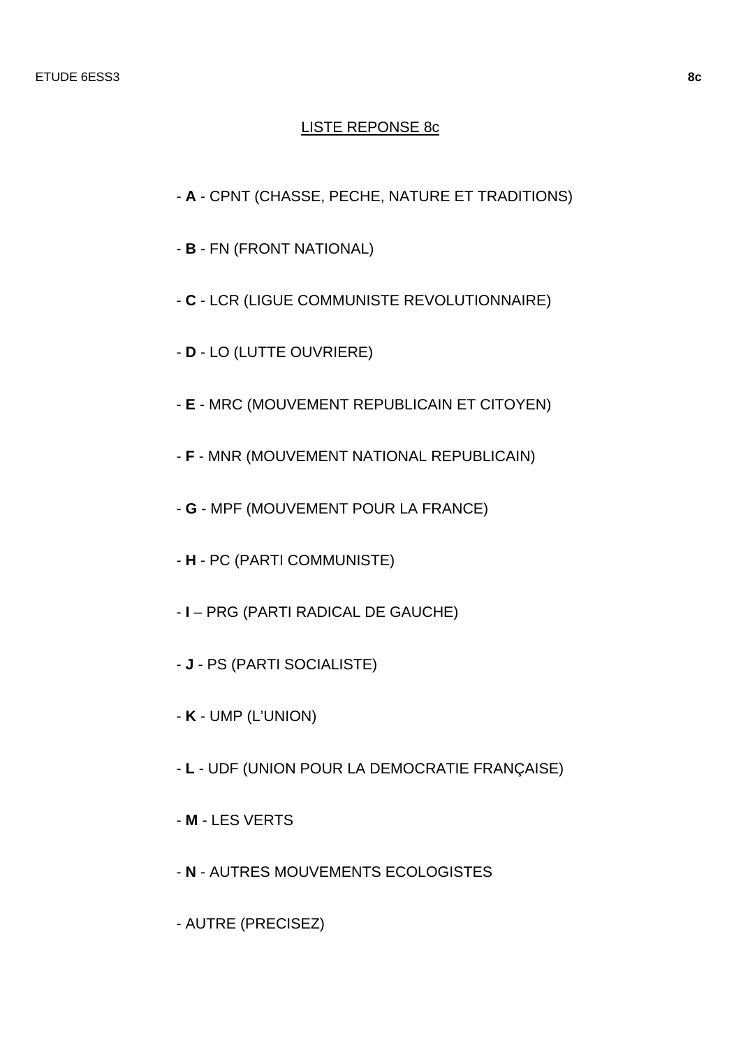<u>LISTE REPONSE 8c</u>

- **A** - CPNT (CHASSE, PECHE, NATURE ET TRADITIONS)
- **B** - FN (FRONT NATIONAL)
- **C** - LCR (LIGUE COMMUNISTE REVOLUTIONNAIRE)
- **D** - LO (LUTTE OUVRIERE)
- **E** - MRC (MOUVEMENT REPUBLICAIN ET CITOYEN)
- **F** - MNR (MOUVEMENT NATIONAL REPUBLICAIN)
- **G** - MPF (MOUVEMENT POUR LA FRANCE)
- **H** - PC (PARTI COMMUNISTE)
- **I** – PRG (PARTI RADICAL DE GAUCHE)
- **J** - PS (PARTI SOCIALISTE)
- **K** - UMP (L'UNION)
- **L** - UDF (UNION POUR LA DEMOCRATIE FRANÇAISE)
- **M** - LES VERTS
- **N** - AUTRES MOUVEMENTS ECOLOGISTES
- AUTRE (PRECISEZ)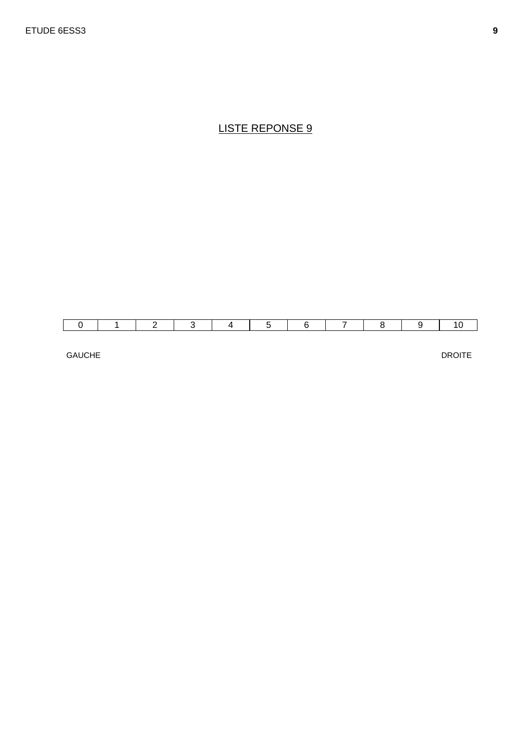## LISTE REPONSE 9

| 0 | 1 | 2 | 3 | 4 | 5 | 6 | 7 | 8 | 9 | 10 |
|---|---|---|---|---|---|---|---|---|---|---|

GAUCHE DROITE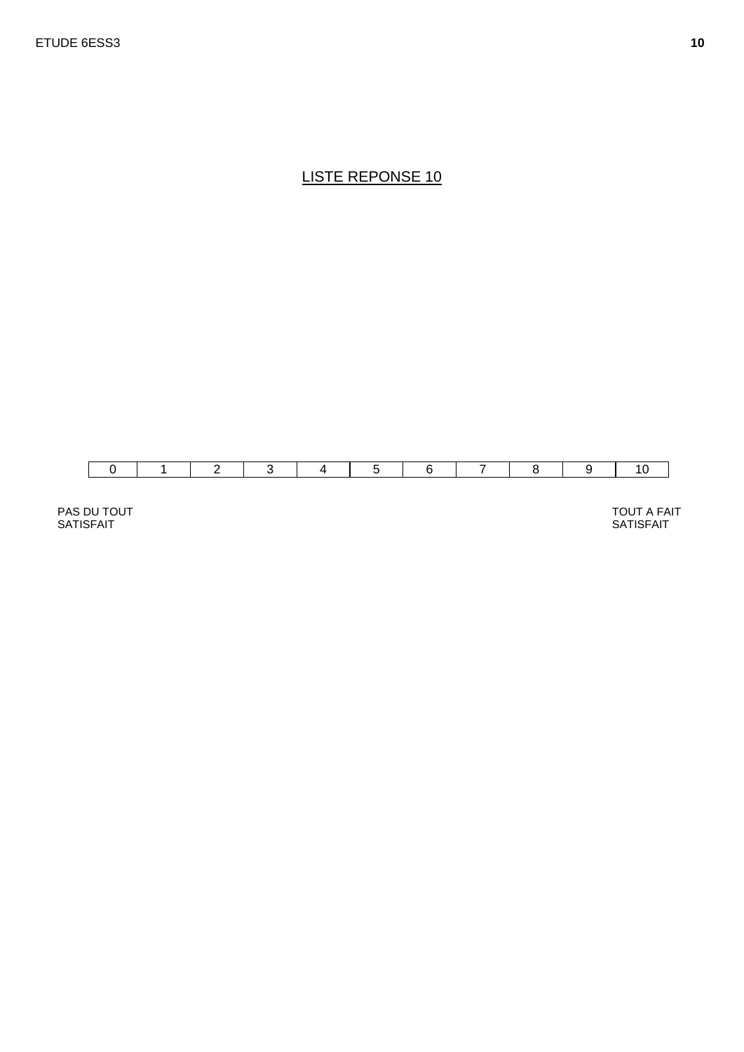LISTE REPONSE 10

| 0 | 1 | 2 | 3 | 4 | 5 | 6 | 7 | 8 | 9 | 10 |
|---|---|---|---|---|---|---|---|---|---|---|

PAS DU TOUT SATISFAIT

TOUT A FAIT SATISFAIT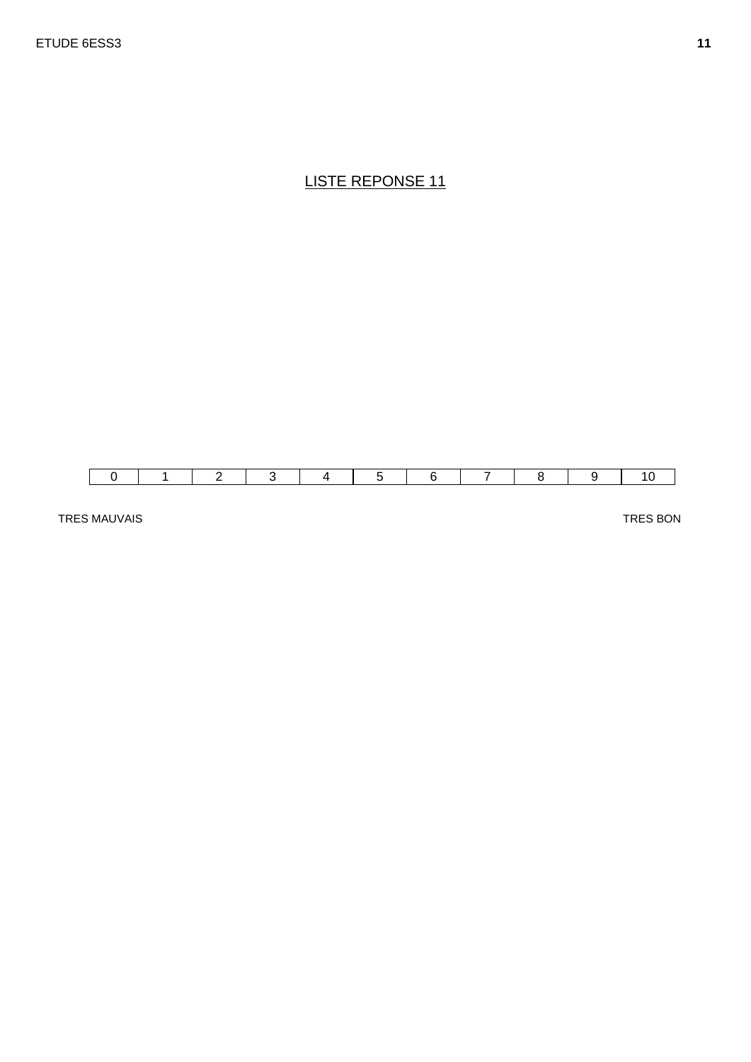## LISTE REPONSE 11

| 0 | 1 | 2 | 3 | 4 | 5 | 6 | 7 | 8 | 9 | 10 |
|---|---|---|---|---|---|---|---|---|---|---|

TRES MAUVAIS TRES BON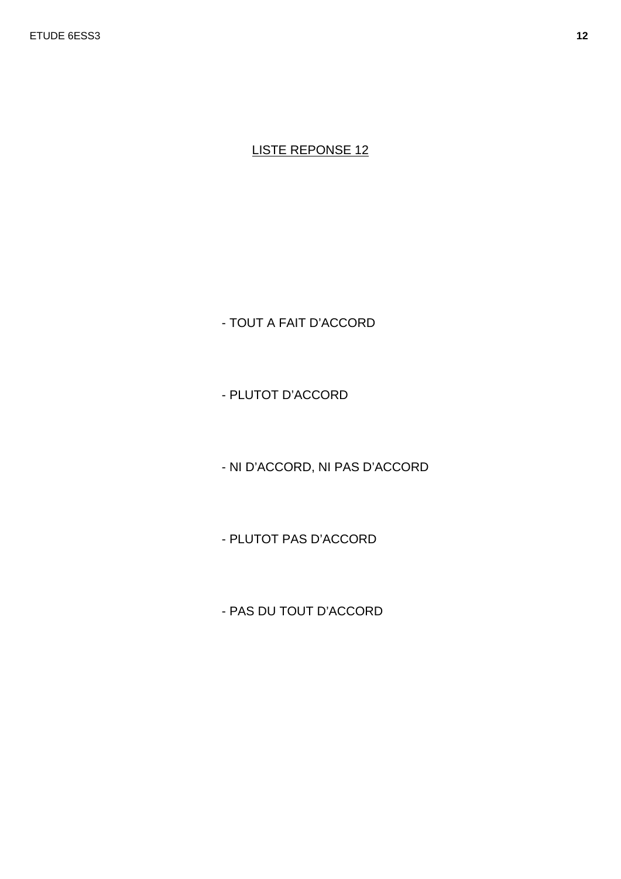LISTE REPONSE 12

- TOUT A FAIT D’ACCORD

- PLUTOT D’ACCORD

- NI D’ACCORD, NI PAS D’ACCORD

- PLUTOT PAS D’ACCORD

- PAS DU TOUT D’ACCORD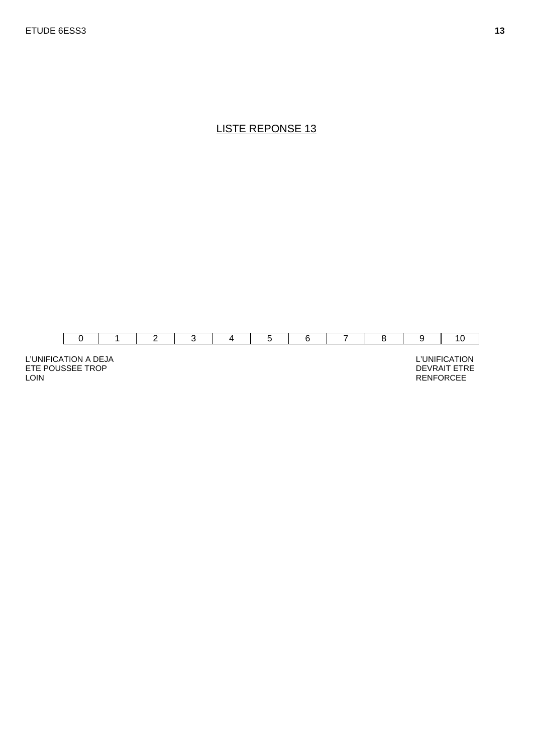## LISTE REPONSE 13

| 0 | 1 | 2 | 3 | 4 | 5 | 6 | 7 | 8 | 9 | 10 |
|---|---|---|---|---|---|---|---|---|---|---|

L'UNIFICATION A DEJA ETE POUSSEE TROP LOIN

L'UNIFICATION DEVRAIT ETRE RENFORCEE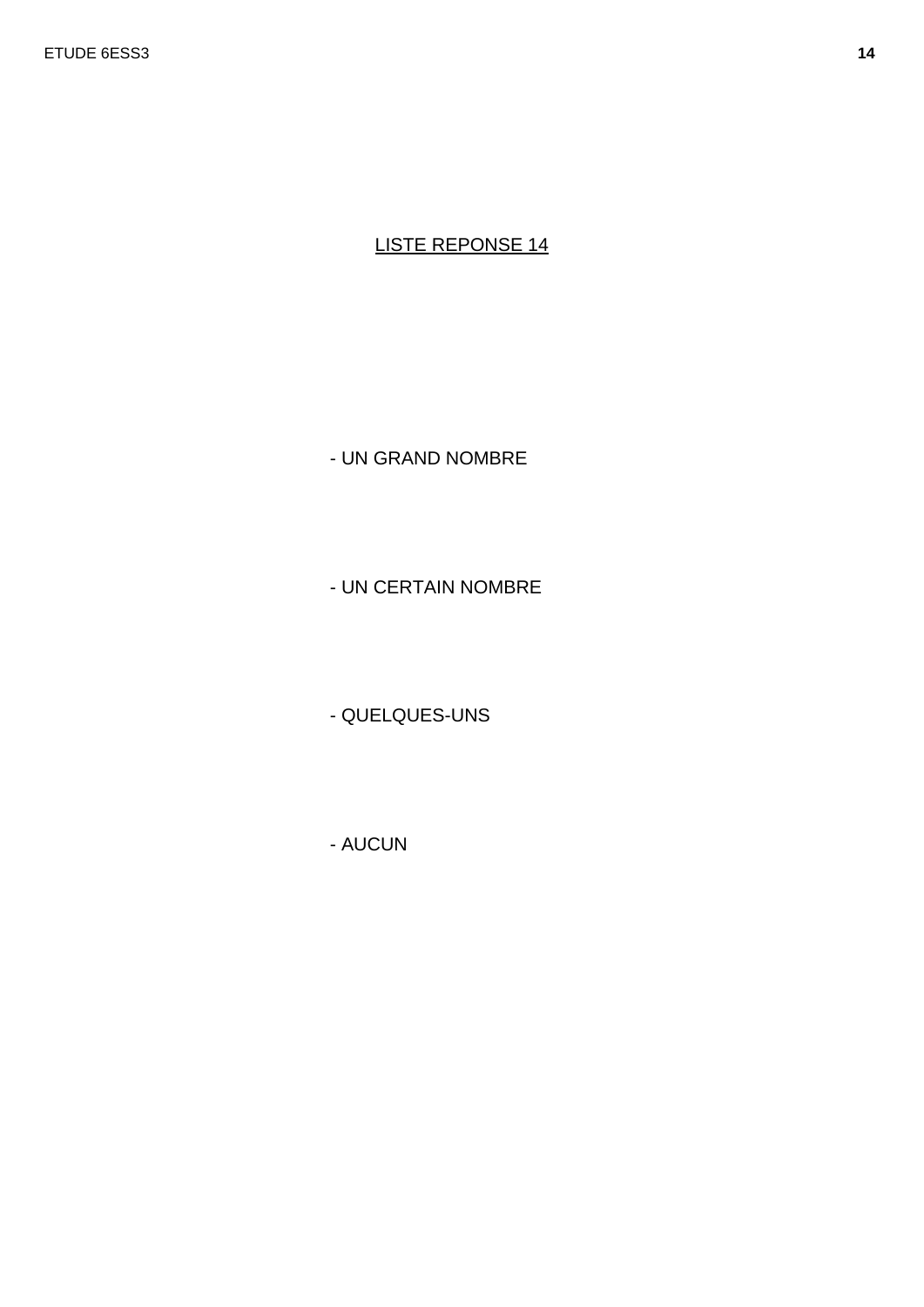## LISTE REPONSE 14

- UN GRAND NOMBRE

- UN CERTAIN NOMBRE

- QUELQUES-UNS

- AUCUN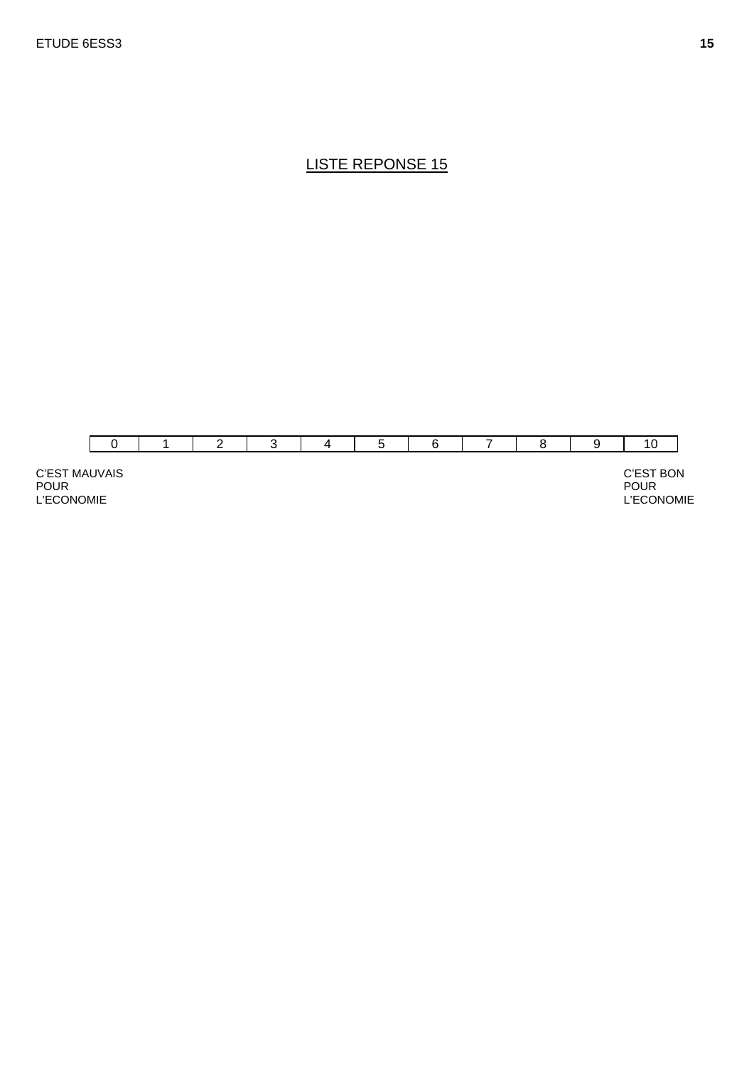## LISTE REPONSE 15

| 0 | 1 | 2 | 3 | 4 | 5 | 6 | 7 | 8 | 9 | 10 |
|---|---|---|---|---|---|---|---|---|---|---|

C'EST MAUVAIS POUR L'ECONOMIE

C'EST BON POUR L'ECONOMIE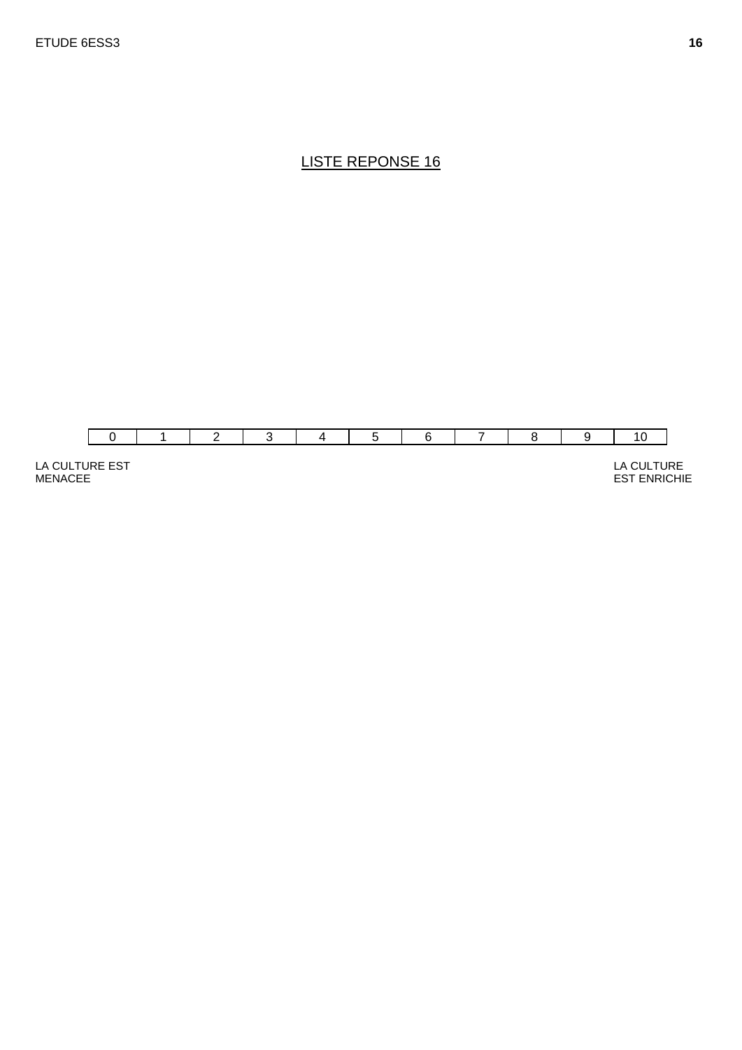# LISTE REPONSE 16

| 0 | 1 | 2 | 3 | 4 | 5 | 6 | 7 | 8 | 9 | 10 |
|---|---|---|---|---|---|---|---|---|---|---|

LA CULTURE EST MENACEE

LA CULTURE EST ENRICHIE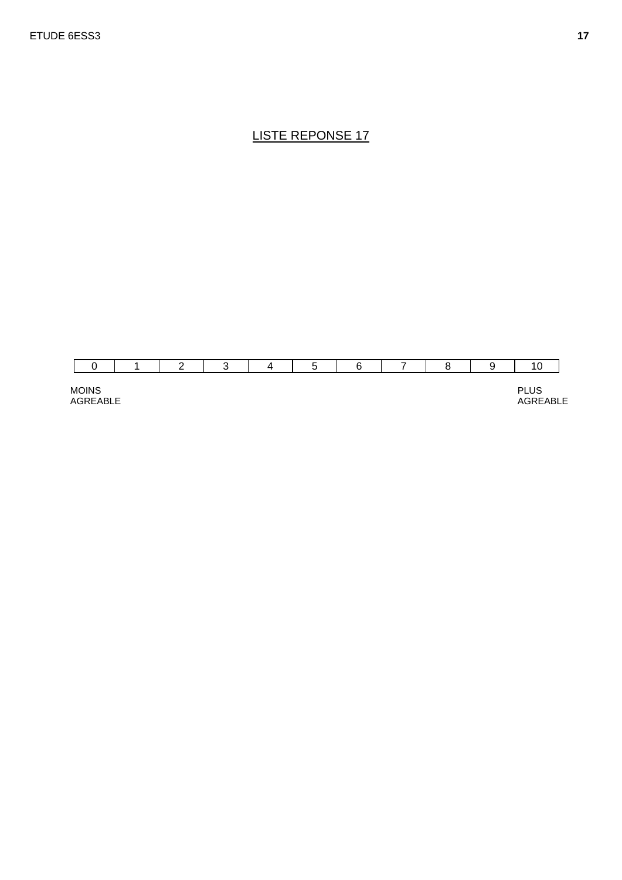## LISTE REPONSE 17

| 0 | 1 | 2 | 3 | 4 | 5 | 6 | 7 | 8 | 9 | 10 |
|---|---|---|---|---|---|---|---|---|---|---|

MOINS AGREABLE

PLUS AGREABLE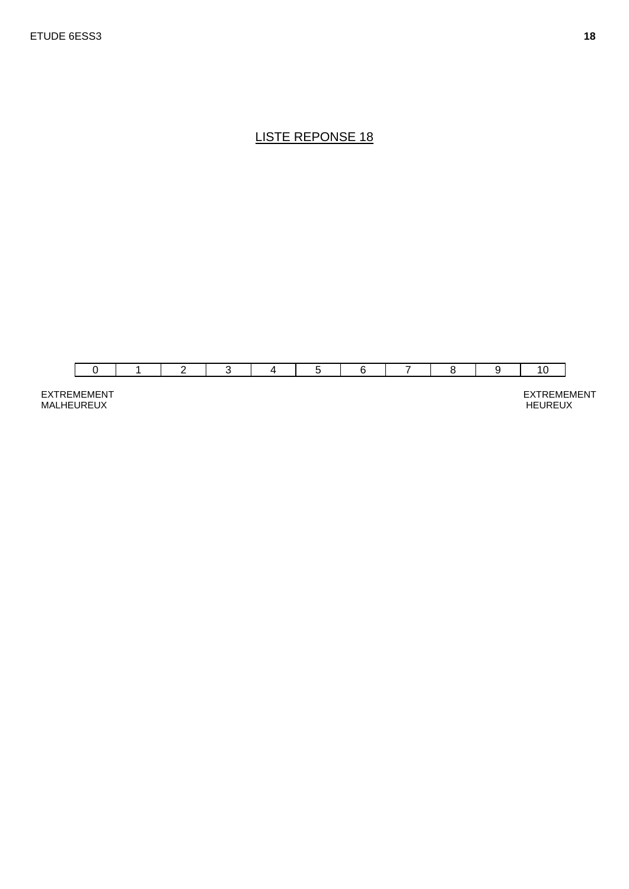## LISTE REPONSE 18

| 0 | 1 | 2 | 3 | 4 | 5 | 6 | 7 | 8 | 9 | 10 |
|---|---|---|---|---|---|---|---|---|---|---|

EXTREMEMENT MALHEUREUX

EXTREMEMENT HEUREUX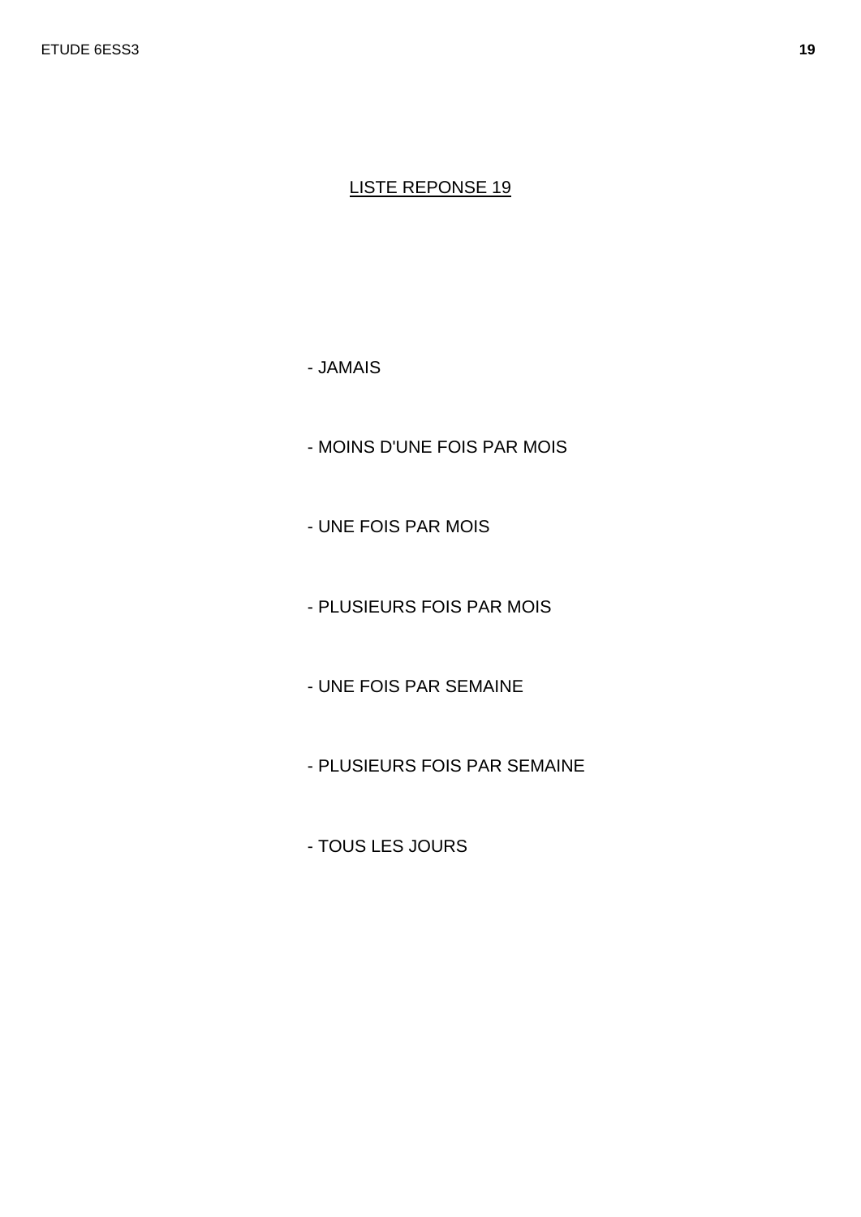## LISTE REPONSE 19

- JAMAIS
- MOINS D'UNE FOIS PAR MOIS
- UNE FOIS PAR MOIS
- PLUSIEURS FOIS PAR MOIS
- UNE FOIS PAR SEMAINE
- PLUSIEURS FOIS PAR SEMAINE
- TOUS LES JOURS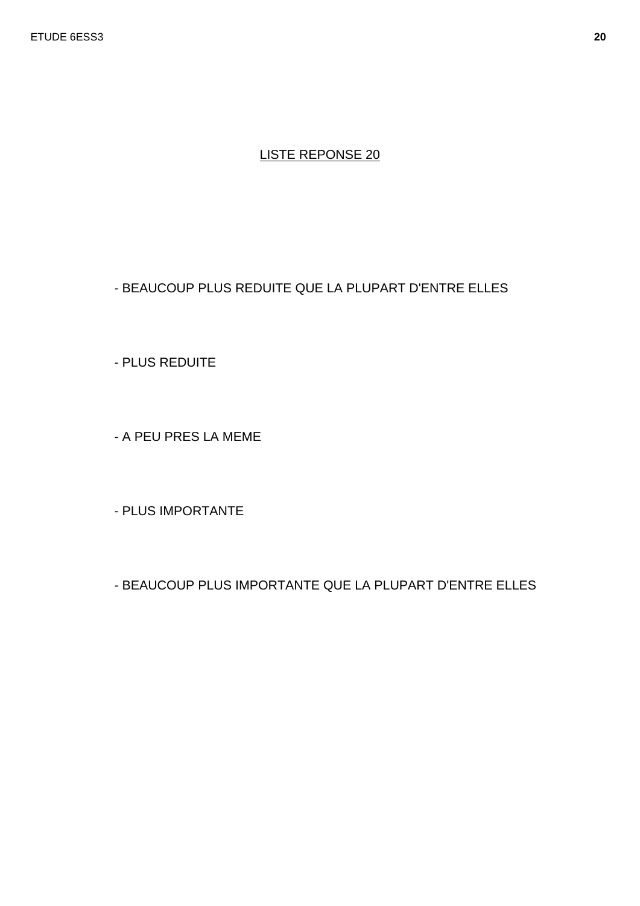## LISTE REPONSE 20

- BEAUCOUP PLUS REDUITE QUE LA PLUPART D'ENTRE ELLES

- PLUS REDUITE

- A PEU PRES LA MEME

- PLUS IMPORTANTE

- BEAUCOUP PLUS IMPORTANTE QUE LA PLUPART D'ENTRE ELLES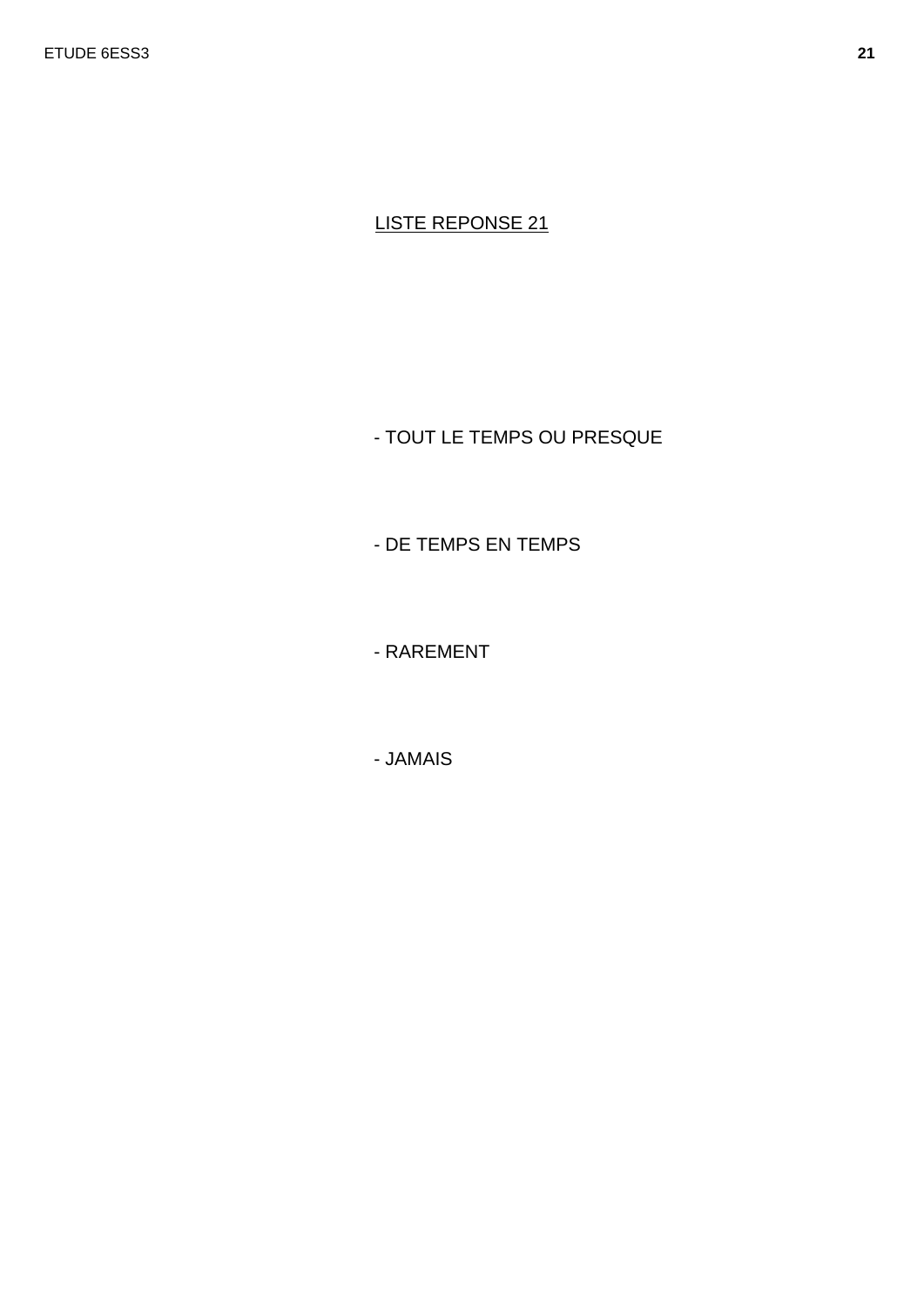LISTE REPONSE 21

- TOUT LE TEMPS OU PRESQUE
- DE TEMPS EN TEMPS
- RAREMENT
- JAMAIS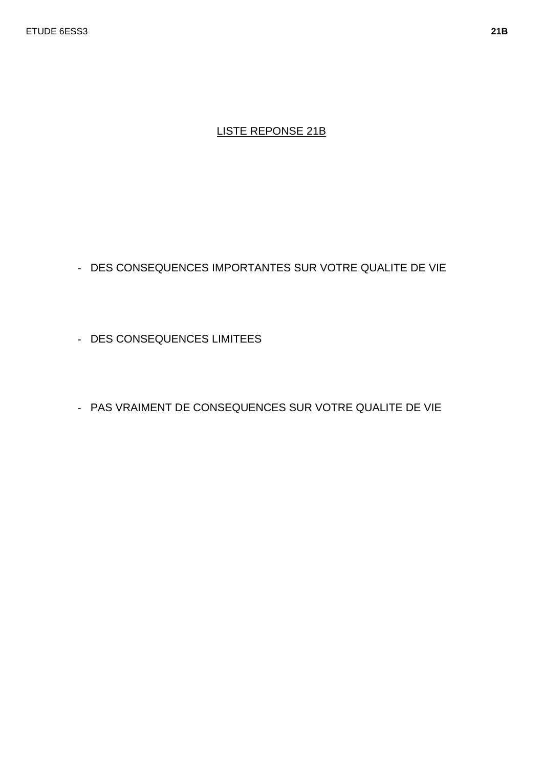LISTE REPONSE 21B

- DES CONSEQUENCES IMPORTANTES SUR VOTRE QUALITE DE VIE

- DES CONSEQUENCES LIMITEES

- PAS VRAIMENT DE CONSEQUENCES SUR VOTRE QUALITE DE VIE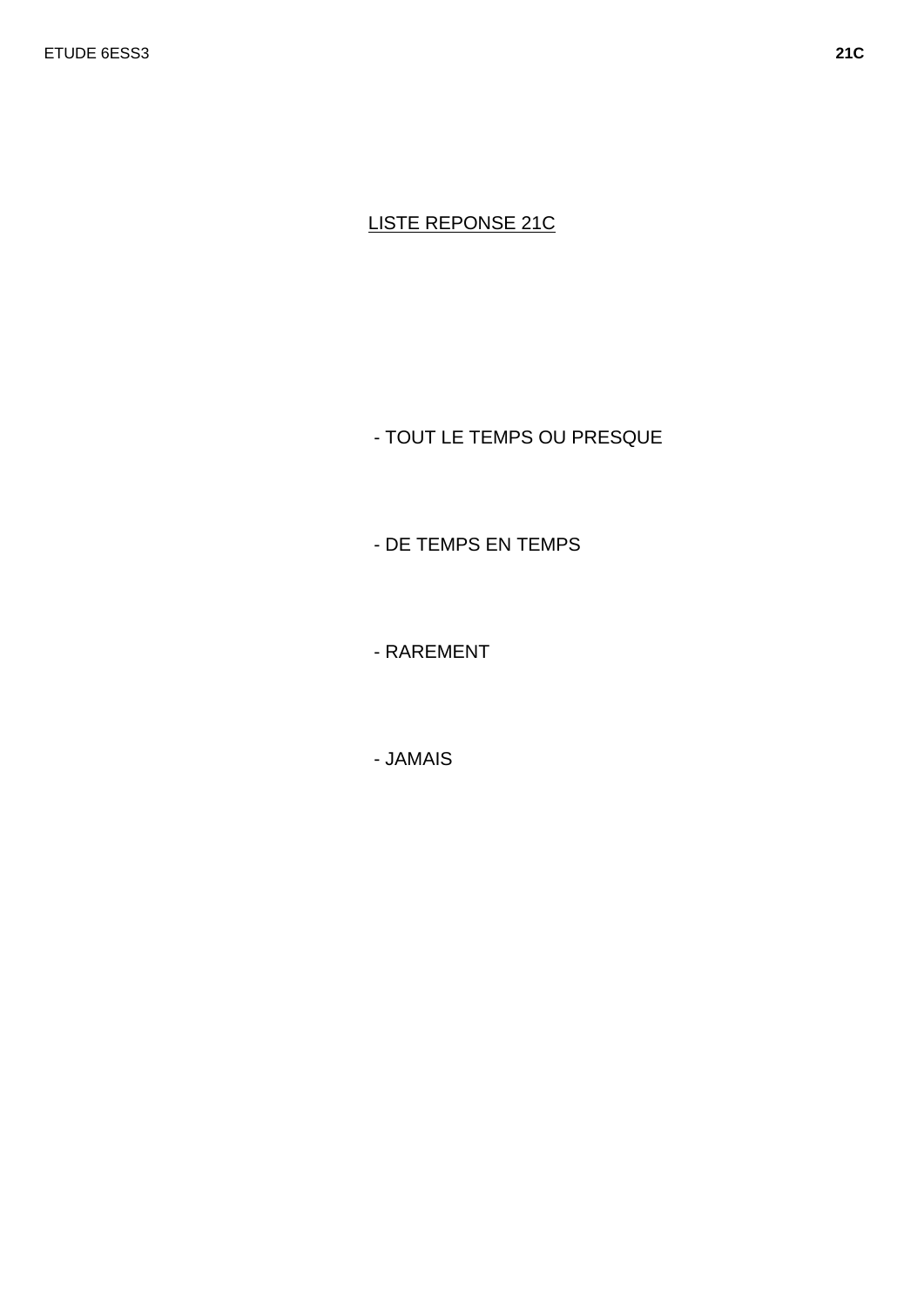LISTE REPONSE 21C

- TOUT LE TEMPS OU PRESQUE

- DE TEMPS EN TEMPS

- RAREMENT

- JAMAIS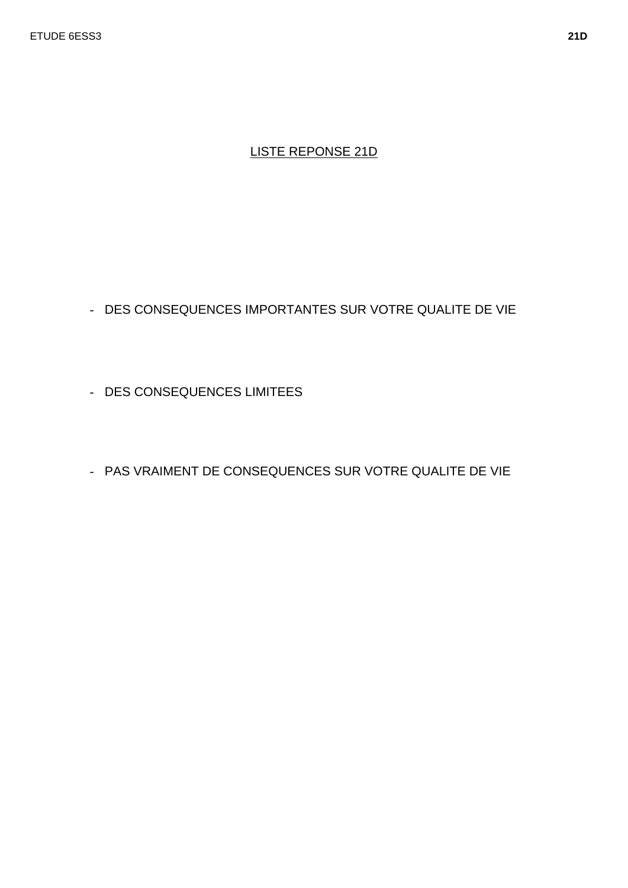LISTE REPONSE 21D

- DES CONSEQUENCES IMPORTANTES SUR VOTRE QUALITE DE VIE

- DES CONSEQUENCES LIMITEES

- PAS VRAIMENT DE CONSEQUENCES SUR VOTRE QUALITE DE VIE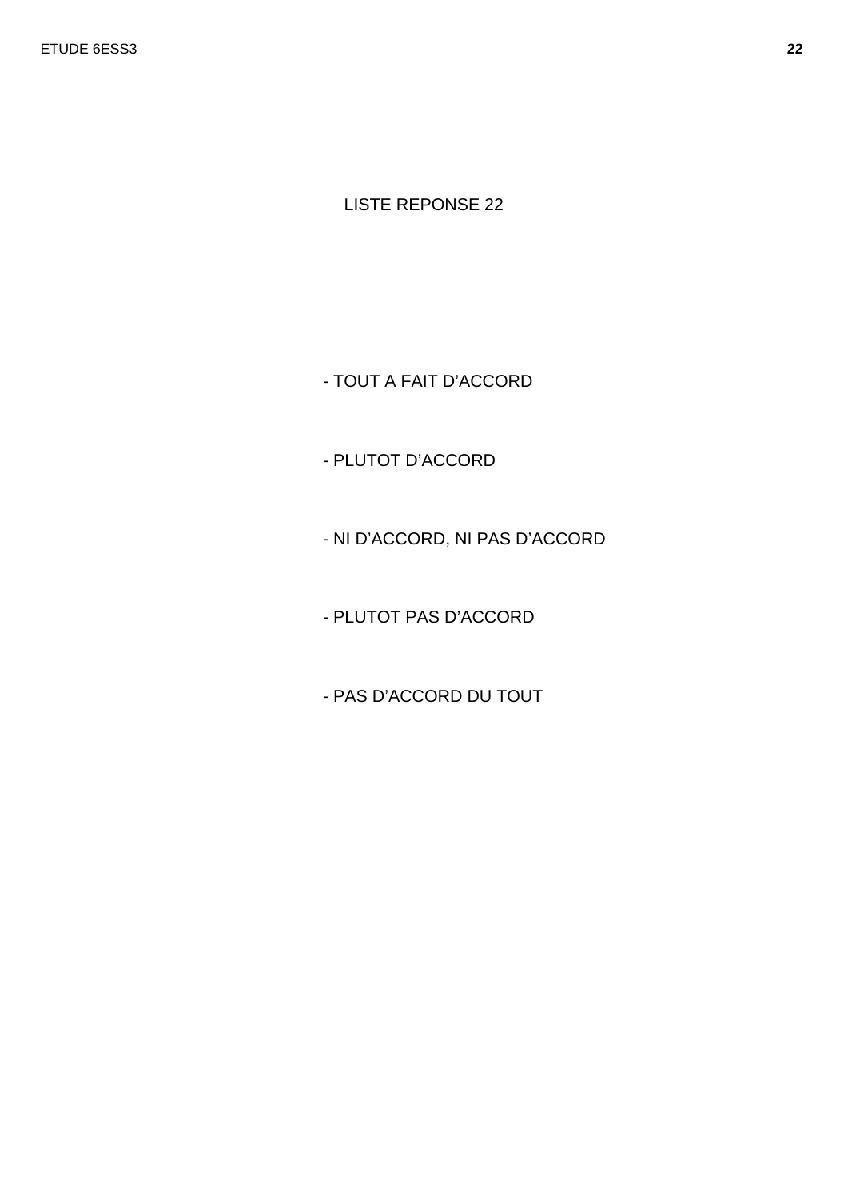LISTE REPONSE 22

- TOUT A FAIT D’ACCORD
- PLUTOT D’ACCORD
- NI D’ACCORD, NI PAS D’ACCORD
- PLUTOT PAS D’ACCORD
- PAS D’ACCORD DU TOUT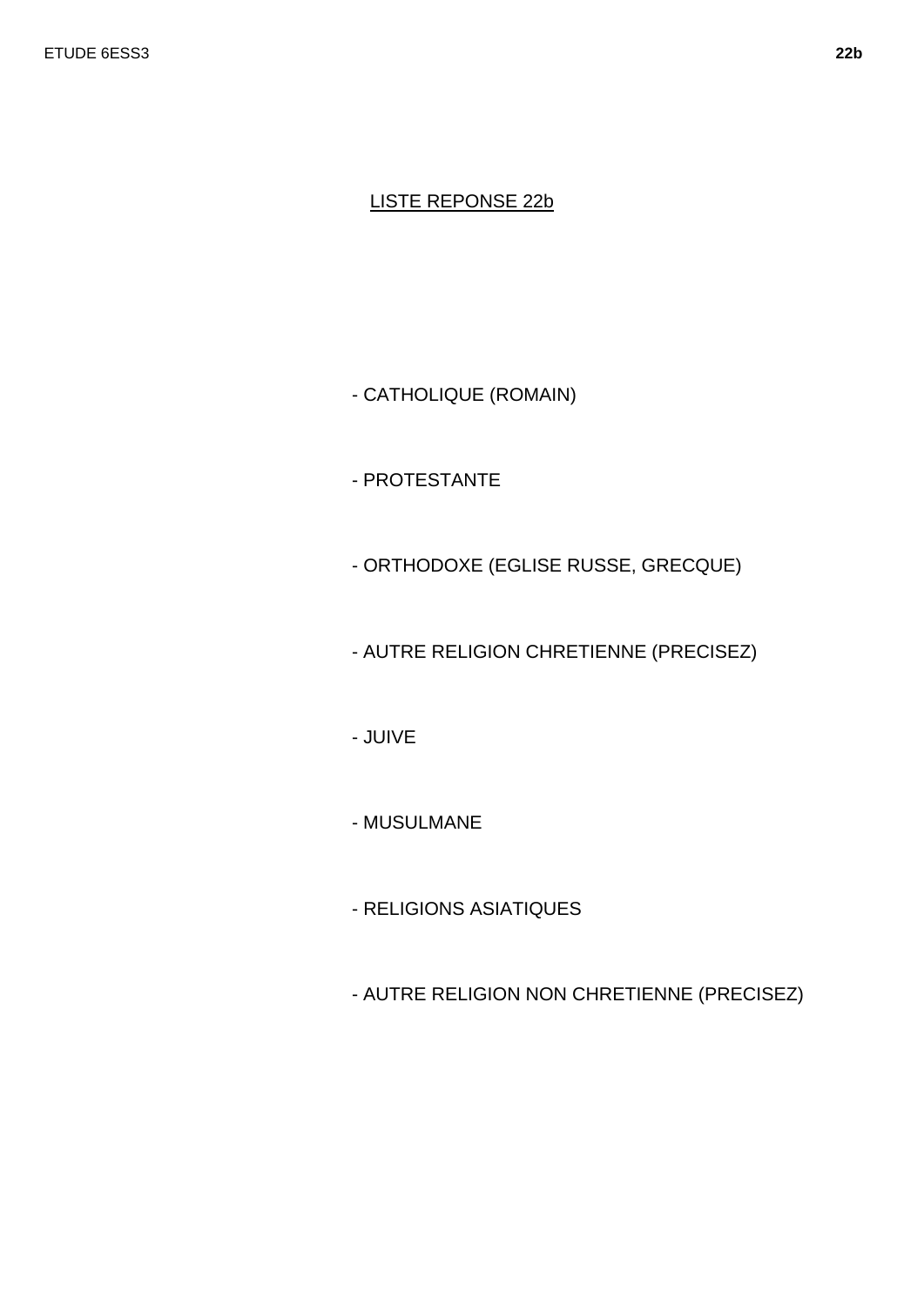LISTE REPONSE 22b

- CATHOLIQUE (ROMAIN)
- PROTESTANTE
- ORTHODOXE (EGLISE RUSSE, GRECQUE)
- AUTRE RELIGION CHRETIENNE (PRECISEZ)
- JUIVE
- MUSULMANE
- RELIGIONS ASIATIQUES
- AUTRE RELIGION NON CHRETIENNE (PRECISEZ)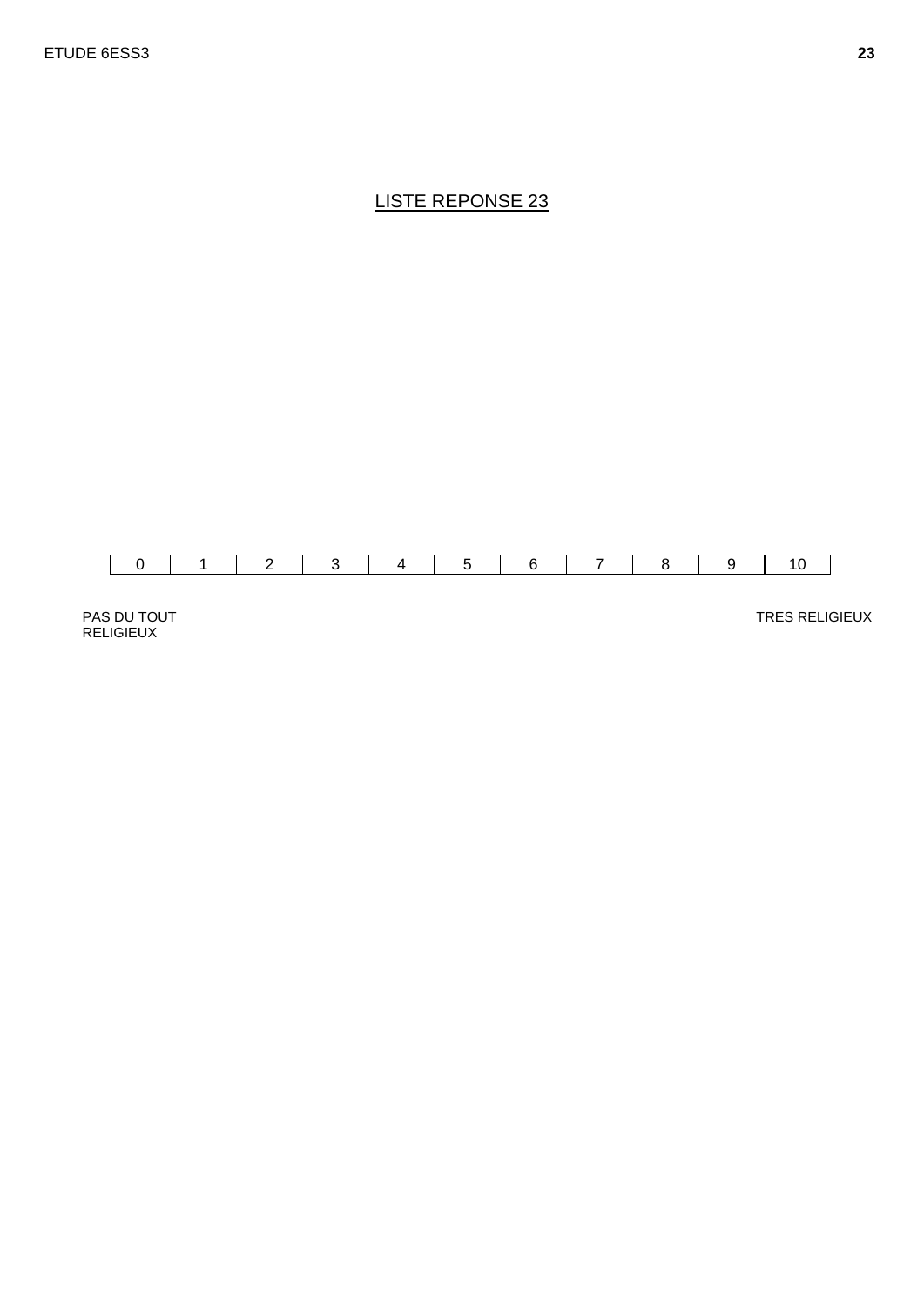## LISTE REPONSE 23

| 0 | 1 | 2 | 3 | 4 | 5 | 6 | 7 | 8 | 9 | 10 |
|---|---|---|---|---|---|---|---|---|---|---|

PAS DU TOUT RELIGIEUX

TRES RELIGIEUX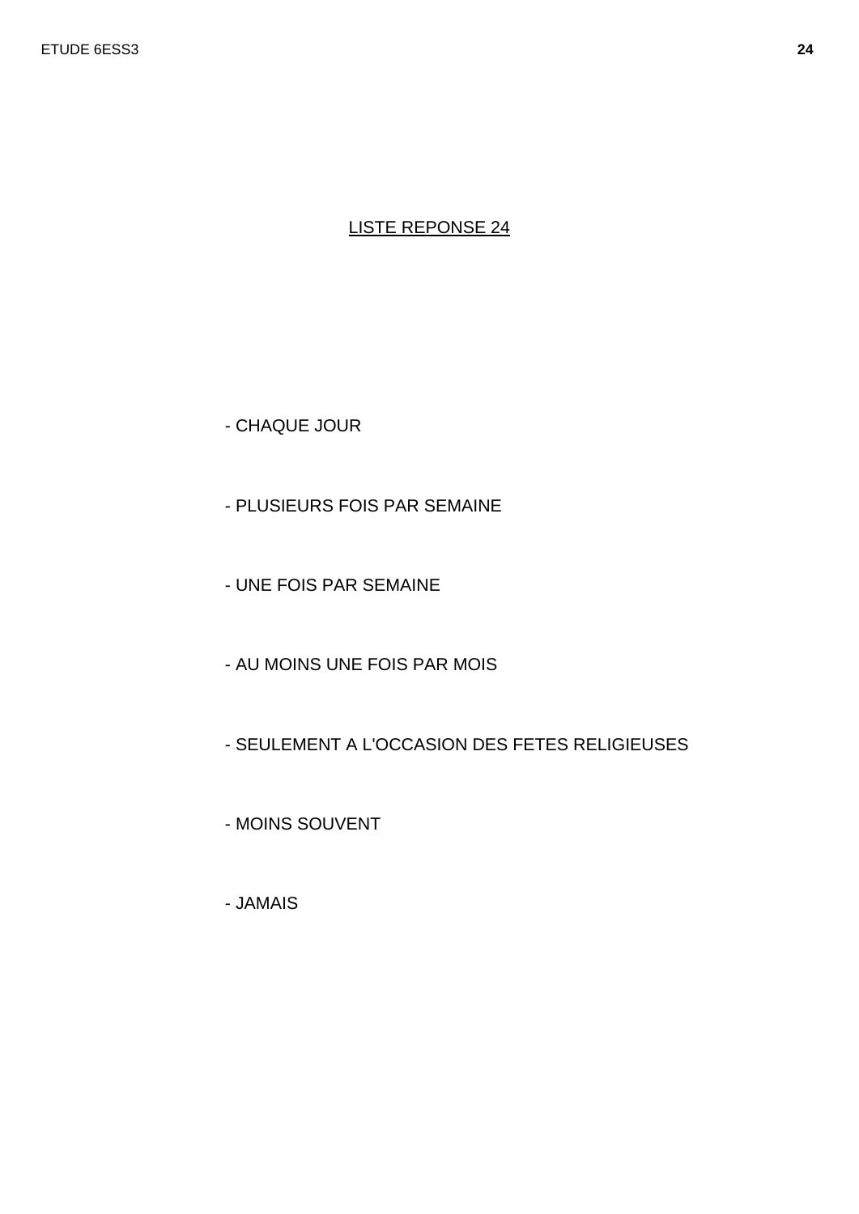LISTE REPONSE 24

- CHAQUE JOUR
- PLUSIEURS FOIS PAR SEMAINE
- UNE FOIS PAR SEMAINE
- AU MOINS UNE FOIS PAR MOIS
- SEULEMENT A L'OCCASION DES FETES RELIGIEUSES
- MOINS SOUVENT
- JAMAIS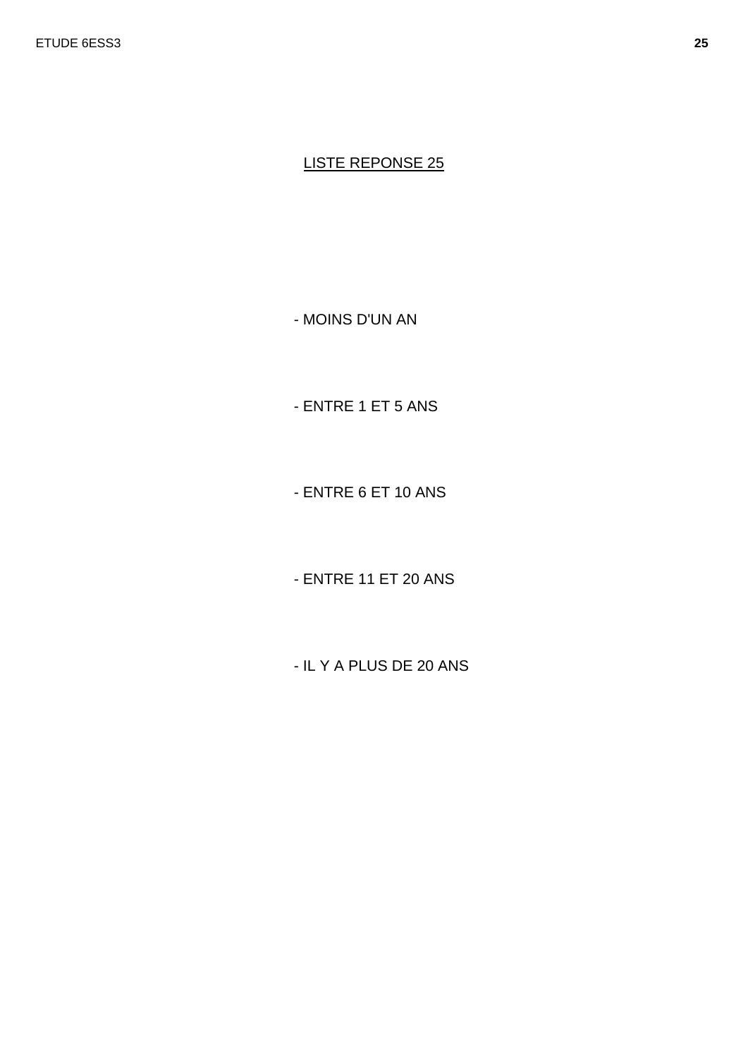## LISTE REPONSE 25

- MOINS D'UN AN
- ENTRE 1 ET 5 ANS
- ENTRE 6 ET 10 ANS
- ENTRE 11 ET 20 ANS
- IL Y A PLUS DE 20 ANS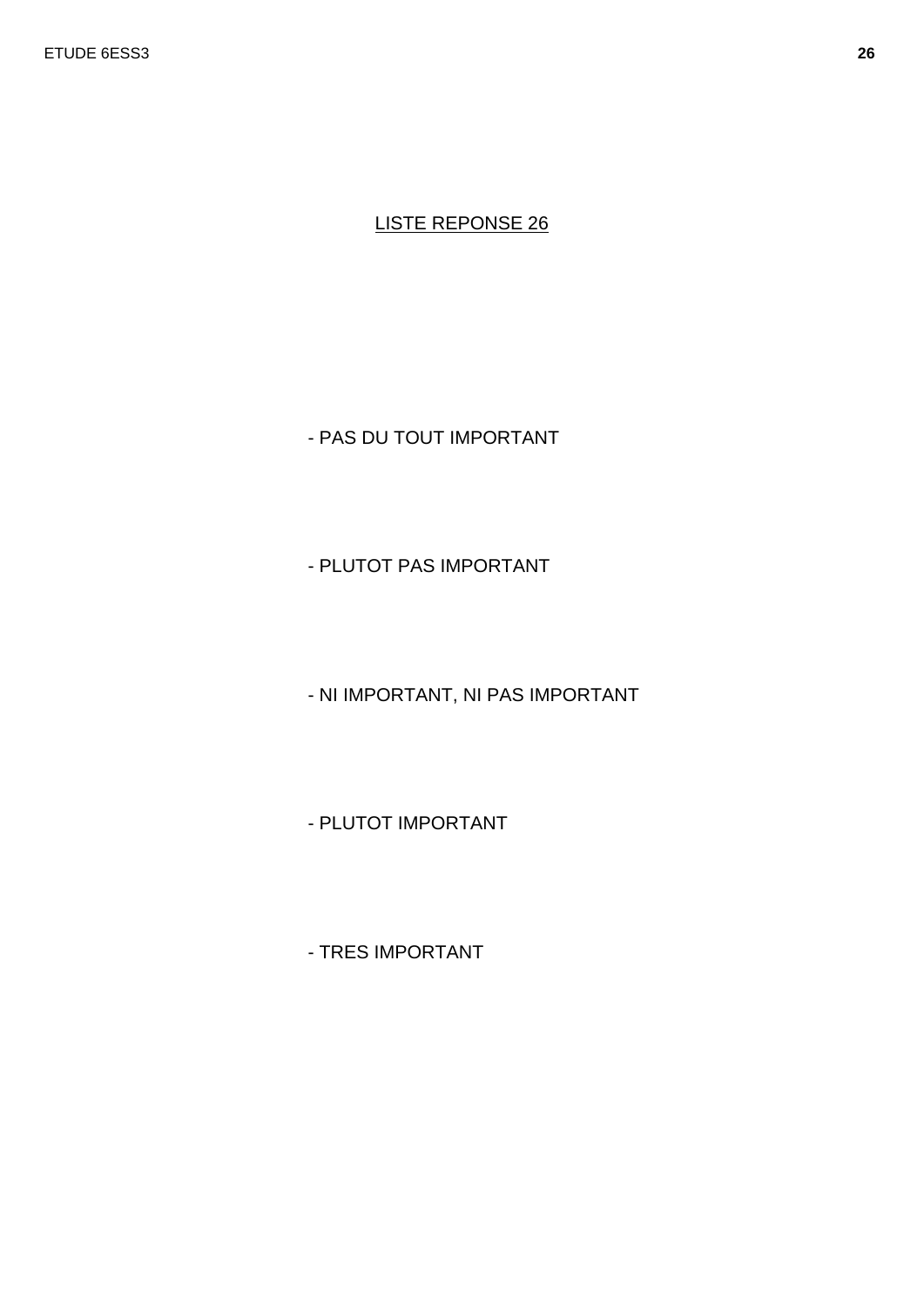## LISTE REPONSE 26

- PAS DU TOUT IMPORTANT

- PLUTOT PAS IMPORTANT

- NI IMPORTANT, NI PAS IMPORTANT

- PLUTOT IMPORTANT

- TRES IMPORTANT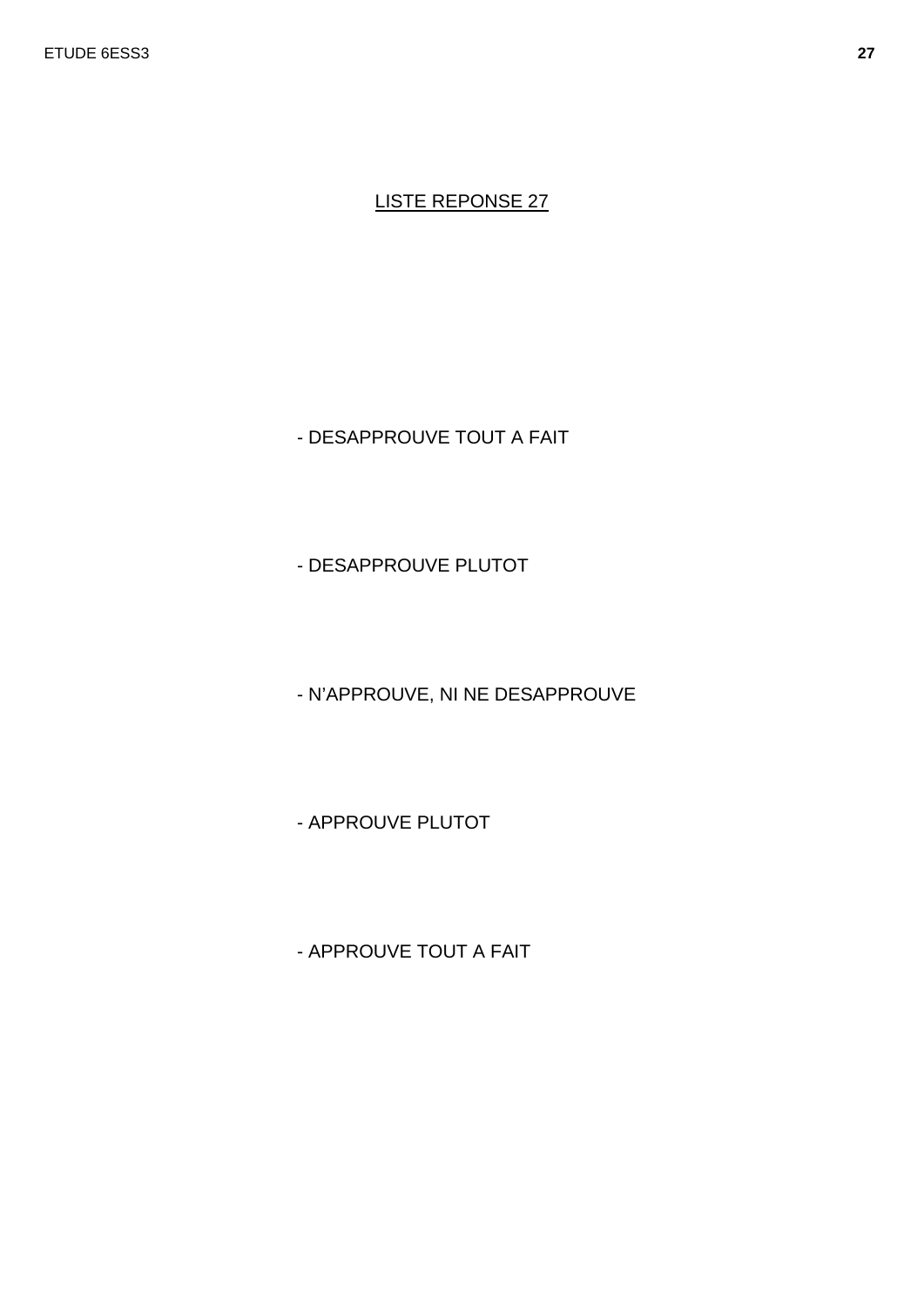LISTE REPONSE 27

- DESAPPROUVE TOUT A FAIT

- DESAPPROUVE PLUTOT

- N'APPROUVE, NI NE DESAPPROUVE

- APPROUVE PLUTOT

- APPROUVE TOUT A FAIT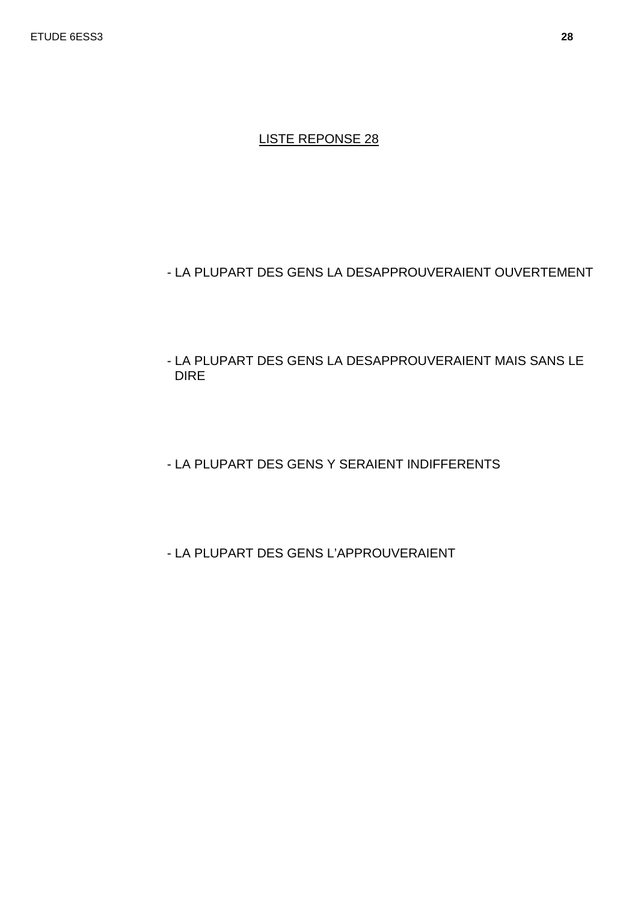## LISTE REPONSE 28

- LA PLUPART DES GENS LA DESAPPROUVERAIENT OUVERTEMENT

- LA PLUPART DES GENS LA DESAPPROUVERAIENT MAIS SANS LE DIRE

- LA PLUPART DES GENS Y SERAIENT INDIFFERENTS

- LA PLUPART DES GENS L'APPROUVERAIENT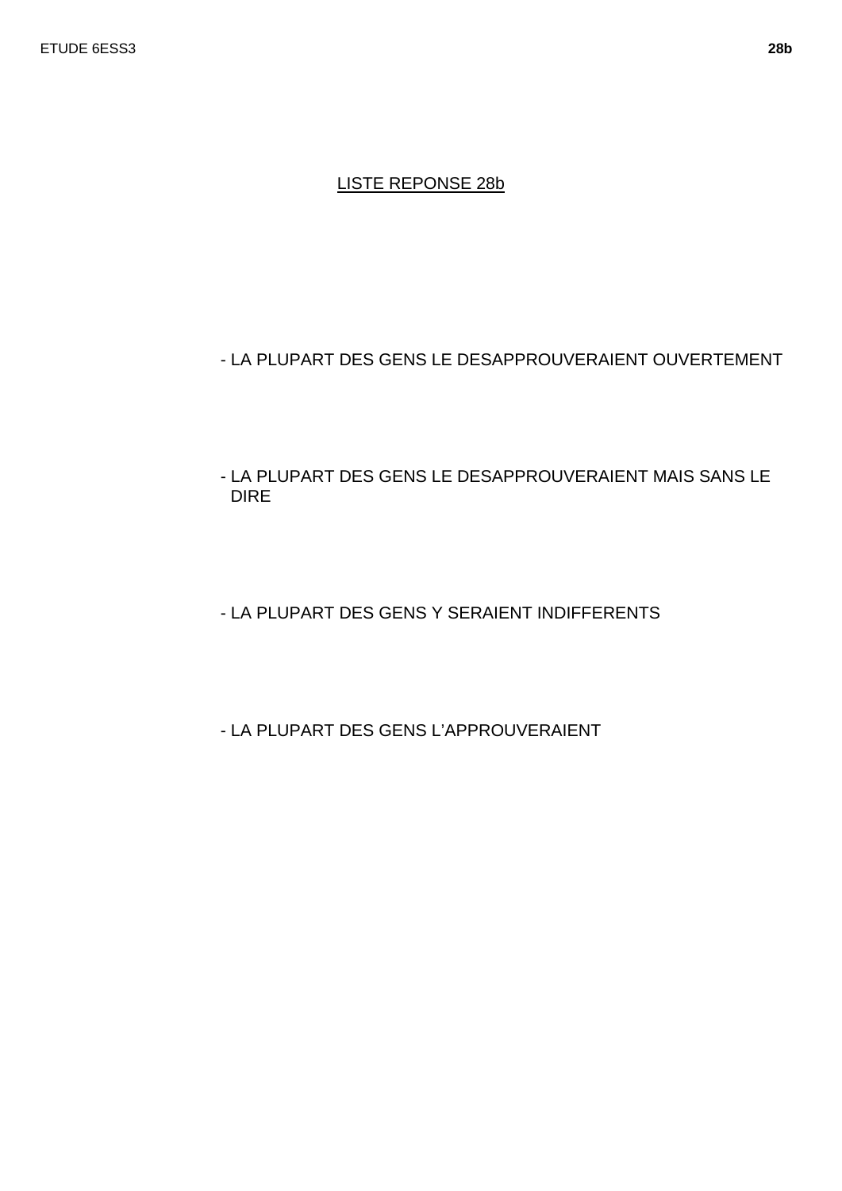LISTE REPONSE 28b

- LA PLUPART DES GENS LE DESAPPROUVERAIENT OUVERTEMENT

- LA PLUPART DES GENS LE DESAPPROUVERAIENT MAIS SANS LE DIRE

- LA PLUPART DES GENS Y SERAIENT INDIFFERENTS

- LA PLUPART DES GENS L'APPROUVERAIENT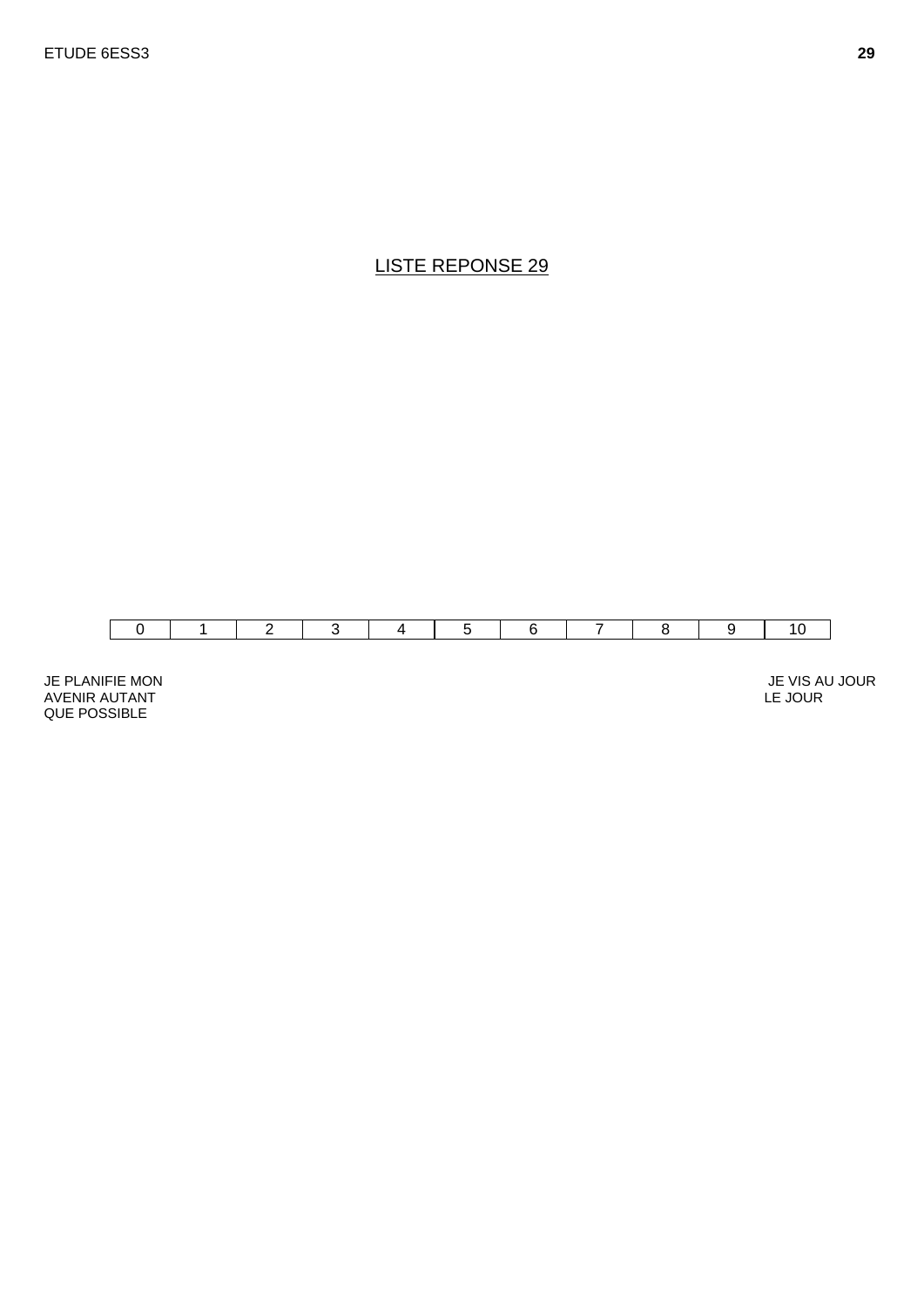LISTE REPONSE 29

| 0 | 1 | 2 | 3 | 4 | 5 | 6 | 7 | 8 | 9 | 10 |
|---|---|---|---|---|---|---|---|---|---|---|

JE PLANIFIE MON AVENIR AUTANT QUE POSSIBLE

JE VIS AU JOUR LE JOUR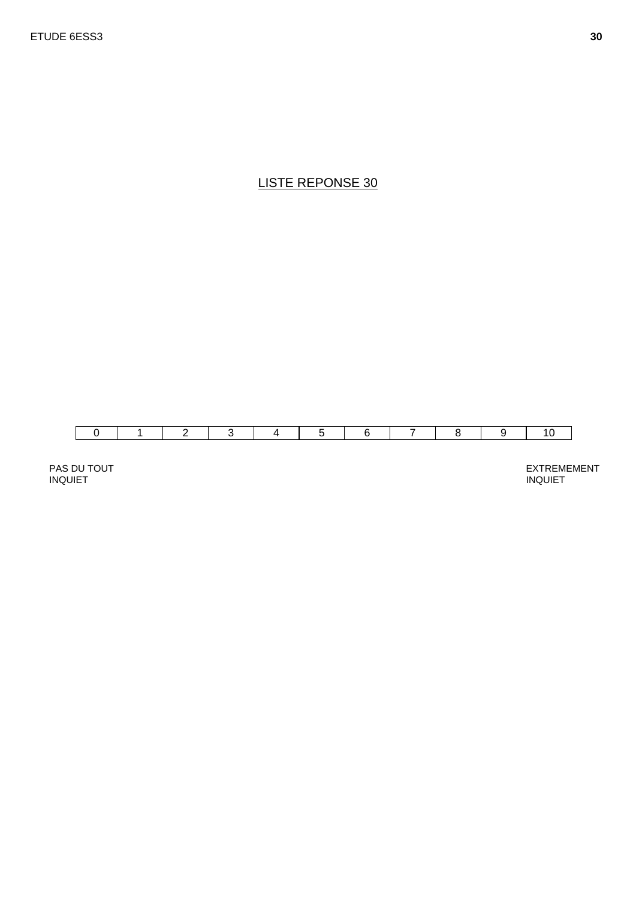## LISTE REPONSE 30

| 0 | 1 | 2 | 3 | 4 | 5 | 6 | 7 | 8 | 9 | 10 |
|---|---|---|---|---|---|---|---|---|---|---|

PAS DU TOUT INQUIET — EXTREMEMENT INQUIET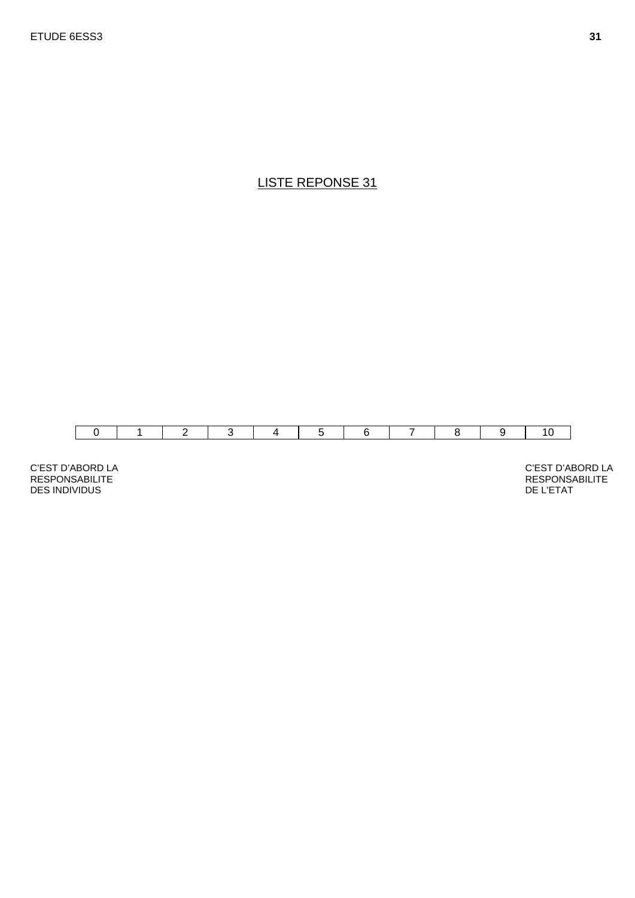## LISTE REPONSE 31

| 0 | 1 | 2 | 3 | 4 | 5 | 6 | 7 | 8 | 9 | 10 |
|---|---|---|---|---|---|---|---|---|---|---|

C'EST D'ABORD LA RESPONSABILITE DES INDIVIDUS

C'EST D'ABORD LA RESPONSABILITE DE L'ETAT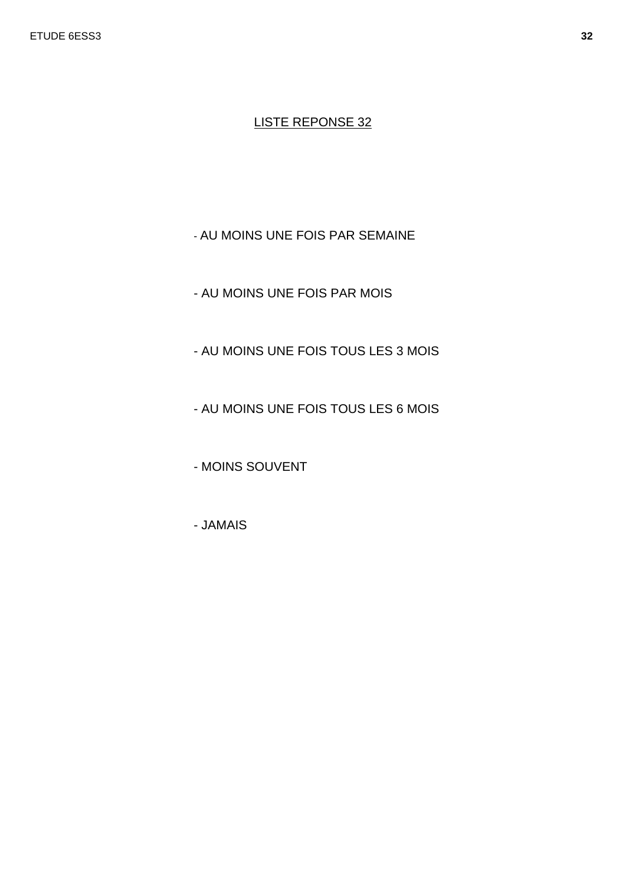## LISTE REPONSE 32

- AU MOINS UNE FOIS PAR SEMAINE
- AU MOINS UNE FOIS PAR MOIS
- AU MOINS UNE FOIS TOUS LES 3 MOIS
- AU MOINS UNE FOIS TOUS LES 6 MOIS
- MOINS SOUVENT
- JAMAIS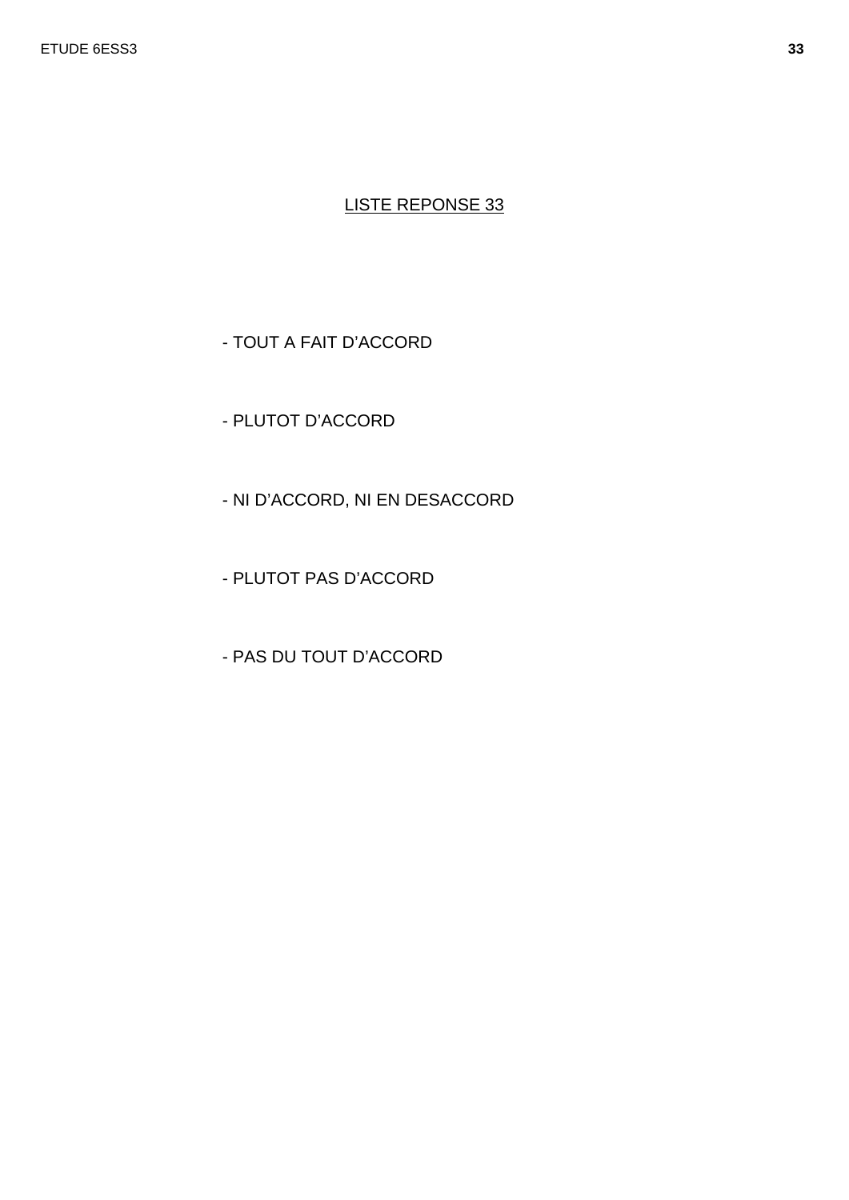<u>LISTE REPONSE 33</u>

- TOUT A FAIT D'ACCORD

- PLUTOT D'ACCORD

- NI D'ACCORD, NI EN DESACCORD

- PLUTOT PAS D'ACCORD

- PAS DU TOUT D'ACCORD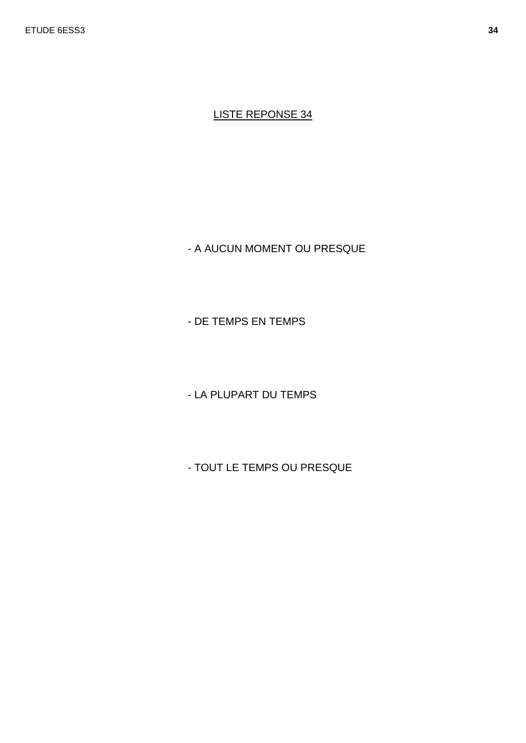## LISTE REPONSE 34

- A AUCUN MOMENT OU PRESQUE

- DE TEMPS EN TEMPS

- LA PLUPART DU TEMPS

- TOUT LE TEMPS OU PRESQUE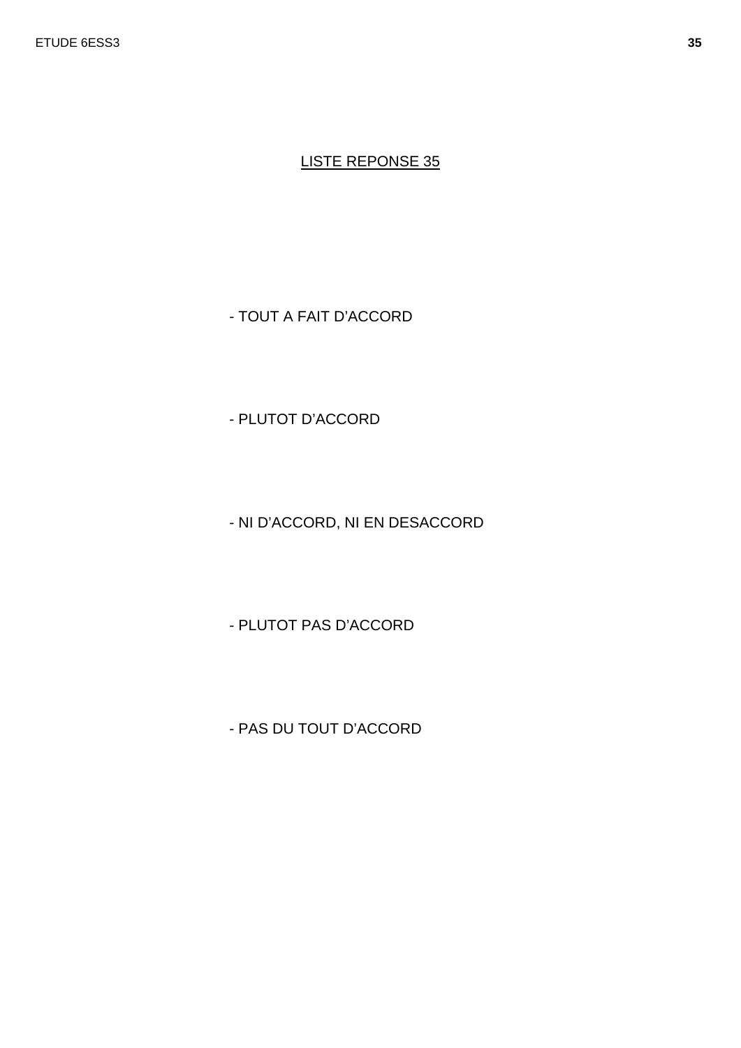LISTE REPONSE 35

- TOUT A FAIT D’ACCORD

- PLUTOT D’ACCORD

- NI D’ACCORD, NI EN DESACCORD

- PLUTOT PAS D’ACCORD

- PAS DU TOUT D’ACCORD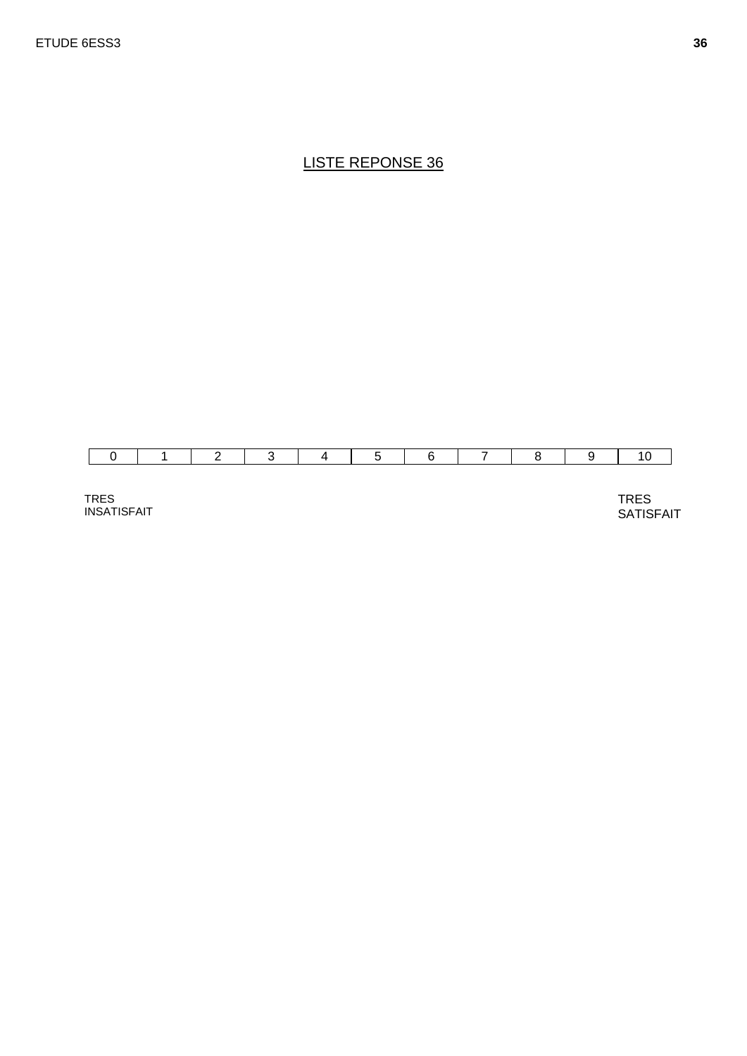## LISTE REPONSE 36

| 0 | 1 | 2 | 3 | 4 | 5 | 6 | 7 | 8 | 9 | 10 |
|---|---|---|---|---|---|---|---|---|---|---|

TRES INSATISFAIT

TRES SATISFAIT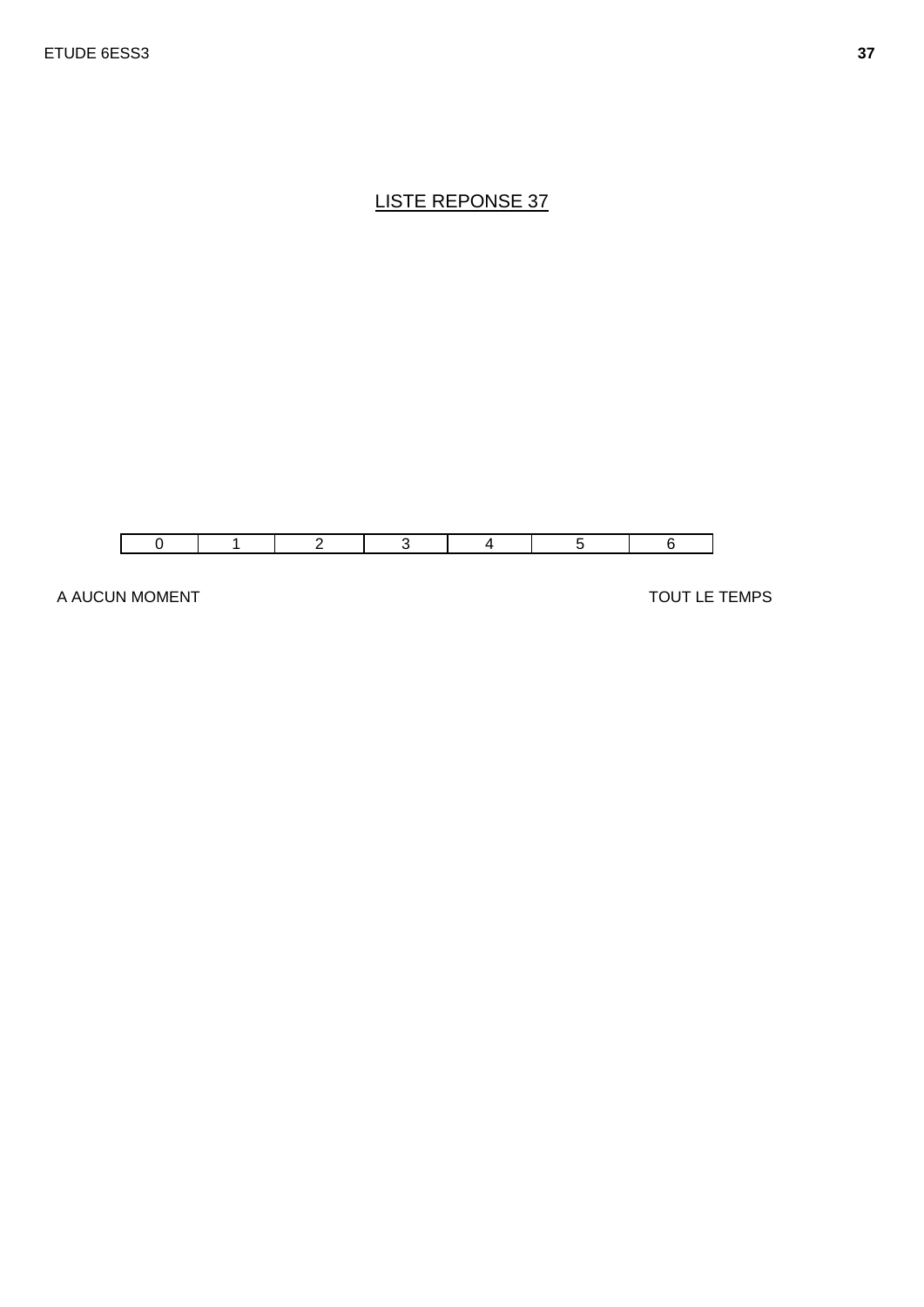## LISTE REPONSE 37

| 0 | 1 | 2 | 3 | 4 | 5 | 6 |
|---|---|---|---|---|---|---|

A AUCUN MOMENT — TOUT LE TEMPS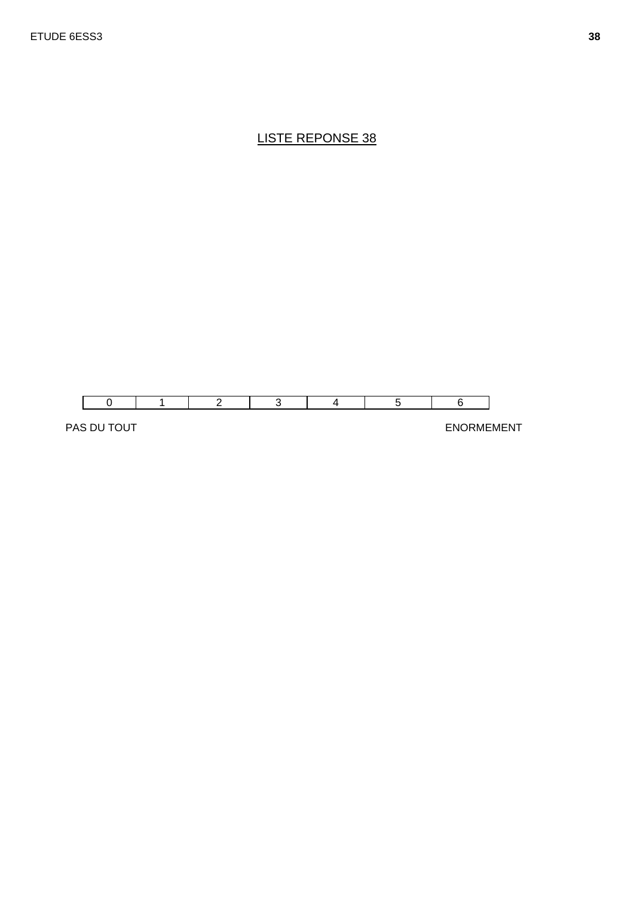## LISTE REPONSE 38

| 0 | 1 | 2 | 3 | 4 | 5 | 6 |
|---|---|---|---|---|---|---|

PAS DU TOUT ENORMEMENT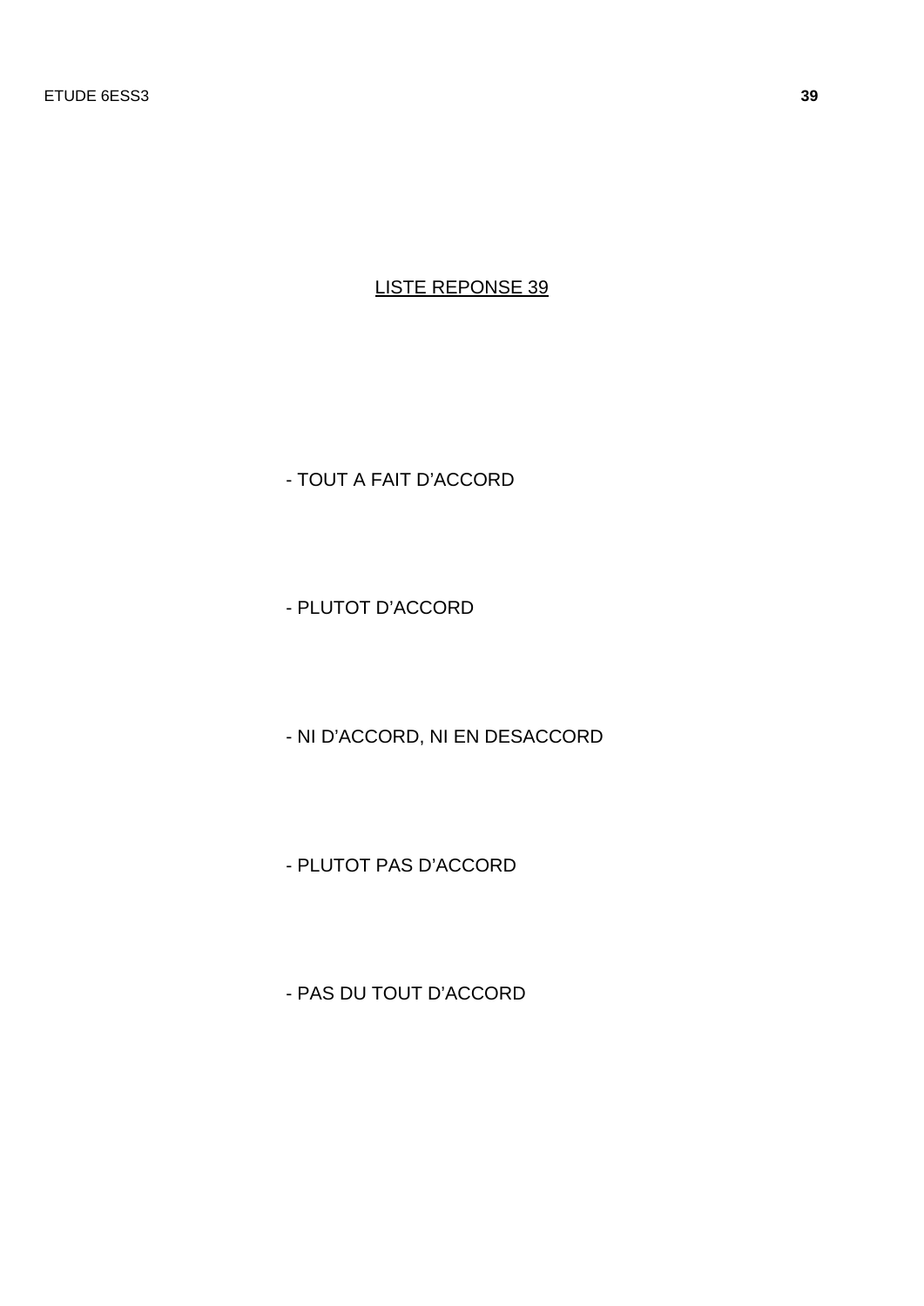<u>LISTE REPONSE 39</u>

- TOUT A FAIT D’ACCORD

- PLUTOT D’ACCORD

- NI D’ACCORD, NI EN DESACCORD

- PLUTOT PAS D’ACCORD

- PAS DU TOUT D’ACCORD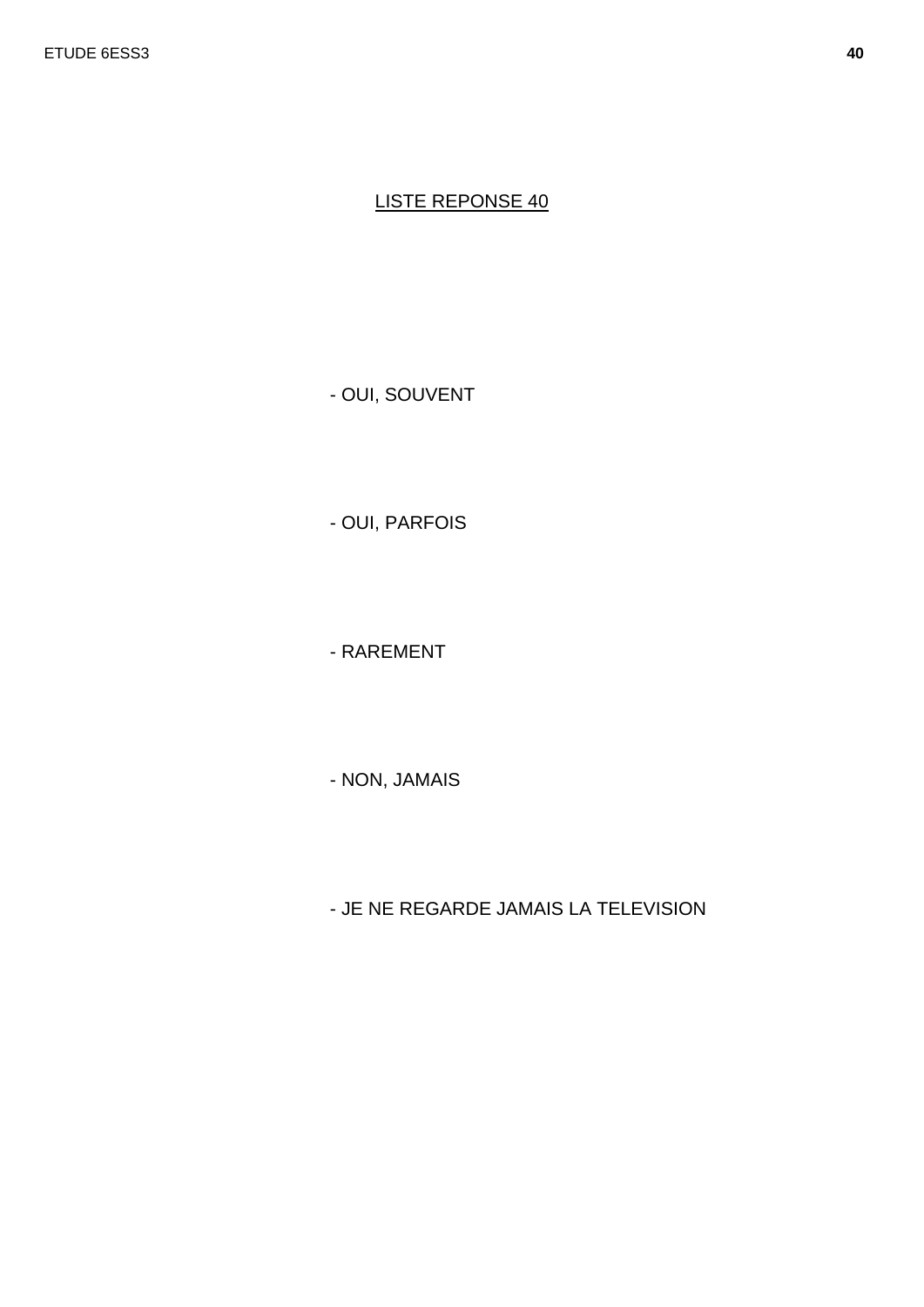## LISTE REPONSE 40

- OUI, SOUVENT

- OUI, PARFOIS

- RAREMENT

- NON, JAMAIS

- JE NE REGARDE JAMAIS LA TELEVISION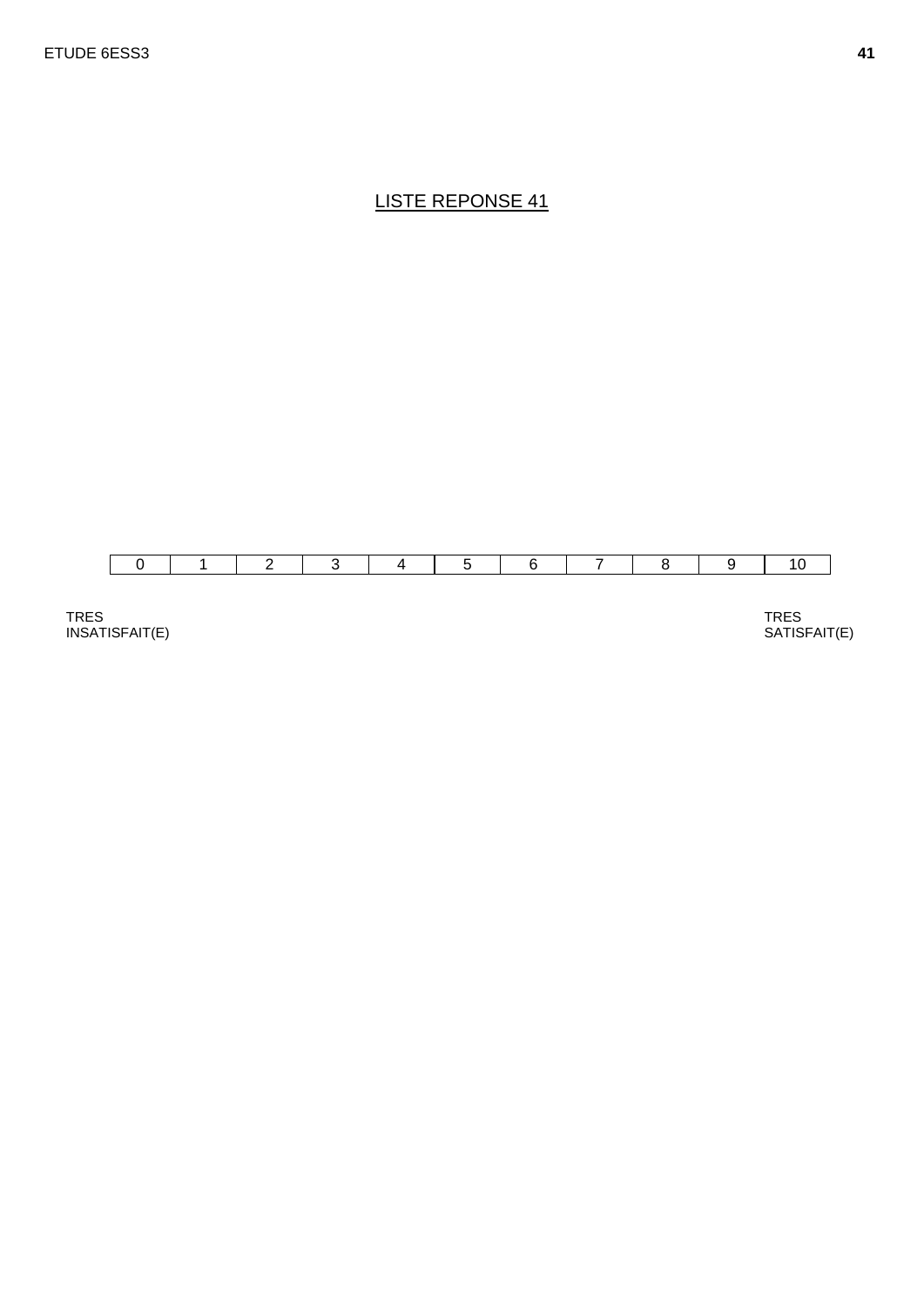## LISTE REPONSE 41

| 0 | 1 | 2 | 3 | 4 | 5 | 6 | 7 | 8 | 9 | 10 |
|---|---|---|---|---|---|---|---|---|---|---|

TRES
INSATISFAIT(E)

TRES
SATISFAIT(E)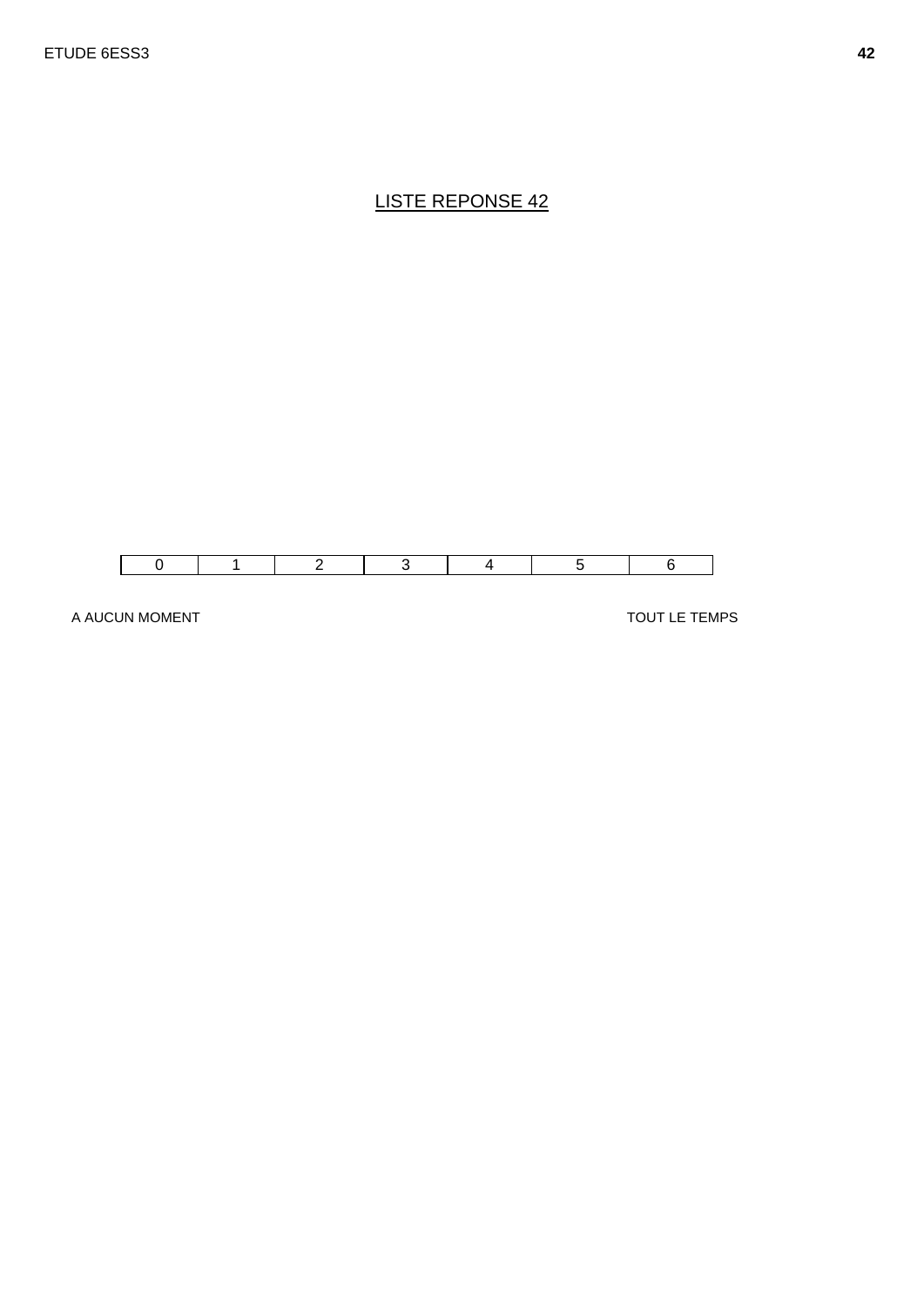## LISTE REPONSE 42

| 0 | 1 | 2 | 3 | 4 | 5 | 6 |
|---|---|---|---|---|---|---|

A AUCUN MOMENT                                                                                    TOUT LE TEMPS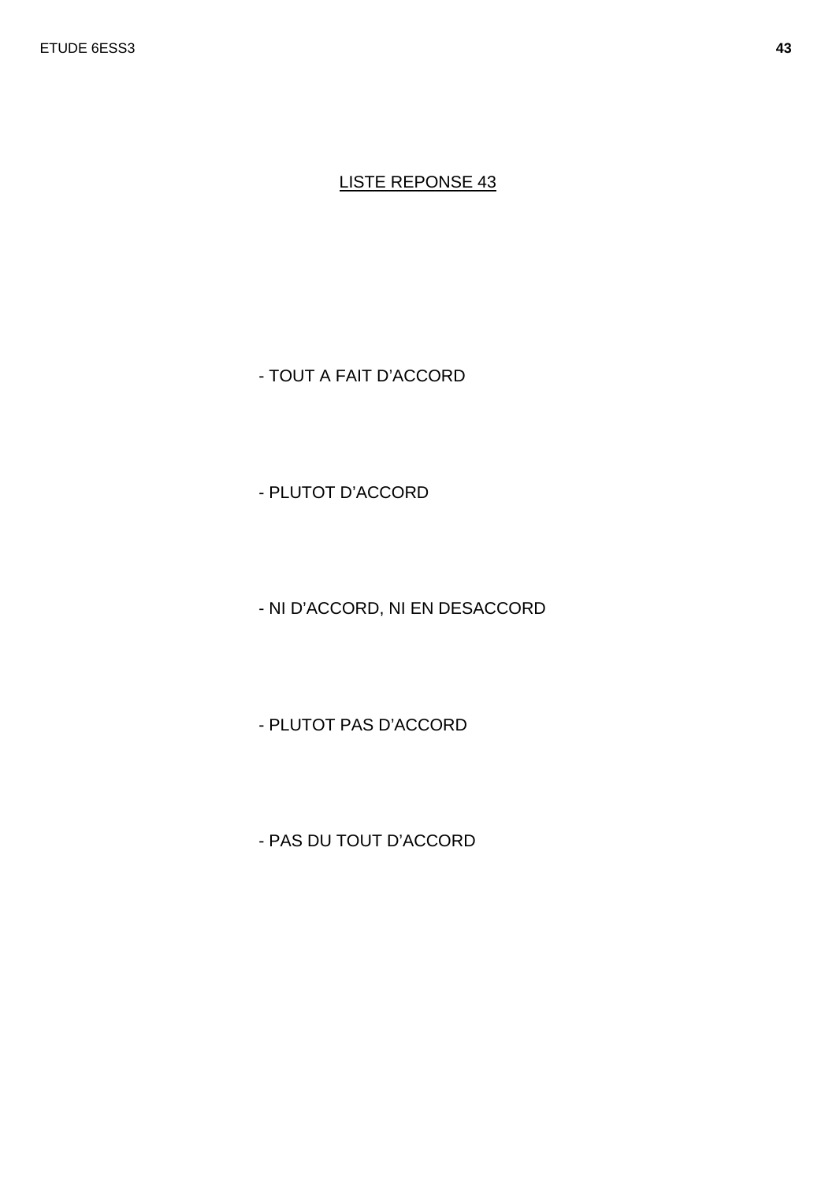## LISTE REPONSE 43

- TOUT A FAIT D'ACCORD

- PLUTOT D'ACCORD

- NI D'ACCORD, NI EN DESACCORD

- PLUTOT PAS D'ACCORD

- PAS DU TOUT D'ACCORD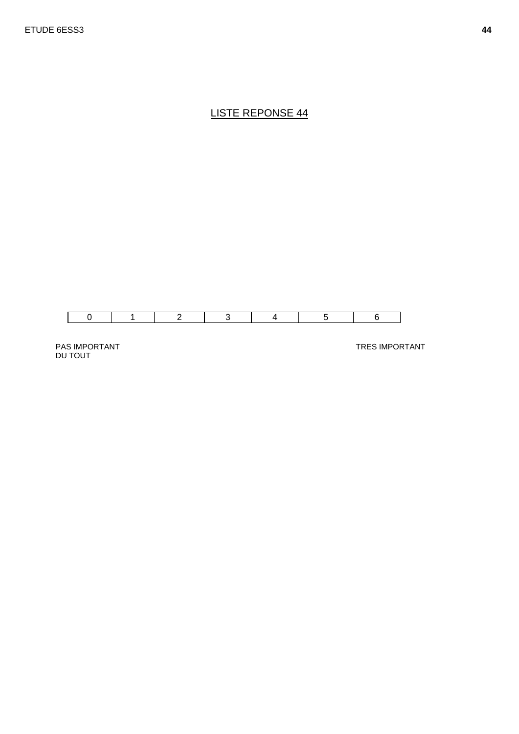## LISTE REPONSE 44

| 0 | 1 | 2 | 3 | 4 | 5 | 6 |
|---|---|---|---|---|---|---|

PAS IMPORTANT
DU TOUT

TRES IMPORTANT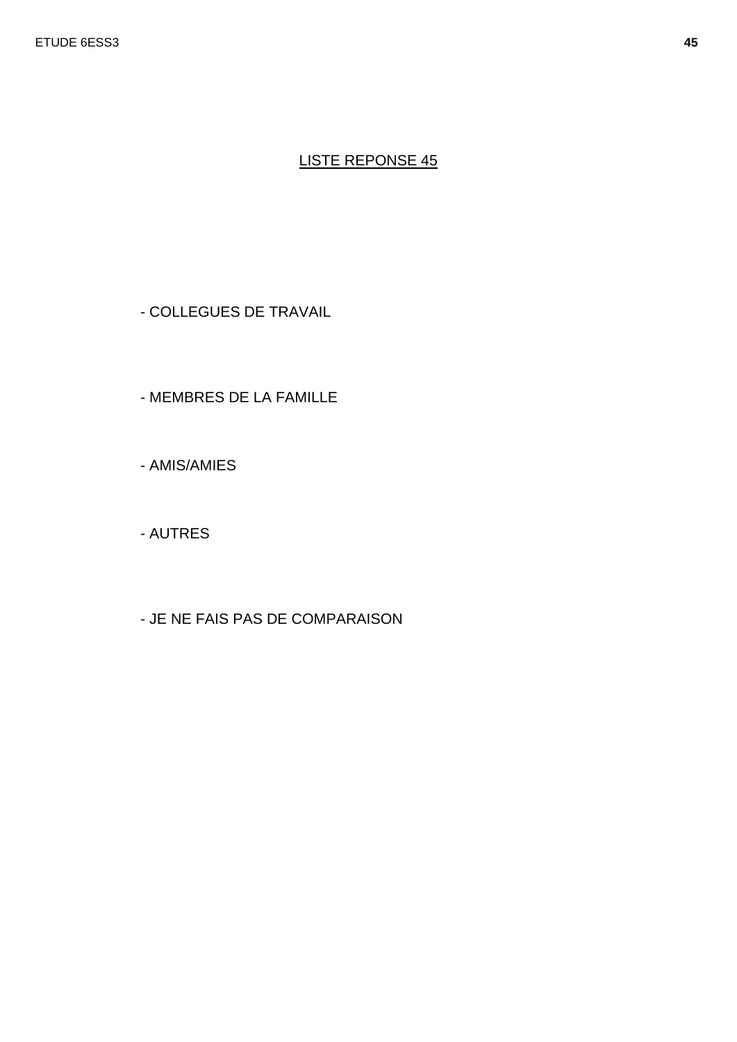## LISTE REPONSE 45

- COLLEGUES DE TRAVAIL

- MEMBRES DE LA FAMILLE

- AMIS/AMIES

- AUTRES

- JE NE FAIS PAS DE COMPARAISON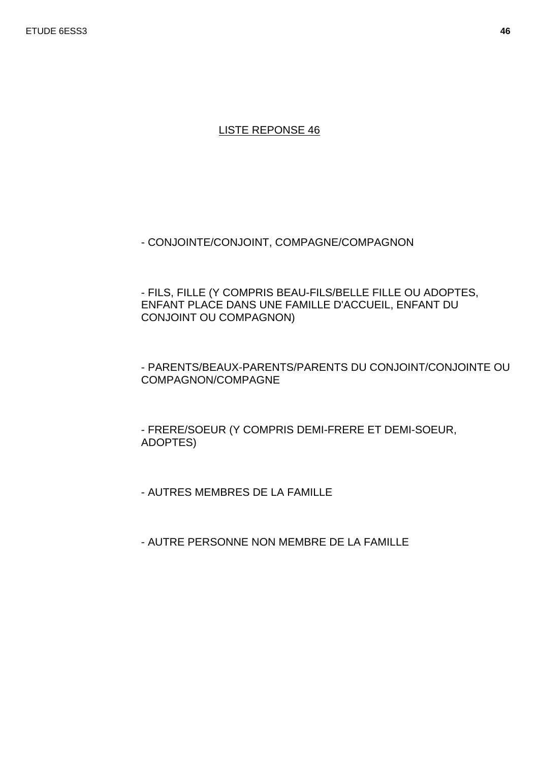LISTE REPONSE 46

- CONJOINTE/CONJOINT, COMPAGNE/COMPAGNON

- FILS, FILLE (Y COMPRIS BEAU-FILS/BELLE FILLE OU ADOPTES, ENFANT PLACE DANS UNE FAMILLE D'ACCUEIL, ENFANT DU CONJOINT OU COMPAGNON)

- PARENTS/BEAUX-PARENTS/PARENTS DU CONJOINT/CONJOINTE OU COMPAGNON/COMPAGNE

- FRERE/SOEUR (Y COMPRIS DEMI-FRERE ET DEMI-SOEUR, ADOPTES)

- AUTRES MEMBRES DE LA FAMILLE

- AUTRE PERSONNE NON MEMBRE DE LA FAMILLE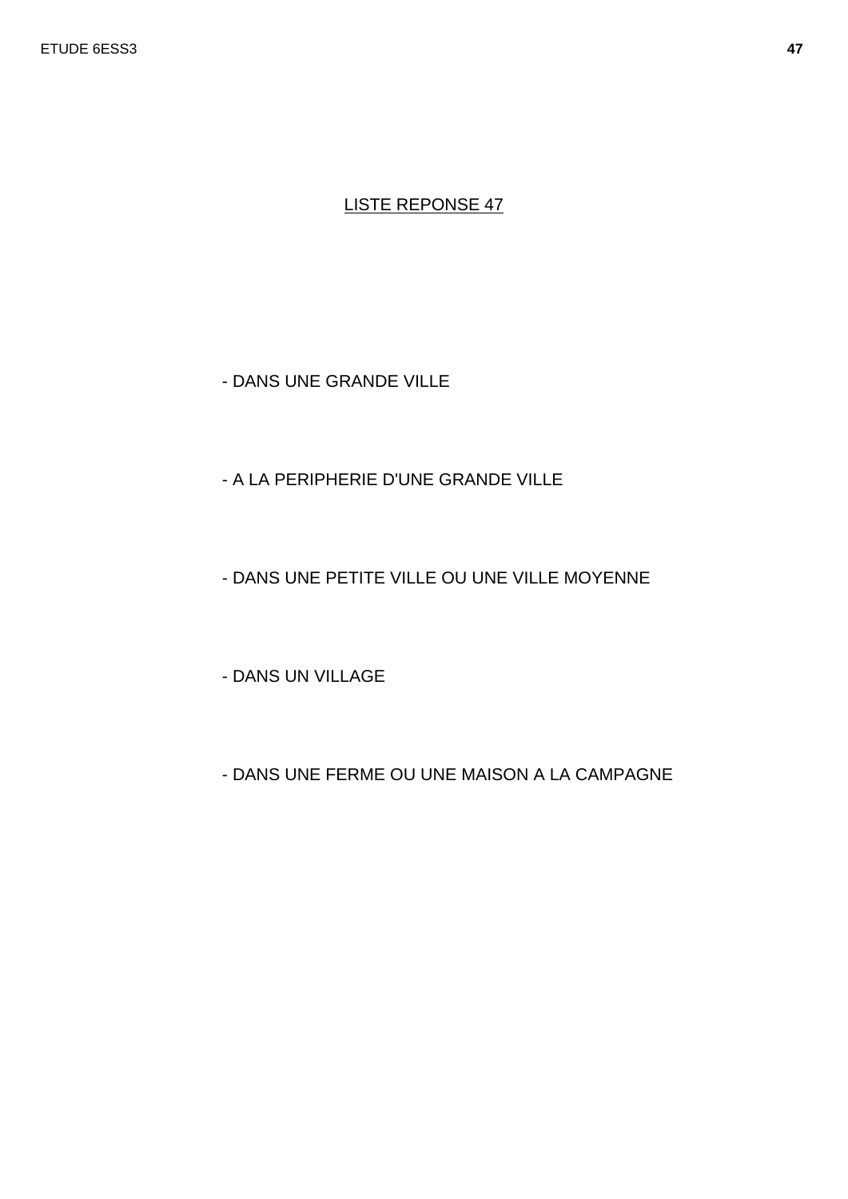LISTE REPONSE 47

- DANS UNE GRANDE VILLE
- A LA PERIPHERIE D'UNE GRANDE VILLE
- DANS UNE PETITE VILLE OU UNE VILLE MOYENNE
- DANS UN VILLAGE
- DANS UNE FERME OU UNE MAISON A LA CAMPAGNE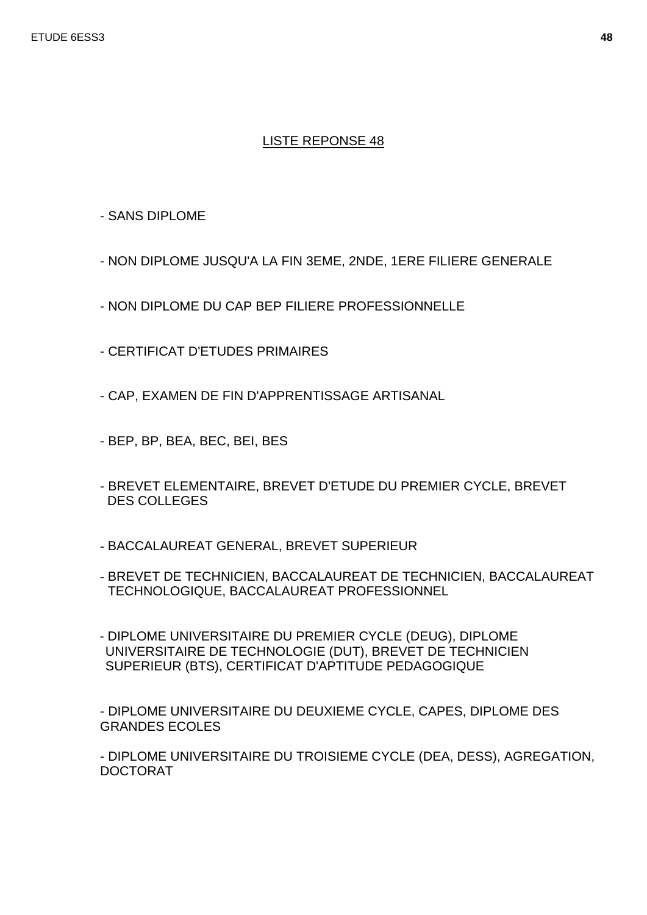## LISTE REPONSE 48

- SANS DIPLOME
- NON DIPLOME JUSQU'A LA FIN 3EME, 2NDE, 1ERE FILIERE GENERALE
- NON DIPLOME DU CAP BEP FILIERE PROFESSIONNELLE
- CERTIFICAT D'ETUDES PRIMAIRES
- CAP, EXAMEN DE FIN D'APPRENTISSAGE ARTISANAL
- BEP, BP, BEA, BEC, BEI, BES
- BREVET ELEMENTAIRE, BREVET D'ETUDE DU PREMIER CYCLE, BREVET DES COLLEGES
- BACCALAUREAT GENERAL, BREVET SUPERIEUR
- BREVET DE TECHNICIEN, BACCALAUREAT DE TECHNICIEN, BACCALAUREAT TECHNOLOGIQUE, BACCALAUREAT PROFESSIONNEL
- DIPLOME UNIVERSITAIRE DU PREMIER CYCLE (DEUG), DIPLOME UNIVERSITAIRE DE TECHNOLOGIE (DUT), BREVET DE TECHNICIEN SUPERIEUR (BTS), CERTIFICAT D'APTITUDE PEDAGOGIQUE
- DIPLOME UNIVERSITAIRE DU DEUXIEME CYCLE, CAPES, DIPLOME DES GRANDES ECOLES
- DIPLOME UNIVERSITAIRE DU TROISIEME CYCLE (DEA, DESS), AGREGATION, DOCTORAT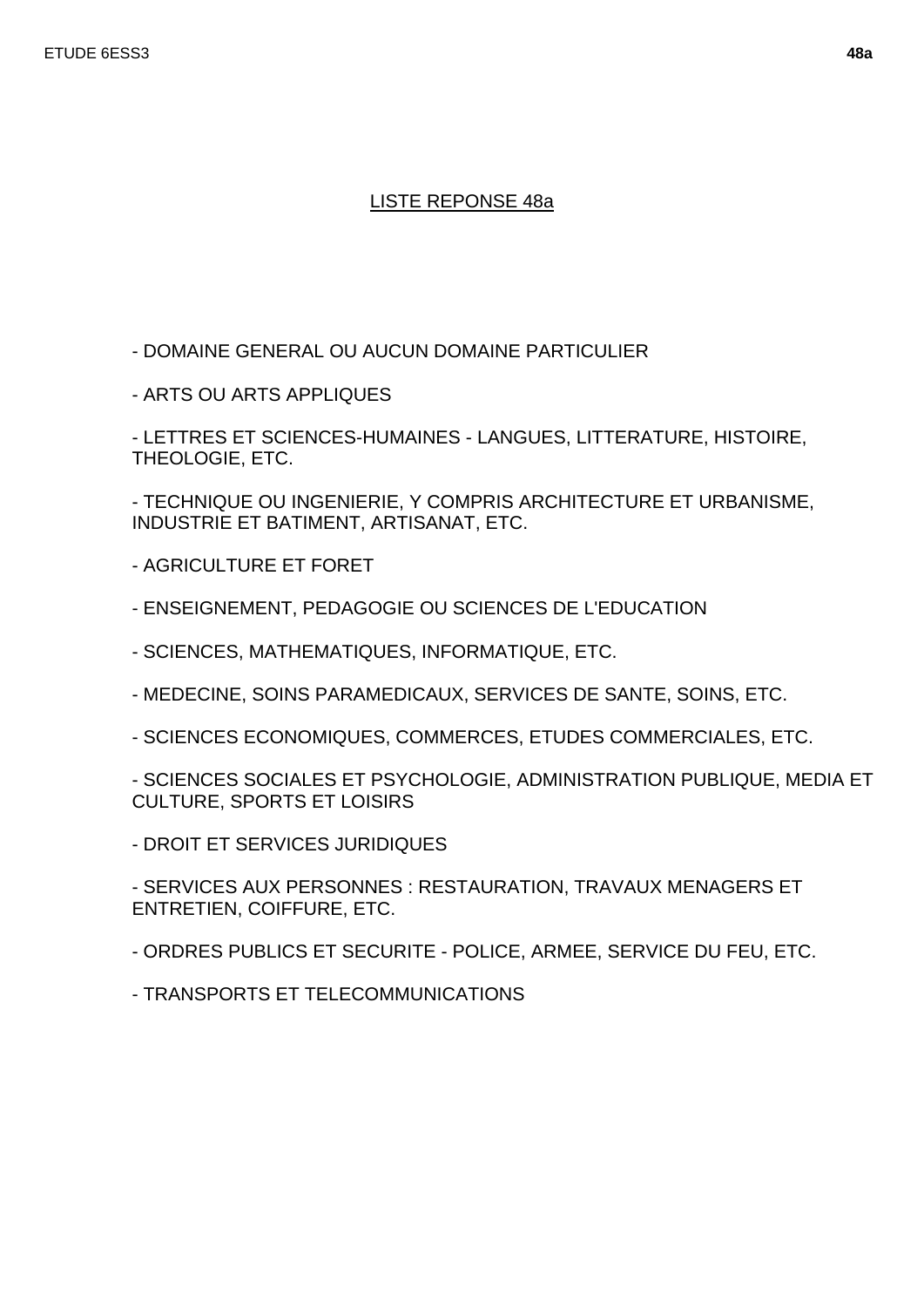<u>LISTE REPONSE 48a</u>

- DOMAINE GENERAL OU AUCUN DOMAINE PARTICULIER
- ARTS OU ARTS APPLIQUES
- LETTRES ET SCIENCES-HUMAINES - LANGUES, LITTERATURE, HISTOIRE, THEOLOGIE, ETC.
- TECHNIQUE OU INGENIERIE, Y COMPRIS ARCHITECTURE ET URBANISME, INDUSTRIE ET BATIMENT, ARTISANAT, ETC.
- AGRICULTURE ET FORET
- ENSEIGNEMENT, PEDAGOGIE OU SCIENCES DE L'EDUCATION
- SCIENCES, MATHEMATIQUES, INFORMATIQUE, ETC.
- MEDECINE, SOINS PARAMEDICAUX, SERVICES DE SANTE, SOINS, ETC.
- SCIENCES ECONOMIQUES, COMMERCES, ETUDES COMMERCIALES, ETC.
- SCIENCES SOCIALES ET PSYCHOLOGIE, ADMINISTRATION PUBLIQUE, MEDIA ET CULTURE, SPORTS ET LOISIRS
- DROIT ET SERVICES JURIDIQUES
- SERVICES AUX PERSONNES : RESTAURATION, TRAVAUX MENAGERS ET ENTRETIEN, COIFFURE, ETC.
- ORDRES PUBLICS ET SECURITE - POLICE, ARMEE, SERVICE DU FEU, ETC.
- TRANSPORTS ET TELECOMMUNICATIONS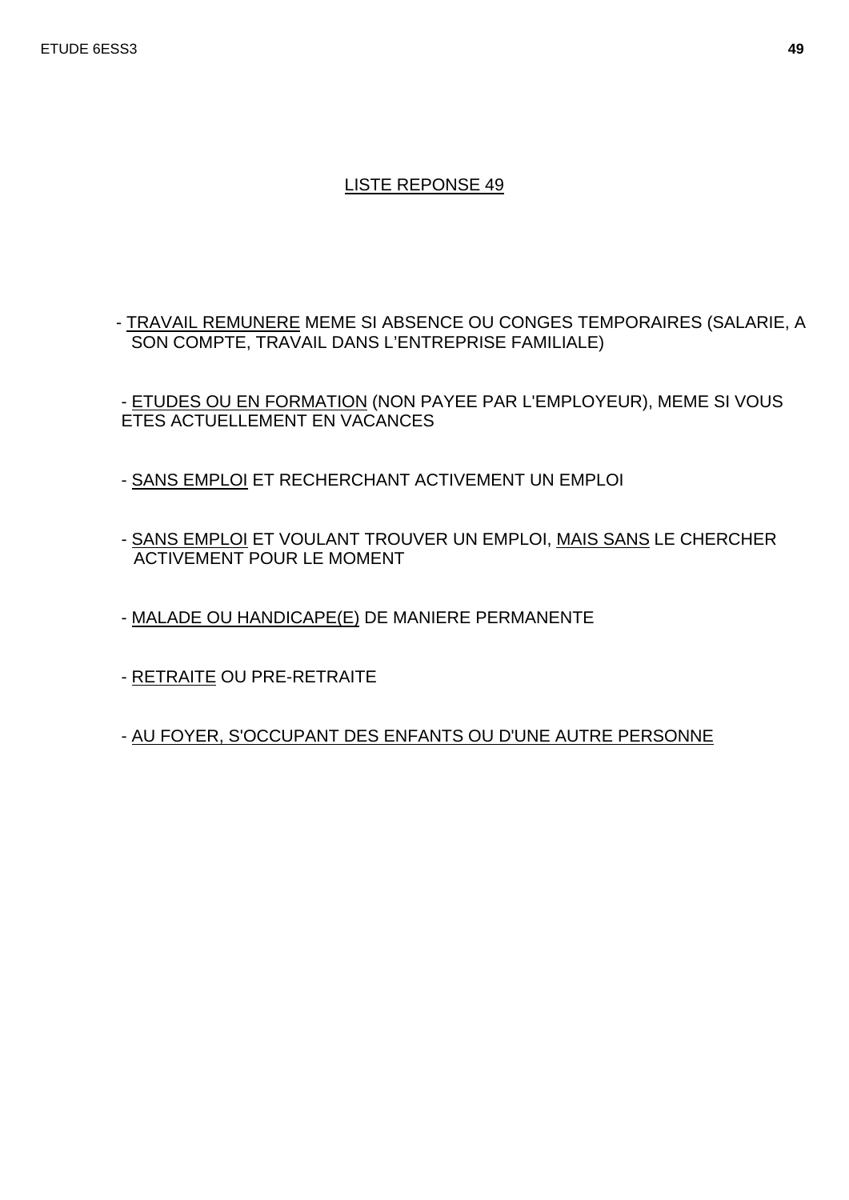## LISTE REPONSE 49

- TRAVAIL REMUNERE MEME SI ABSENCE OU CONGES TEMPORAIRES (SALARIE, A SON COMPTE, TRAVAIL DANS L'ENTREPRISE FAMILIALE)

- ETUDES OU EN FORMATION (NON PAYEE PAR L'EMPLOYEUR), MEME SI VOUS ETES ACTUELLEMENT EN VACANCES

- SANS EMPLOI ET RECHERCHANT ACTIVEMENT UN EMPLOI

- SANS EMPLOI ET VOULANT TROUVER UN EMPLOI, MAIS SANS LE CHERCHER ACTIVEMENT POUR LE MOMENT

- MALADE OU HANDICAPE(E) DE MANIERE PERMANENTE

- RETRAITE OU PRE-RETRAITE

- AU FOYER, S'OCCUPANT DES ENFANTS OU D'UNE AUTRE PERSONNE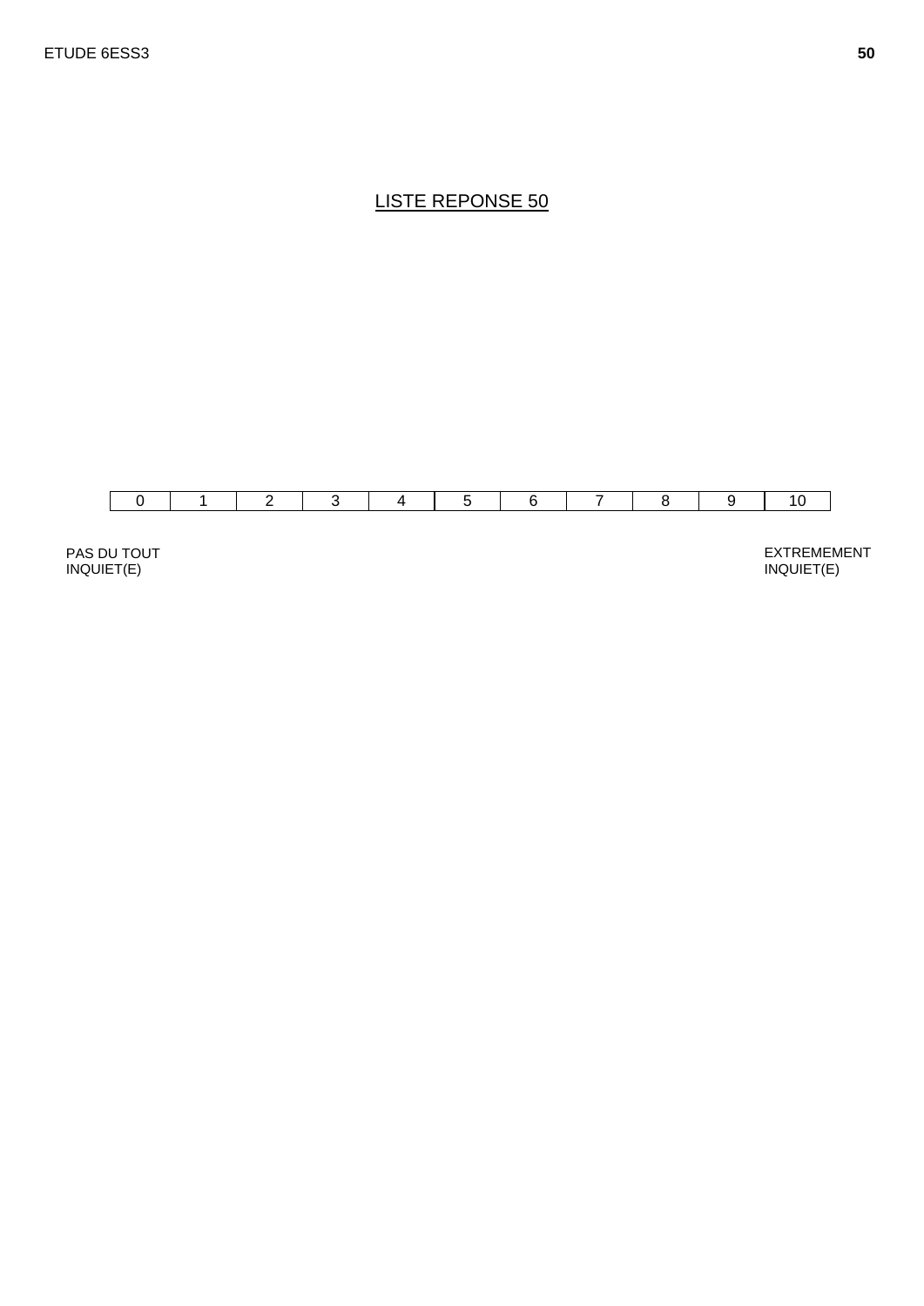# LISTE REPONSE 50

| 0 | 1 | 2 | 3 | 4 | 5 | 6 | 7 | 8 | 9 | 10 |
|---|---|---|---|---|---|---|---|---|---|---|

PAS DU TOUT INQUIET(E)

EXTREMEMENT INQUIET(E)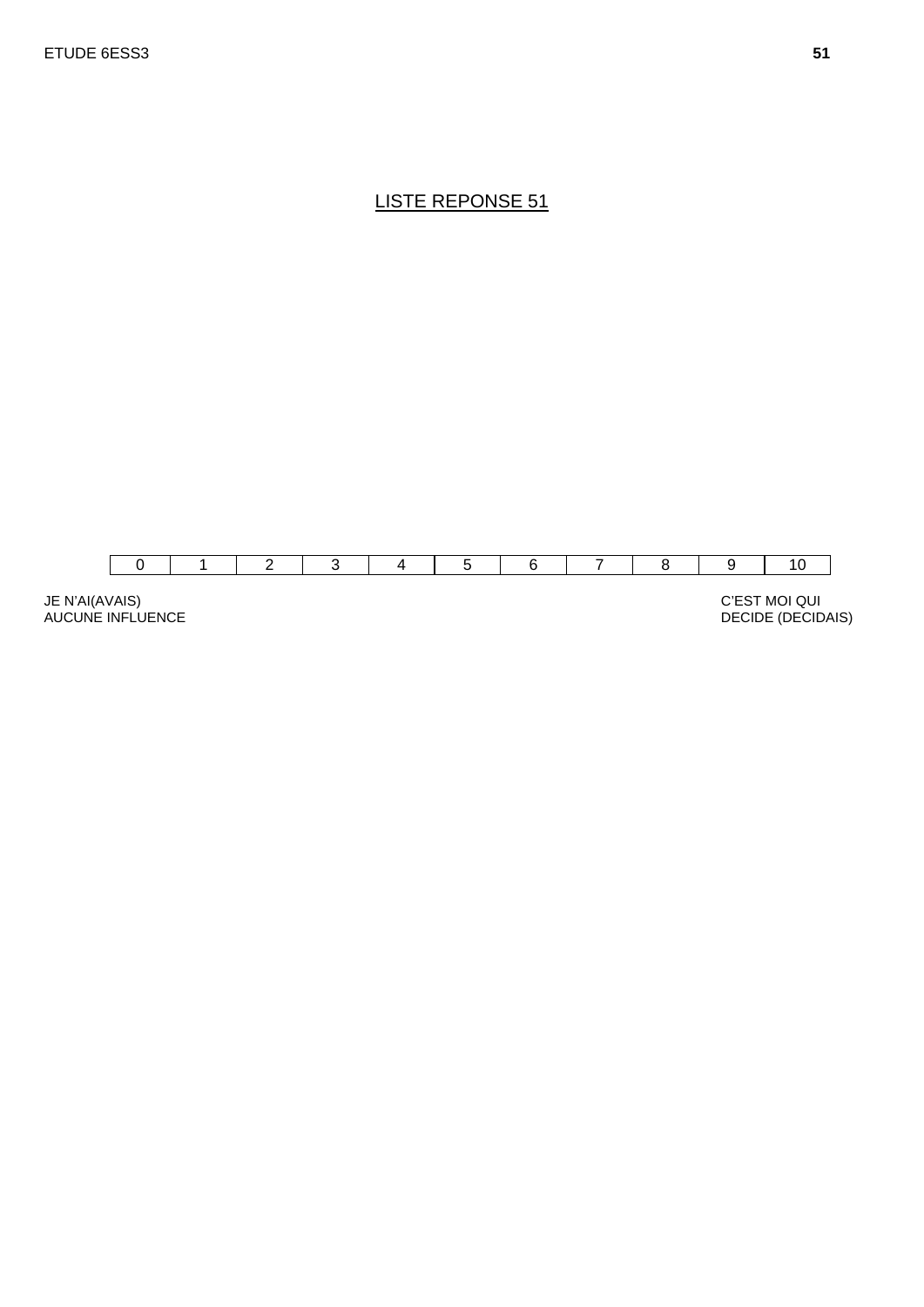## LISTE REPONSE 51

| 0 | 1 | 2 | 3 | 4 | 5 | 6 | 7 | 8 | 9 | 10 |
|---|---|---|---|---|---|---|---|---|---|---|

JE N'AI(AVAIS)
AUCUNE INFLUENCE

C'EST MOI QUI
DECIDE (DECIDAIS)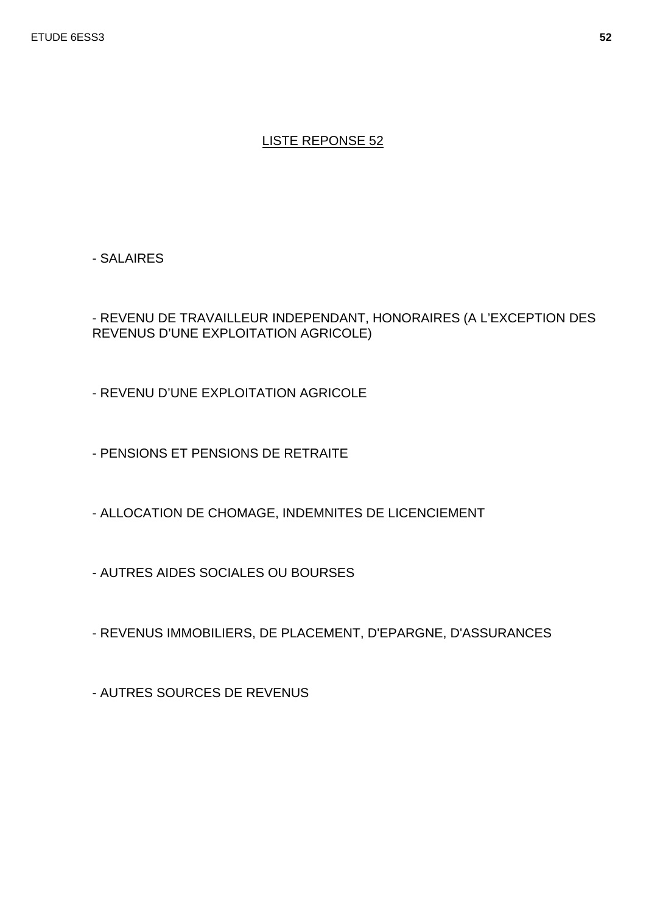## LISTE REPONSE 52

- SALAIRES

- REVENU DE TRAVAILLEUR INDEPENDANT, HONORAIRES (A L'EXCEPTION DES REVENUS D'UNE EXPLOITATION AGRICOLE)

- REVENU D'UNE EXPLOITATION AGRICOLE

- PENSIONS ET PENSIONS DE RETRAITE

- ALLOCATION DE CHOMAGE, INDEMNITES DE LICENCIEMENT

- AUTRES AIDES SOCIALES OU BOURSES

- REVENUS IMMOBILIERS, DE PLACEMENT, D'EPARGNE, D'ASSURANCES

- AUTRES SOURCES DE REVENUS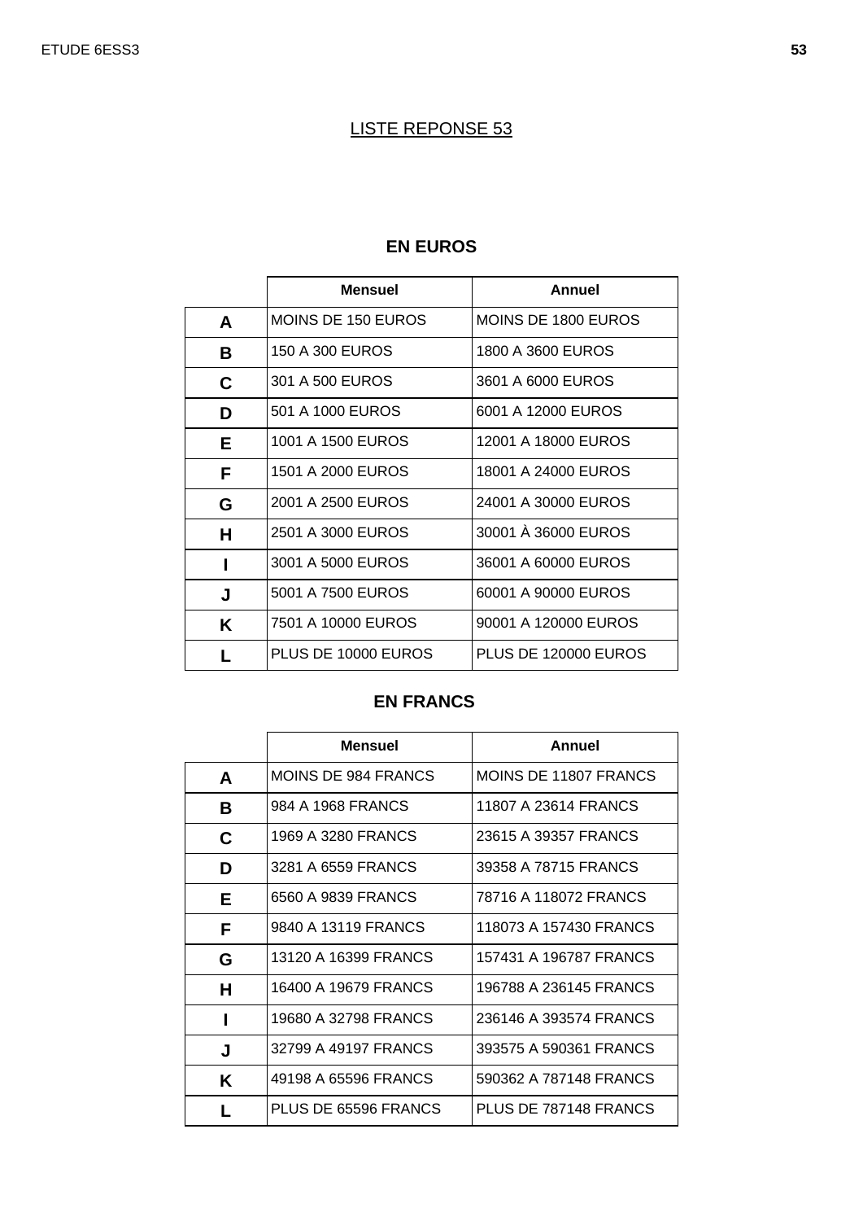## LISTE REPONSE 53

### EN EUROS

| | Mensuel | Annuel |
|---|---|---|
| **A** | MOINS DE 150 EUROS | MOINS DE 1800 EUROS |
| **B** | 150 A 300 EUROS | 1800 A 3600 EUROS |
| **C** | 301 A 500 EUROS | 3601 A 6000 EUROS |
| **D** | 501 A 1000 EUROS | 6001 A 12000 EUROS |
| **E** | 1001 A 1500 EUROS | 12001 A 18000 EUROS |
| **F** | 1501 A 2000 EUROS | 18001 A 24000 EUROS |
| **G** | 2001 A 2500 EUROS | 24001 A 30000 EUROS |
| **H** | 2501 A 3000 EUROS | 30001 À 36000 EUROS |
| **I** | 3001 A 5000 EUROS | 36001 A 60000 EUROS |
| **J** | 5001 A 7500 EUROS | 60001 A 90000 EUROS |
| **K** | 7501 A 10000 EUROS | 90001 A 120000 EUROS |
| **L** | PLUS DE 10000 EUROS | PLUS DE 120000 EUROS |

### EN FRANCS

| | Mensuel | Annuel |
|---|---|---|
| **A** | MOINS DE 984 FRANCS | MOINS DE 11807 FRANCS |
| **B** | 984 A 1968 FRANCS | 11807 A 23614 FRANCS |
| **C** | 1969 A 3280 FRANCS | 23615 A 39357 FRANCS |
| **D** | 3281 A 6559 FRANCS | 39358 A 78715 FRANCS |
| **E** | 6560 A 9839 FRANCS | 78716 A 118072 FRANCS |
| **F** | 9840 A 13119 FRANCS | 118073 A 157430 FRANCS |
| **G** | 13120 A 16399 FRANCS | 157431 A 196787 FRANCS |
| **H** | 16400 A 19679 FRANCS | 196788 A 236145 FRANCS |
| **I** | 19680 A 32798 FRANCS | 236146 A 393574 FRANCS |
| **J** | 32799 A 49197 FRANCS | 393575 A 590361 FRANCS |
| **K** | 49198 A 65596 FRANCS | 590362 A 787148 FRANCS |
| **L** | PLUS DE 65596 FRANCS | PLUS DE 787148 FRANCS |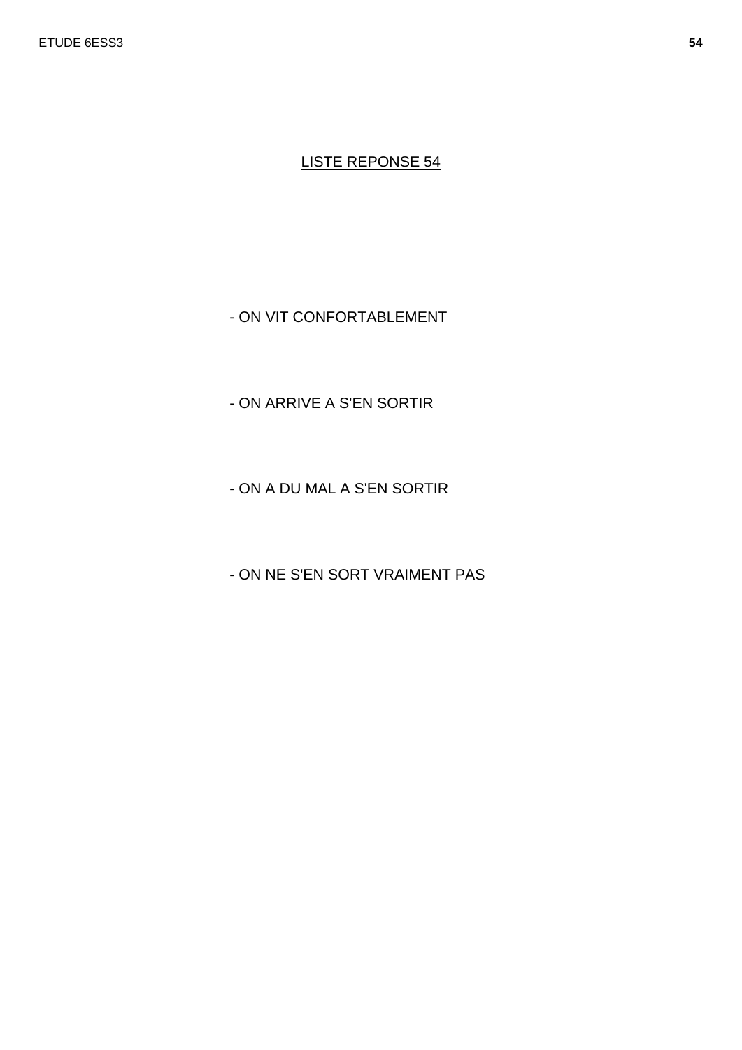## LISTE REPONSE 54

- ON VIT CONFORTABLEMENT

- ON ARRIVE A S'EN SORTIR

- ON A DU MAL A S'EN SORTIR

- ON NE S'EN SORT VRAIMENT PAS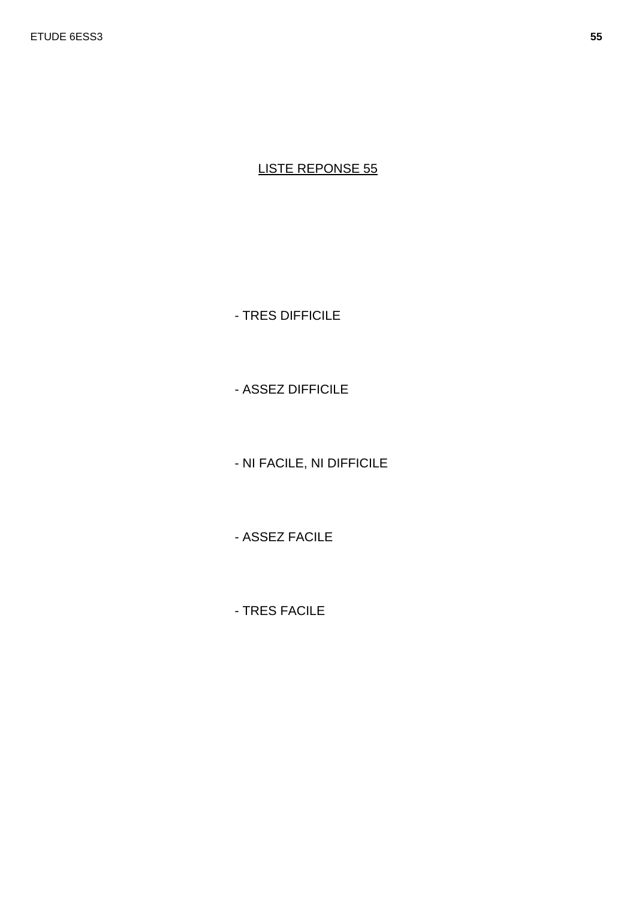LISTE REPONSE 55

- TRES DIFFICILE

- ASSEZ DIFFICILE

- NI FACILE, NI DIFFICILE

- ASSEZ FACILE

- TRES FACILE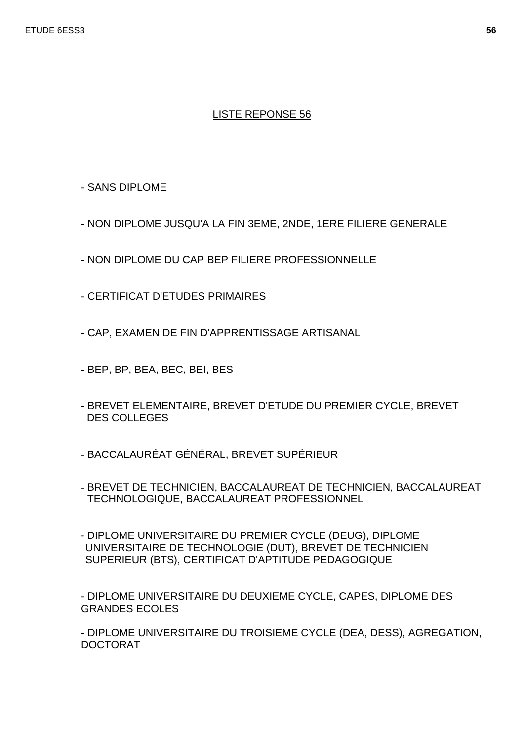<u>LISTE REPONSE 56</u>

- SANS DIPLOME

- NON DIPLOME JUSQU'A LA FIN 3EME, 2NDE, 1ERE FILIERE GENERALE

- NON DIPLOME DU CAP BEP FILIERE PROFESSIONNELLE

- CERTIFICAT D'ETUDES PRIMAIRES

- CAP, EXAMEN DE FIN D'APPRENTISSAGE ARTISANAL

- BEP, BP, BEA, BEC, BEI, BES

- BREVET ELEMENTAIRE, BREVET D'ETUDE DU PREMIER CYCLE, BREVET DES COLLEGES

- BACCALAURÉAT GÉNÉRAL, BREVET SUPÉRIEUR

- BREVET DE TECHNICIEN, BACCALAUREAT DE TECHNICIEN, BACCALAUREAT TECHNOLOGIQUE, BACCALAUREAT PROFESSIONNEL

- DIPLOME UNIVERSITAIRE DU PREMIER CYCLE (DEUG), DIPLOME UNIVERSITAIRE DE TECHNOLOGIE (DUT), BREVET DE TECHNICIEN SUPERIEUR (BTS), CERTIFICAT D'APTITUDE PEDAGOGIQUE

- DIPLOME UNIVERSITAIRE DU DEUXIEME CYCLE, CAPES, DIPLOME DES GRANDES ECOLES

- DIPLOME UNIVERSITAIRE DU TROISIEME CYCLE (DEA, DESS), AGREGATION, DOCTORAT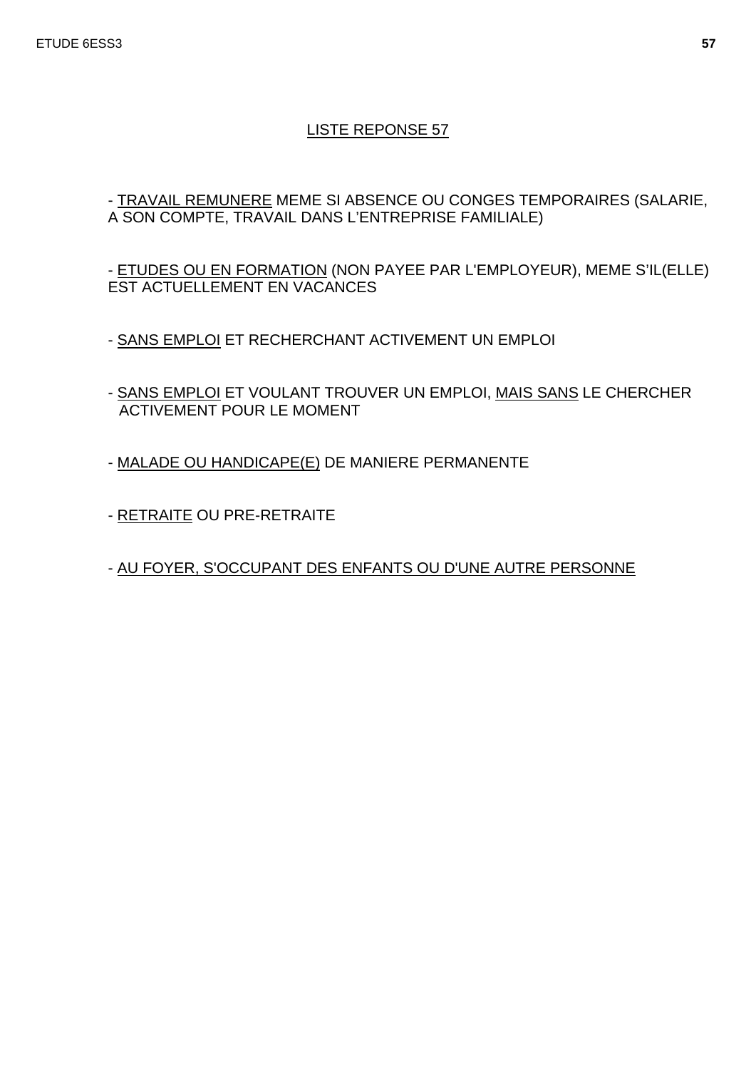## <u>LISTE REPONSE 57</u>

- <u>TRAVAIL REMUNERE</u> MEME SI ABSENCE OU CONGES TEMPORAIRES (SALARIE, A SON COMPTE, TRAVAIL DANS L'ENTREPRISE FAMILIALE)

- <u>ETUDES OU EN FORMATION</u> (NON PAYEE PAR L'EMPLOYEUR), MEME S'IL(ELLE) EST ACTUELLEMENT EN VACANCES

- <u>SANS EMPLOI</u> ET RECHERCHANT ACTIVEMENT UN EMPLOI

- <u>SANS EMPLOI</u> ET VOULANT TROUVER UN EMPLOI, <u>MAIS SANS</u> LE CHERCHER ACTIVEMENT POUR LE MOMENT

- <u>MALADE OU HANDICAPE(E)</u> DE MANIERE PERMANENTE

- <u>RETRAITE</u> OU PRE-RETRAITE

- <u>AU FOYER, S'OCCUPANT DES ENFANTS OU D'UNE AUTRE PERSONNE</u>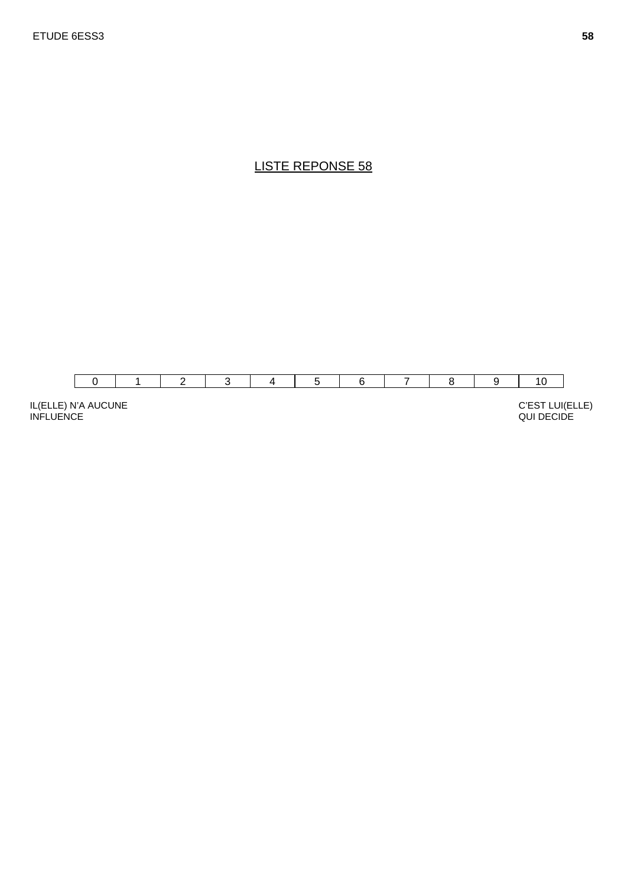LISTE REPONSE 58

| 0 | 1 | 2 | 3 | 4 | 5 | 6 | 7 | 8 | 9 | 10 |
|---|---|---|---|---|---|---|---|---|---|---|

IL(ELLE) N'A AUCUNE INFLUENCE

C'EST LUI(ELLE) QUI DECIDE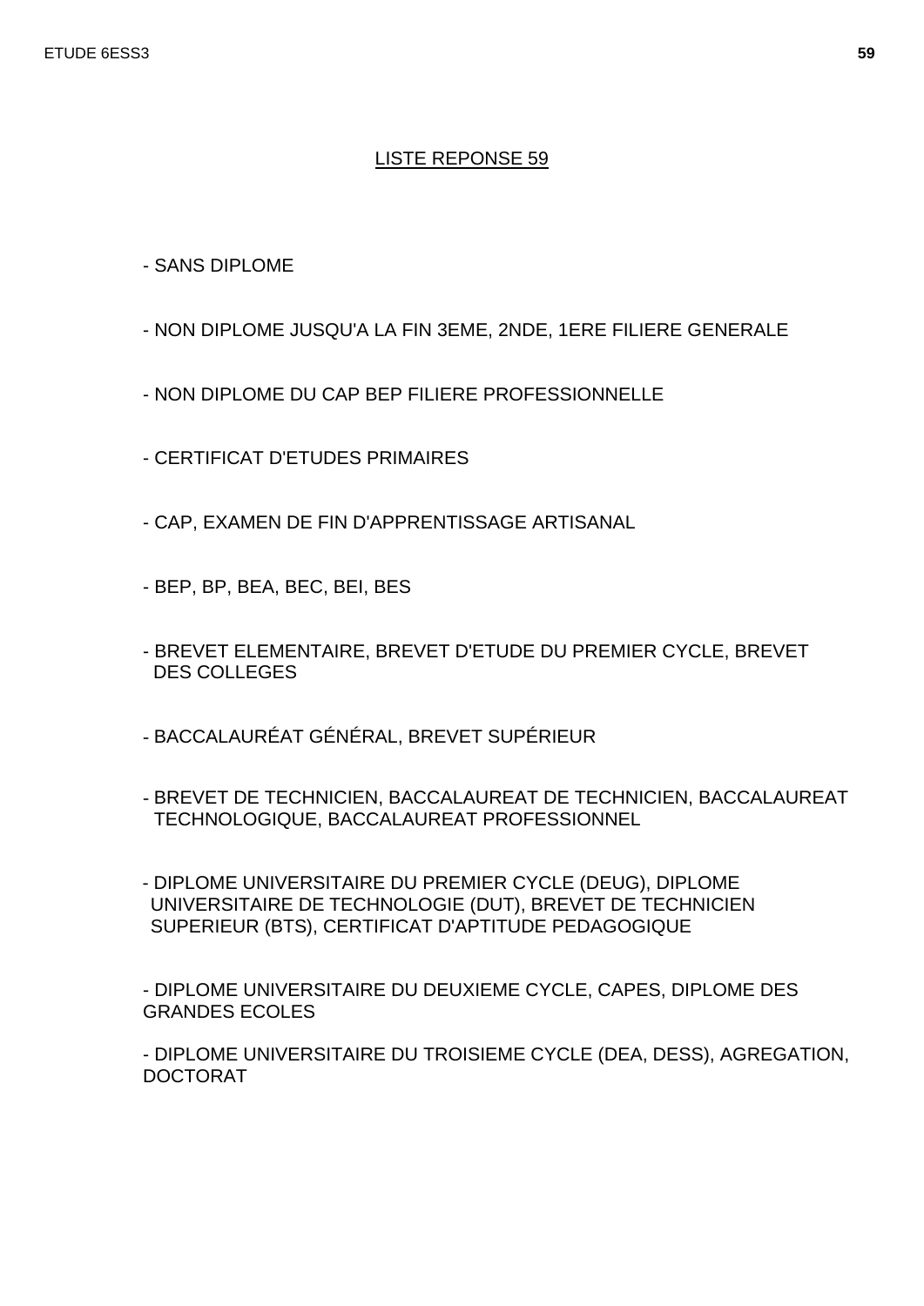LISTE REPONSE 59

- SANS DIPLOME
- NON DIPLOME JUSQU'A LA FIN 3EME, 2NDE, 1ERE FILIERE GENERALE
- NON DIPLOME DU CAP BEP FILIERE PROFESSIONNELLE
- CERTIFICAT D'ETUDES PRIMAIRES
- CAP, EXAMEN DE FIN D'APPRENTISSAGE ARTISANAL
- BEP, BP, BEA, BEC, BEI, BES
- BREVET ELEMENTAIRE, BREVET D'ETUDE DU PREMIER CYCLE, BREVET DES COLLEGES
- BACCALAURÉAT GÉNÉRAL, BREVET SUPÉRIEUR
- BREVET DE TECHNICIEN, BACCALAUREAT DE TECHNICIEN, BACCALAUREAT TECHNOLOGIQUE, BACCALAUREAT PROFESSIONNEL
- DIPLOME UNIVERSITAIRE DU PREMIER CYCLE (DEUG), DIPLOME UNIVERSITAIRE DE TECHNOLOGIE (DUT), BREVET DE TECHNICIEN SUPERIEUR (BTS), CERTIFICAT D'APTITUDE PEDAGOGIQUE
- DIPLOME UNIVERSITAIRE DU DEUXIEME CYCLE, CAPES, DIPLOME DES GRANDES ECOLES
- DIPLOME UNIVERSITAIRE DU TROISIEME CYCLE (DEA, DESS), AGREGATION, DOCTORAT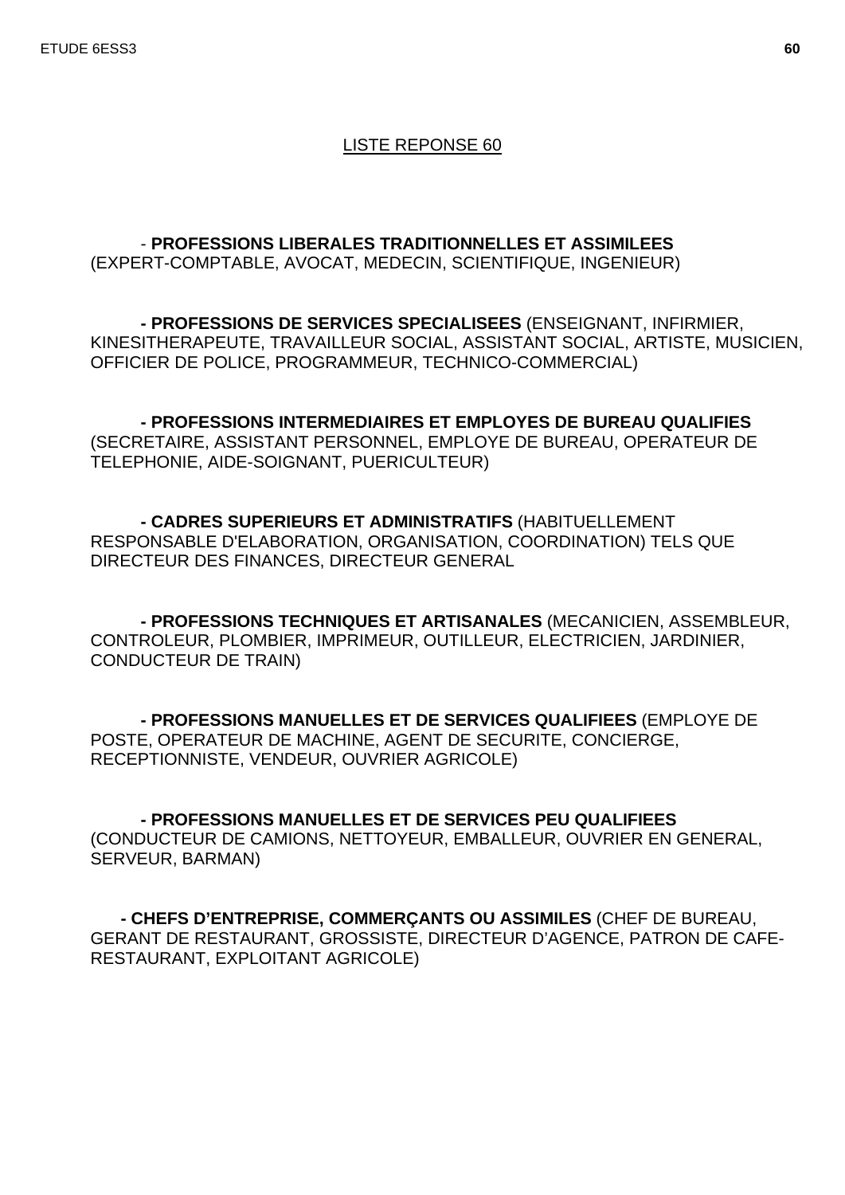LISTE REPONSE 60

- **PROFESSIONS LIBERALES TRADITIONNELLES ET ASSIMILEES** (EXPERT-COMPTABLE, AVOCAT, MEDECIN, SCIENTIFIQUE, INGENIEUR)

- **PROFESSIONS DE SERVICES SPECIALISEES** (ENSEIGNANT, INFIRMIER, KINESITHERAPEUTE, TRAVAILLEUR SOCIAL, ASSISTANT SOCIAL, ARTISTE, MUSICIEN, OFFICIER DE POLICE, PROGRAMMEUR, TECHNICO-COMMERCIAL)

- **PROFESSIONS INTERMEDIAIRES ET EMPLOYES DE BUREAU QUALIFIES** (SECRETAIRE, ASSISTANT PERSONNEL, EMPLOYE DE BUREAU, OPERATEUR DE TELEPHONIE, AIDE-SOIGNANT, PUERICULTEUR)

- **CADRES SUPERIEURS ET ADMINISTRATIFS** (HABITUELLEMENT RESPONSABLE D'ELABORATION, ORGANISATION, COORDINATION) TELS QUE DIRECTEUR DES FINANCES, DIRECTEUR GENERAL

- **PROFESSIONS TECHNIQUES ET ARTISANALES** (MECANICIEN, ASSEMBLEUR, CONTROLEUR, PLOMBIER, IMPRIMEUR, OUTILLEUR, ELECTRICIEN, JARDINIER, CONDUCTEUR DE TRAIN)

- **PROFESSIONS MANUELLES ET DE SERVICES QUALIFIEES** (EMPLOYE DE POSTE, OPERATEUR DE MACHINE, AGENT DE SECURITE, CONCIERGE, RECEPTIONNISTE, VENDEUR, OUVRIER AGRICOLE)

- **PROFESSIONS MANUELLES ET DE SERVICES PEU QUALIFIEES** (CONDUCTEUR DE CAMIONS, NETTOYEUR, EMBALLEUR, OUVRIER EN GENERAL, SERVEUR, BARMAN)

- **CHEFS D'ENTREPRISE, COMMERÇANTS OU ASSIMILES** (CHEF DE BUREAU, GERANT DE RESTAURANT, GROSSISTE, DIRECTEUR D'AGENCE, PATRON DE CAFE-RESTAURANT, EXPLOITANT AGRICOLE)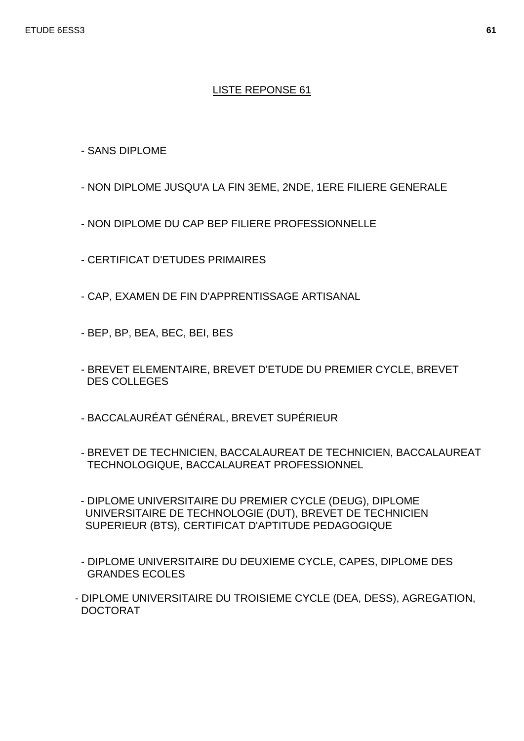LISTE REPONSE 61

- SANS DIPLOME
- NON DIPLOME JUSQU'A LA FIN 3EME, 2NDE, 1ERE FILIERE GENERALE
- NON DIPLOME DU CAP BEP FILIERE PROFESSIONNELLE
- CERTIFICAT D'ETUDES PRIMAIRES
- CAP, EXAMEN DE FIN D'APPRENTISSAGE ARTISANAL
- BEP, BP, BEA, BEC, BEI, BES
- BREVET ELEMENTAIRE, BREVET D'ETUDE DU PREMIER CYCLE, BREVET DES COLLEGES
- BACCALAURÉAT GÉNÉRAL, BREVET SUPÉRIEUR
- BREVET DE TECHNICIEN, BACCALAUREAT DE TECHNICIEN, BACCALAUREAT TECHNOLOGIQUE, BACCALAUREAT PROFESSIONNEL
- DIPLOME UNIVERSITAIRE DU PREMIER CYCLE (DEUG), DIPLOME UNIVERSITAIRE DE TECHNOLOGIE (DUT), BREVET DE TECHNICIEN SUPERIEUR (BTS), CERTIFICAT D'APTITUDE PEDAGOGIQUE
- DIPLOME UNIVERSITAIRE DU DEUXIEME CYCLE, CAPES, DIPLOME DES GRANDES ECOLES
- DIPLOME UNIVERSITAIRE DU TROISIEME CYCLE (DEA, DESS), AGREGATION, DOCTORAT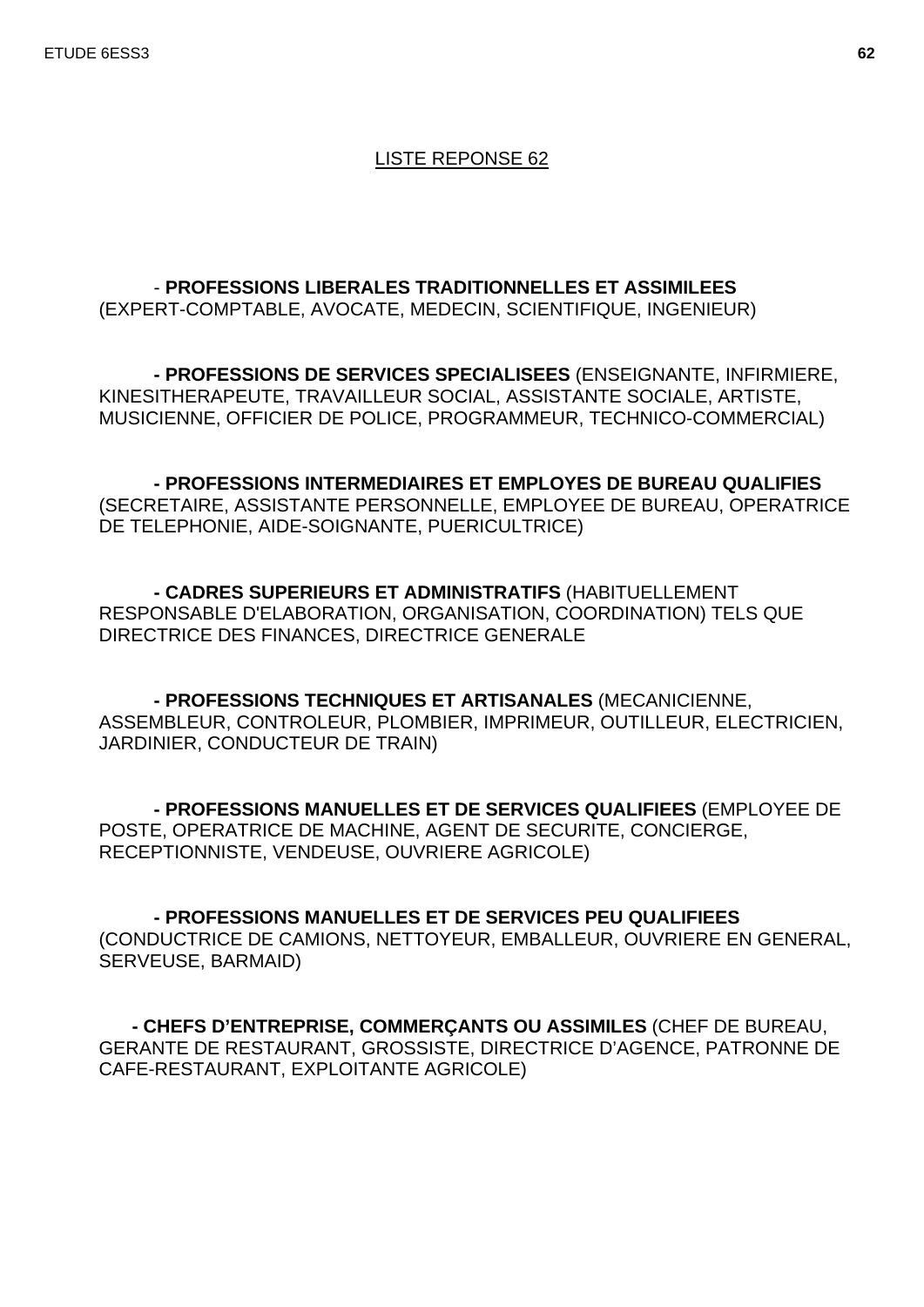LISTE REPONSE 62

- **PROFESSIONS LIBERALES TRADITIONNELLES ET ASSIMILEES** (EXPERT-COMPTABLE, AVOCATE, MEDECIN, SCIENTIFIQUE, INGENIEUR)

- **PROFESSIONS DE SERVICES SPECIALISEES** (ENSEIGNANTE, INFIRMIERE, KINESITHERAPEUTE, TRAVAILLEUR SOCIAL, ASSISTANTE SOCIALE, ARTISTE, MUSICIENNE, OFFICIER DE POLICE, PROGRAMMEUR, TECHNICO-COMMERCIAL)

- **PROFESSIONS INTERMEDIAIRES ET EMPLOYES DE BUREAU QUALIFIES** (SECRETAIRE, ASSISTANTE PERSONNELLE, EMPLOYEE DE BUREAU, OPERATRICE DE TELEPHONIE, AIDE-SOIGNANTE, PUERICULTRICE)

- **CADRES SUPERIEURS ET ADMINISTRATIFS** (HABITUELLEMENT RESPONSABLE D'ELABORATION, ORGANISATION, COORDINATION) TELS QUE DIRECTRICE DES FINANCES, DIRECTRICE GENERALE

- **PROFESSIONS TECHNIQUES ET ARTISANALES** (MECANICIENNE, ASSEMBLEUR, CONTROLEUR, PLOMBIER, IMPRIMEUR, OUTILLEUR, ELECTRICIEN, JARDINIER, CONDUCTEUR DE TRAIN)

- **PROFESSIONS MANUELLES ET DE SERVICES QUALIFIEES** (EMPLOYEE DE POSTE, OPERATRICE DE MACHINE, AGENT DE SECURITE, CONCIERGE, RECEPTIONNISTE, VENDEUSE, OUVRIERE AGRICOLE)

- **PROFESSIONS MANUELLES ET DE SERVICES PEU QUALIFIEES** (CONDUCTRICE DE CAMIONS, NETTOYEUR, EMBALLEUR, OUVRIERE EN GENERAL, SERVEUSE, BARMAID)

- **CHEFS D'ENTREPRISE, COMMERÇANTS OU ASSIMILES** (CHEF DE BUREAU, GERANTE DE RESTAURANT, GROSSISTE, DIRECTRICE D'AGENCE, PATRONNE DE CAFE-RESTAURANT, EXPLOITANTE AGRICOLE)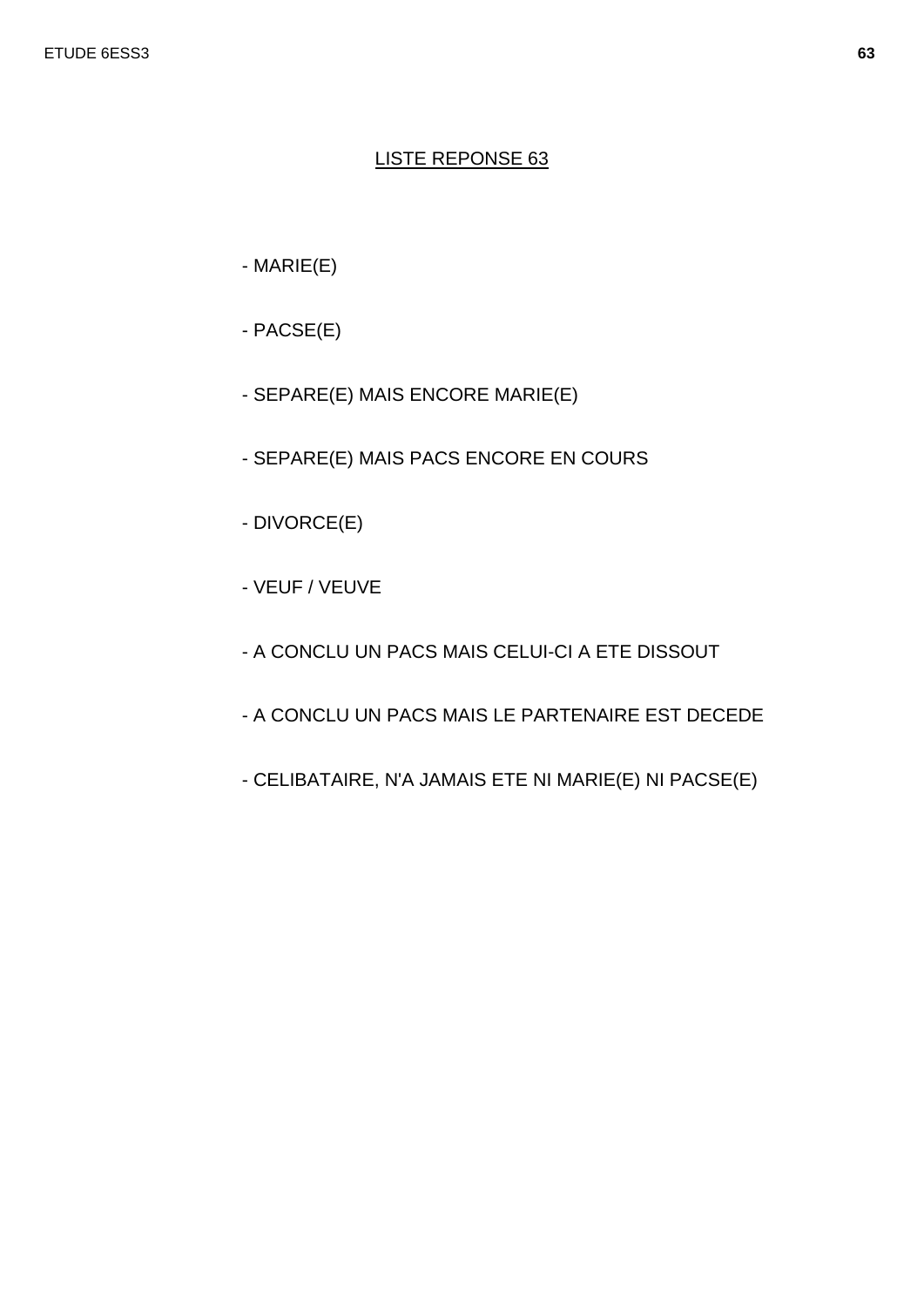## LISTE REPONSE 63

- MARIE(E)
- PACSE(E)
- SEPARE(E) MAIS ENCORE MARIE(E)
- SEPARE(E) MAIS PACS ENCORE EN COURS
- DIVORCE(E)
- VEUF / VEUVE
- A CONCLU UN PACS MAIS CELUI-CI A ETE DISSOUT
- A CONCLU UN PACS MAIS LE PARTENAIRE EST DECEDE
- CELIBATAIRE, N'A JAMAIS ETE NI MARIE(E) NI PACSE(E)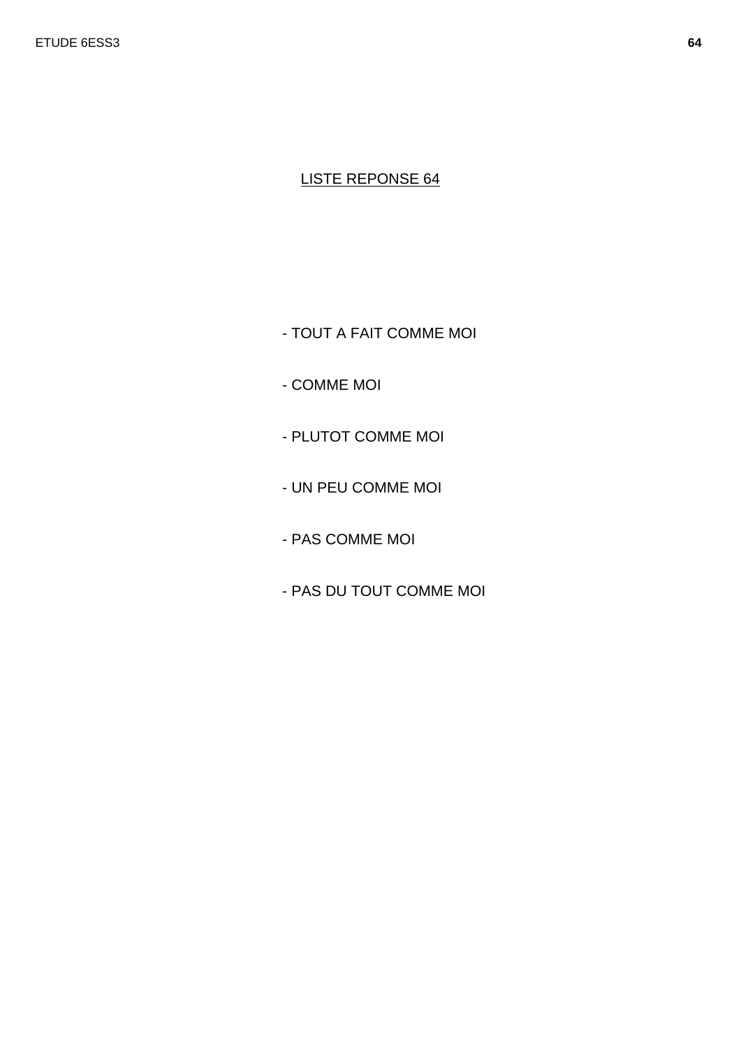LISTE REPONSE 64

- TOUT A FAIT COMME MOI
- COMME MOI
- PLUTOT COMME MOI
- UN PEU COMME MOI
- PAS COMME MOI
- PAS DU TOUT COMME MOI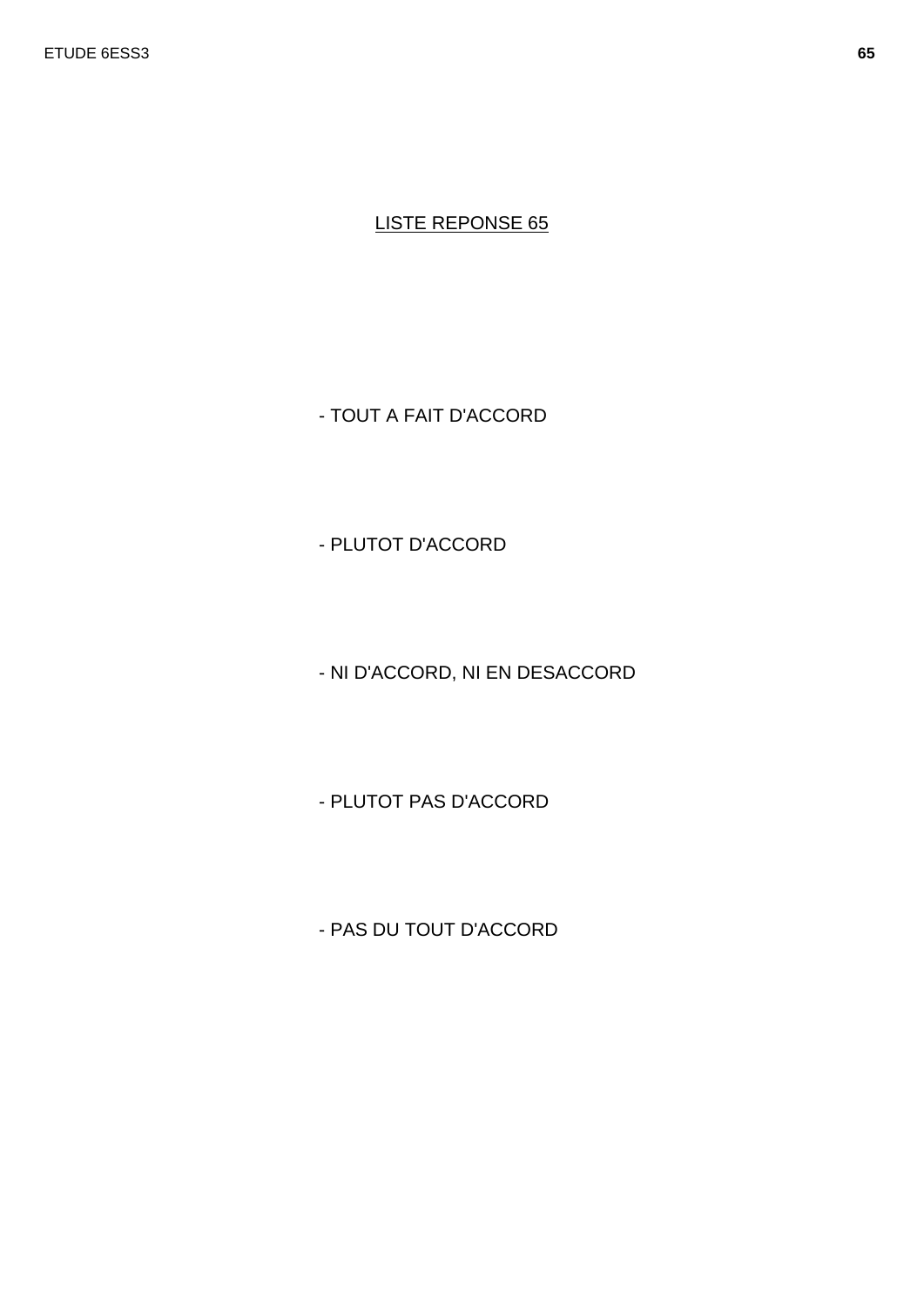LISTE REPONSE 65

- TOUT A FAIT D'ACCORD

- PLUTOT D'ACCORD

- NI D'ACCORD, NI EN DESACCORD

- PLUTOT PAS D'ACCORD

- PAS DU TOUT D'ACCORD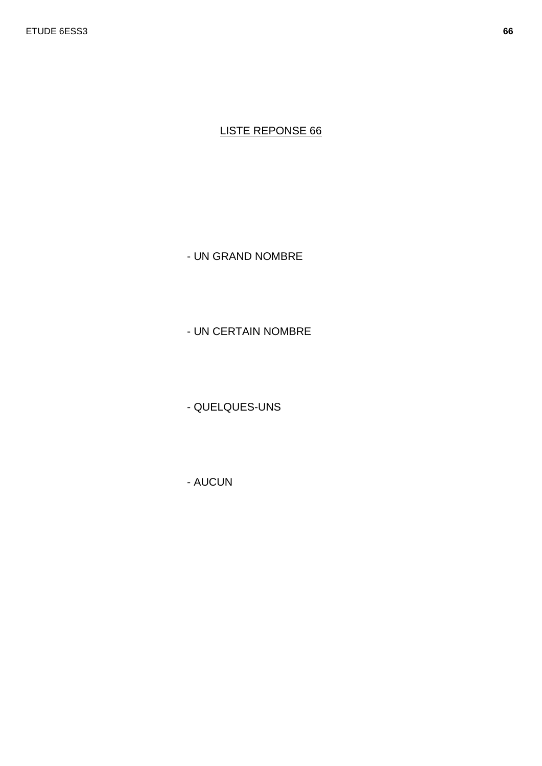# LISTE REPONSE 66

- UN GRAND NOMBRE

- UN CERTAIN NOMBRE

- QUELQUES-UNS

- AUCUN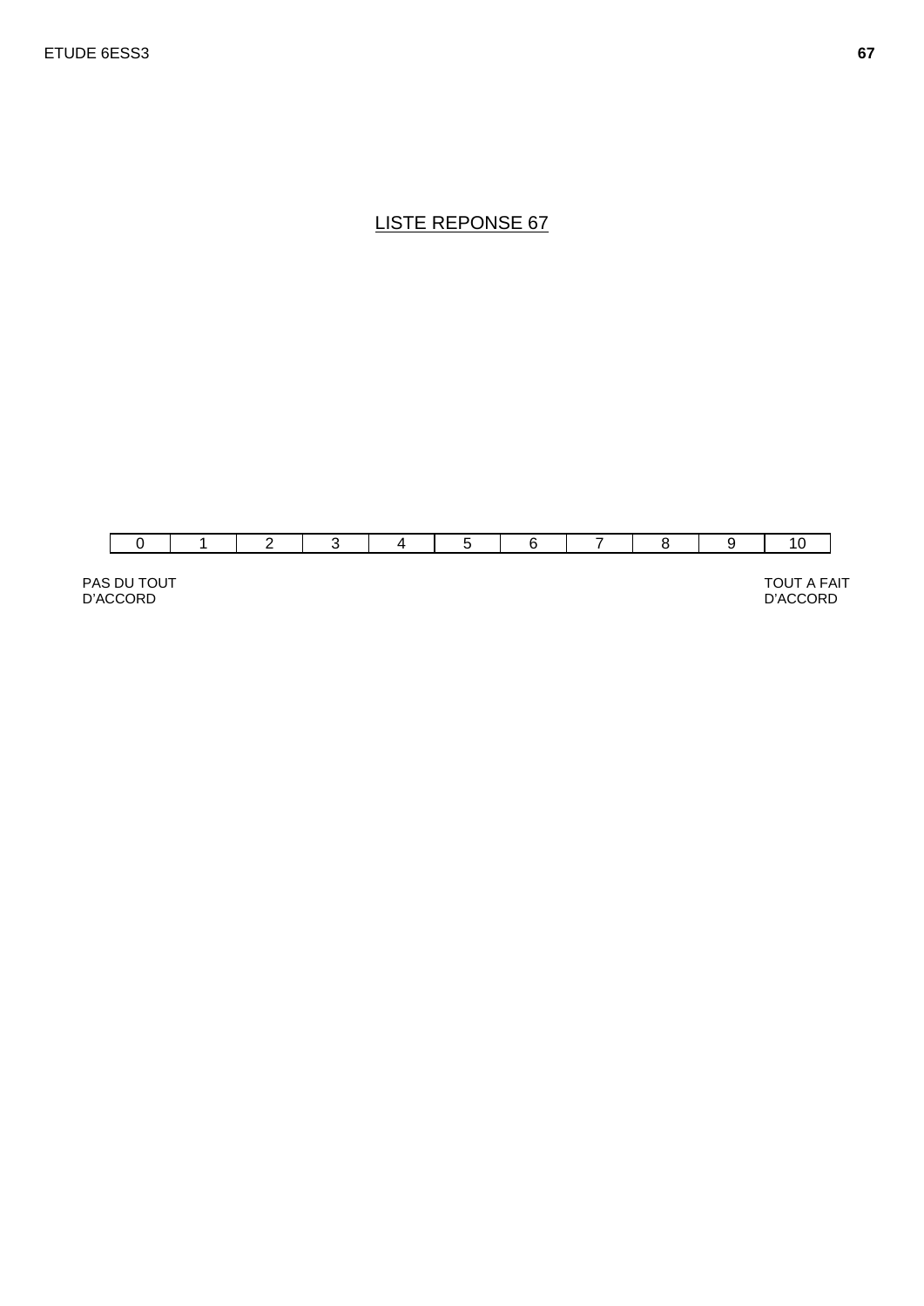## LISTE REPONSE 67

| 0 | 1 | 2 | 3 | 4 | 5 | 6 | 7 | 8 | 9 | 10 |
|---|---|---|---|---|---|---|---|---|---|---|

PAS DU TOUT D'ACCORD

TOUT A FAIT D'ACCORD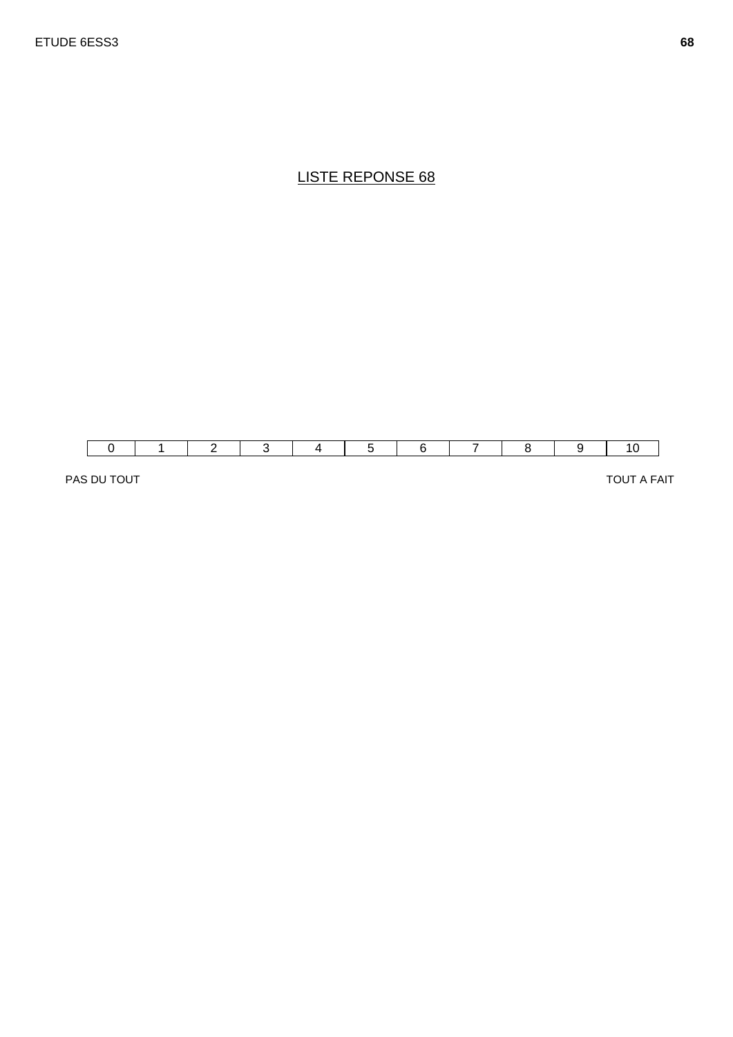## LISTE REPONSE 68

| 0 | 1 | 2 | 3 | 4 | 5 | 6 | 7 | 8 | 9 | 10 |
|---|---|---|---|---|---|---|---|---|---|---|

PAS DU TOUT | TOUT A FAIT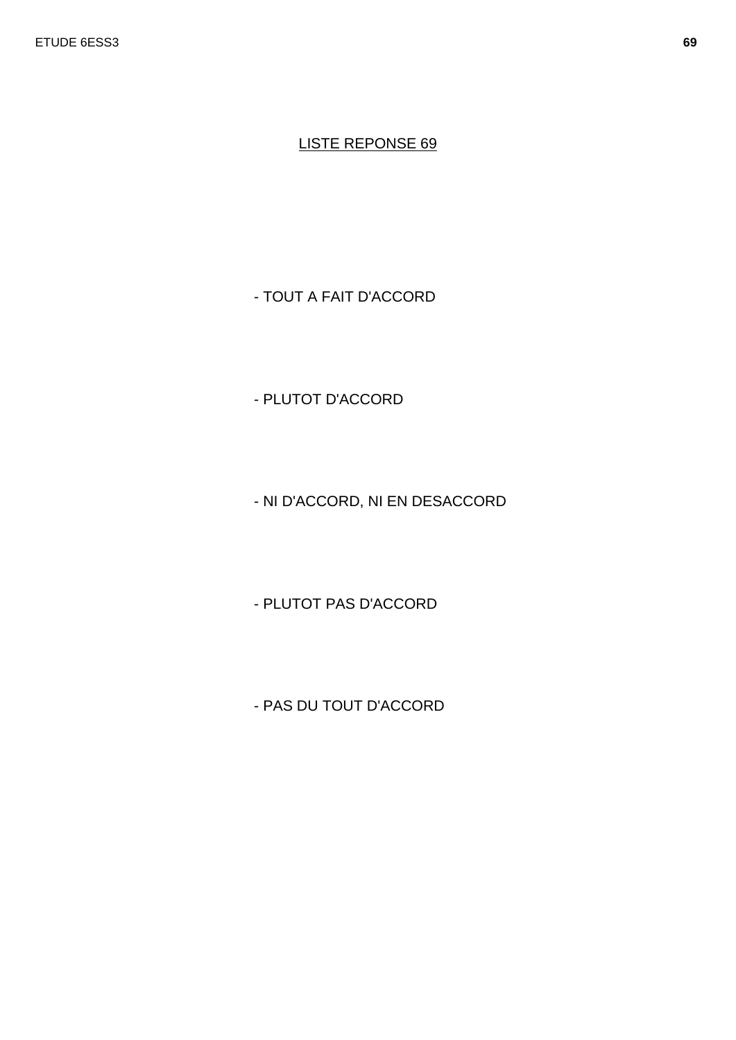LISTE REPONSE 69

- TOUT A FAIT D'ACCORD

- PLUTOT D'ACCORD

- NI D'ACCORD, NI EN DESACCORD

- PLUTOT PAS D'ACCORD

- PAS DU TOUT D'ACCORD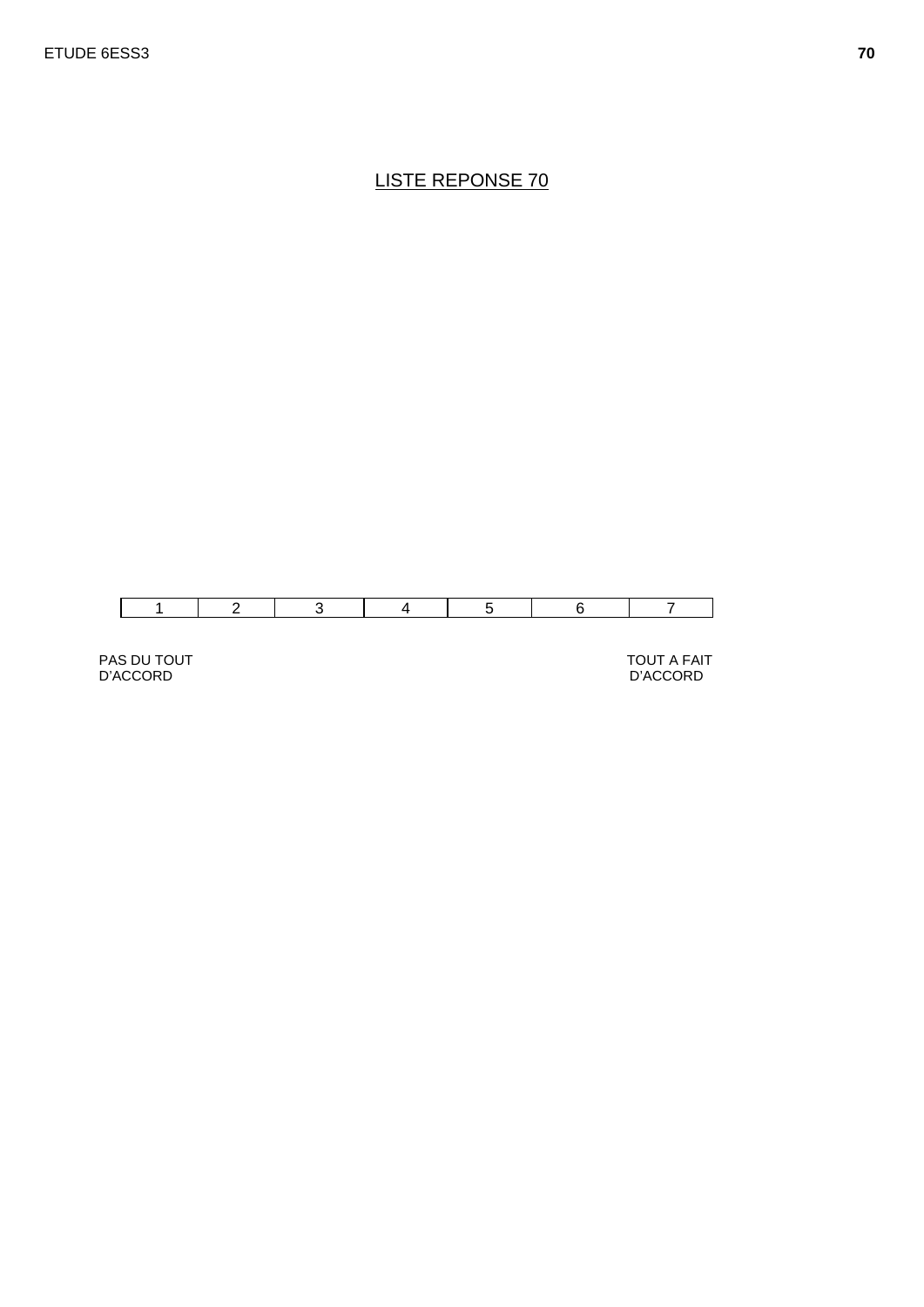## LISTE REPONSE 70

| 1 | 2 | 3 | 4 | 5 | 6 | 7 |
|---|---|---|---|---|---|---|

PAS DU TOUT D'ACCORD

TOUT A FAIT D'ACCORD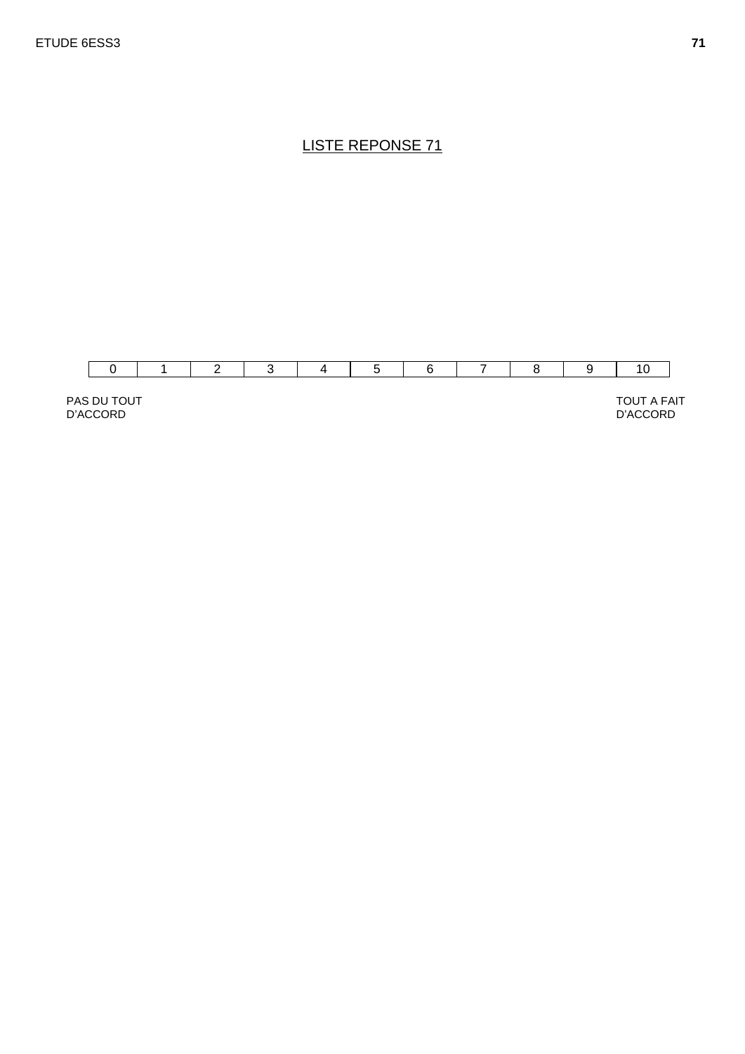# LISTE REPONSE 71

| 0 | 1 | 2 | 3 | 4 | 5 | 6 | 7 | 8 | 9 | 10 |
|---|---|---|---|---|---|---|---|---|---|---|

PAS DU TOUT D'ACCORD

TOUT A FAIT D'ACCORD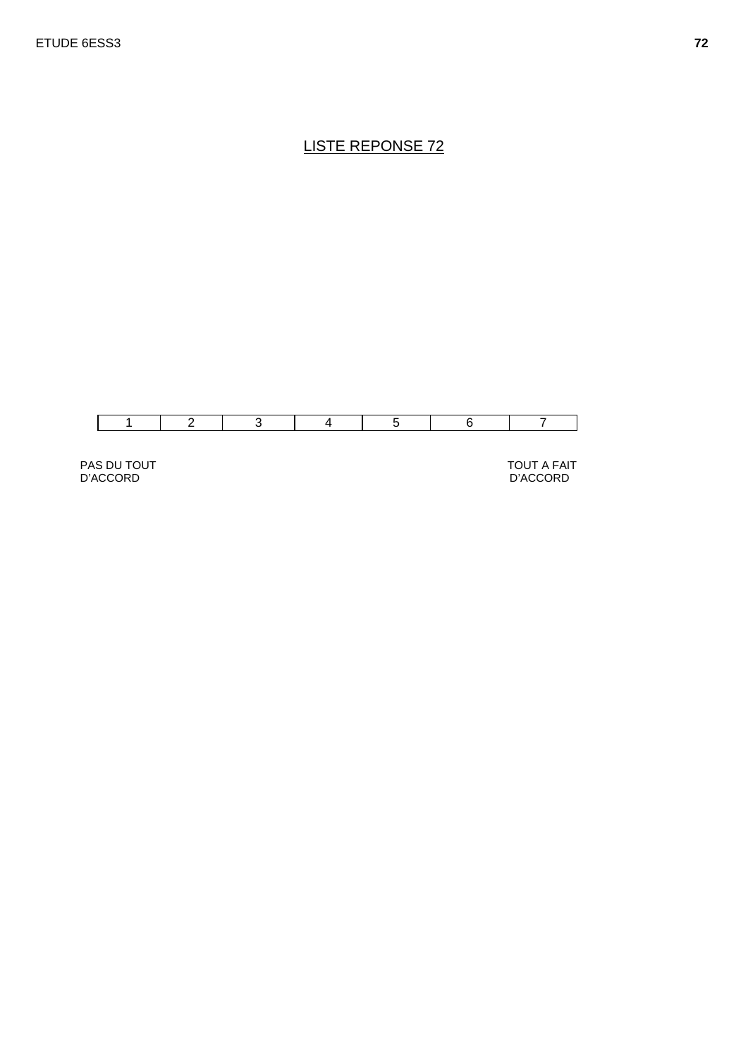## LISTE REPONSE 72

| 1 | 2 | 3 | 4 | 5 | 6 | 7 |
|---|---|---|---|---|---|---|

PAS DU TOUT D'ACCORD

TOUT A FAIT D'ACCORD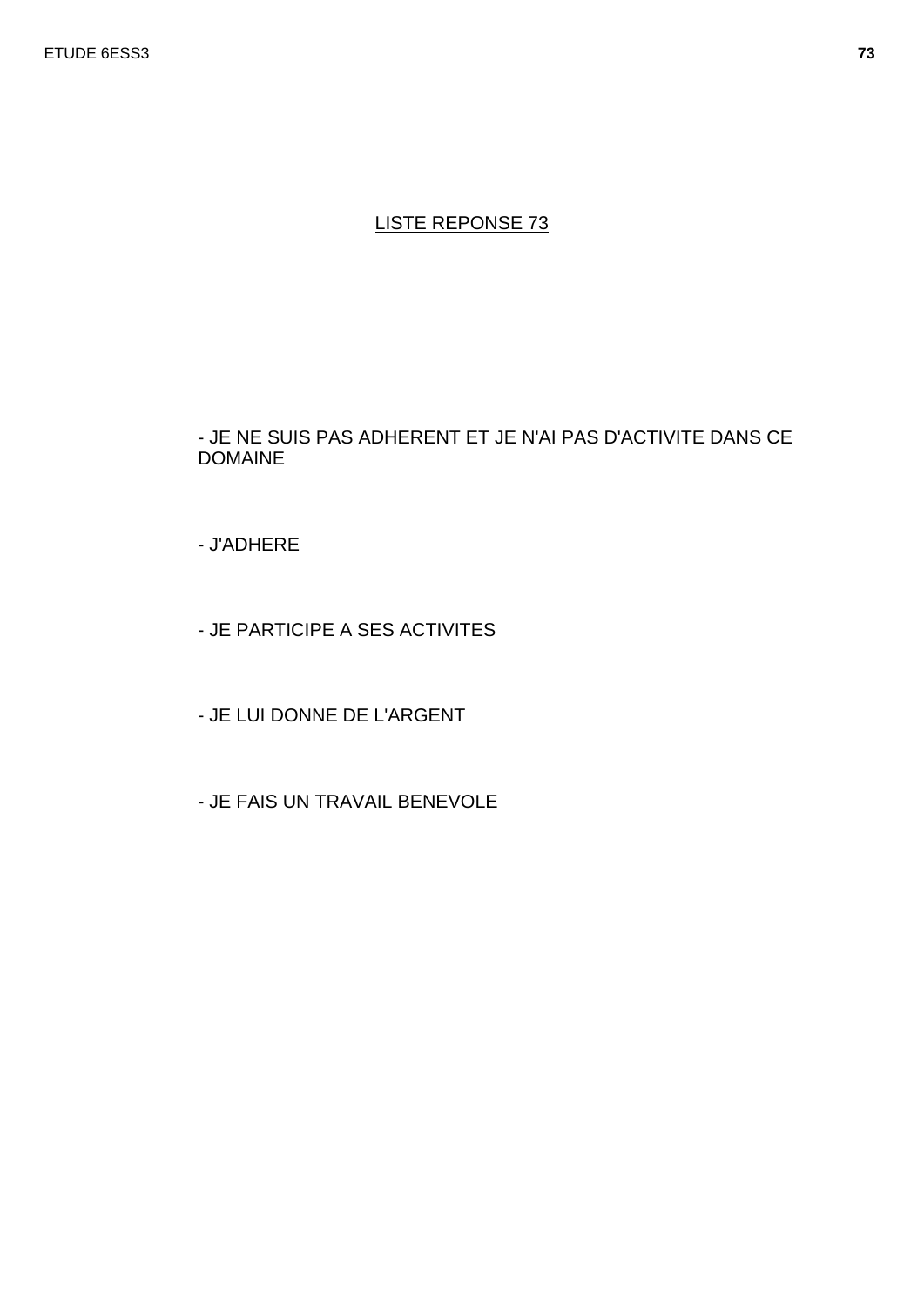## LISTE REPONSE 73

- JE NE SUIS PAS ADHERENT ET JE N'AI PAS D'ACTIVITE DANS CE DOMAINE

- J'ADHERE

- JE PARTICIPE A SES ACTIVITES

- JE LUI DONNE DE L'ARGENT

- JE FAIS UN TRAVAIL BENEVOLE